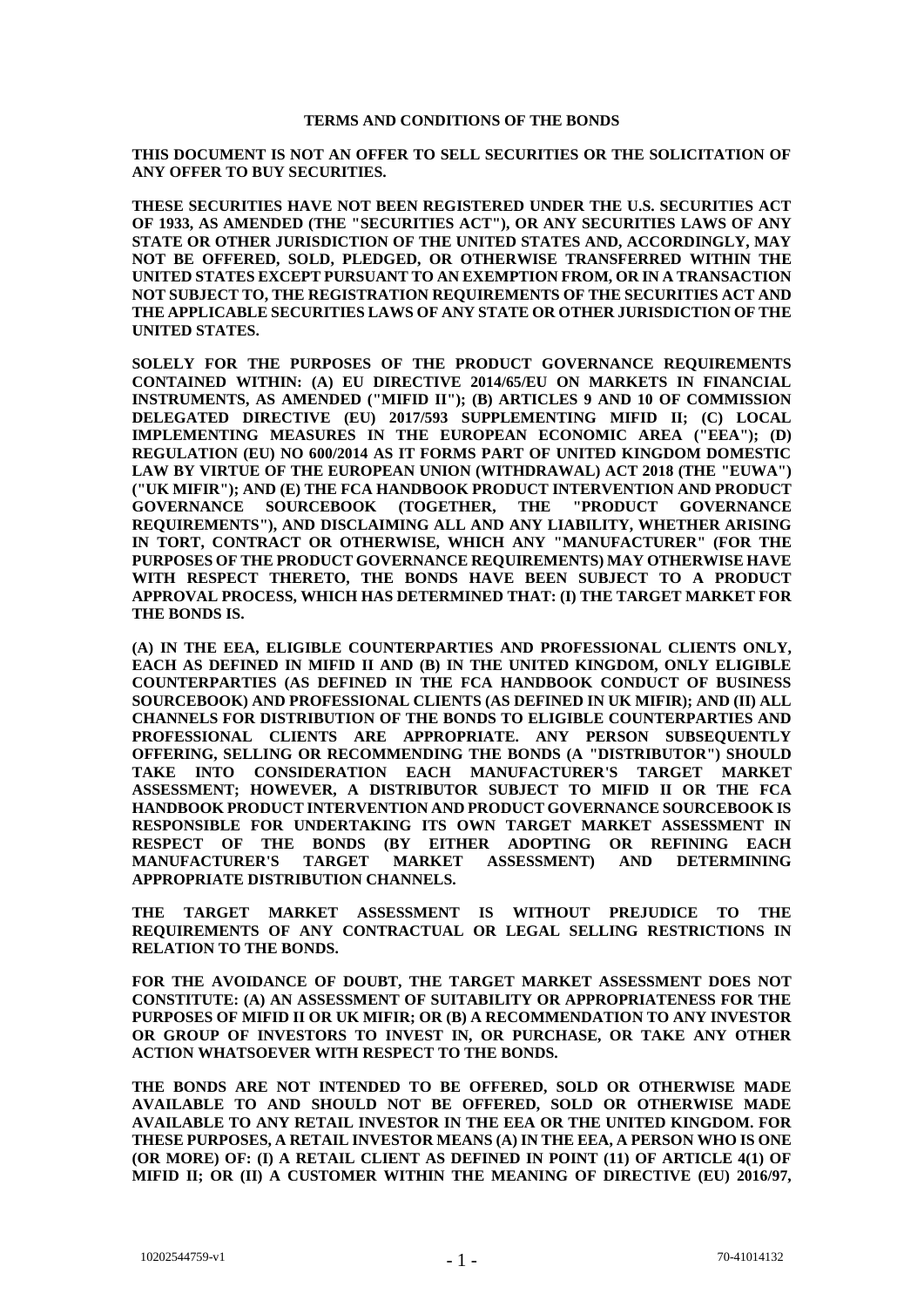**TERMS AND CONDITIONS OF THE BONDS**

**THIS DOCUMENT IS NOT AN OFFER TO SELL SECURITIES OR THE SOLICITATION OF ANY OFFER TO BUY SECURITIES.**

**THESE SECURITIES HAVE NOT BEEN REGISTERED UNDER THE U.S. SECURITIES ACT OF 1933, AS AMENDED (THE "SECURITIES ACT"), OR ANY SECURITIES LAWS OF ANY STATE OR OTHER JURISDICTION OF THE UNITED STATES AND, ACCORDINGLY, MAY NOT BE OFFERED, SOLD, PLEDGED, OR OTHERWISE TRANSFERRED WITHIN THE UNITED STATES EXCEPT PURSUANT TO AN EXEMPTION FROM, OR IN A TRANSACTION NOT SUBJECT TO, THE REGISTRATION REQUIREMENTS OF THE SECURITIES ACT AND THE APPLICABLE SECURITIES LAWS OF ANY STATE OR OTHER JURISDICTION OF THE UNITED STATES.**

**SOLELY FOR THE PURPOSES OF THE PRODUCT GOVERNANCE REQUIREMENTS CONTAINED WITHIN: (A) EU DIRECTIVE 2014/65/EU ON MARKETS IN FINANCIAL INSTRUMENTS, AS AMENDED ("MIFID II"); (B) ARTICLES 9 AND 10 OF COMMISSION DELEGATED DIRECTIVE (EU) 2017/593 SUPPLEMENTING MIFID II; (C) LOCAL IMPLEMENTING MEASURES IN THE EUROPEAN ECONOMIC AREA ("EEA"); (D) REGULATION (EU) NO 600/2014 AS IT FORMS PART OF UNITED KINGDOM DOMESTIC LAW BY VIRTUE OF THE EUROPEAN UNION (WITHDRAWAL) ACT 2018 (THE "EUWA") ("UK MIFIR"); AND (E) THE FCA HANDBOOK PRODUCT INTERVENTION AND PRODUCT GOVERNANCE SOURCEBOOK (TOGETHER, THE "PRODUCT GOVERNANCE REQUIREMENTS"), AND DISCLAIMING ALL AND ANY LIABILITY, WHETHER ARISING IN TORT, CONTRACT OR OTHERWISE, WHICH ANY "MANUFACTURER" (FOR THE PURPOSES OF THE PRODUCT GOVERNANCE REQUIREMENTS) MAY OTHERWISE HAVE WITH RESPECT THERETO, THE BONDS HAVE BEEN SUBJECT TO A PRODUCT APPROVAL PROCESS, WHICH HAS DETERMINED THAT: (I) THE TARGET MARKET FOR THE BONDS IS.**

**(A) IN THE EEA, ELIGIBLE COUNTERPARTIES AND PROFESSIONAL CLIENTS ONLY, EACH AS DEFINED IN MIFID II AND (B) IN THE UNITED KINGDOM, ONLY ELIGIBLE COUNTERPARTIES (AS DEFINED IN THE FCA HANDBOOK CONDUCT OF BUSINESS SOURCEBOOK) AND PROFESSIONAL CLIENTS (AS DEFINED IN UK MIFIR); AND (II) ALL CHANNELS FOR DISTRIBUTION OF THE BONDS TO ELIGIBLE COUNTERPARTIES AND PROFESSIONAL CLIENTS ARE APPROPRIATE. ANY PERSON SUBSEQUENTLY OFFERING, SELLING OR RECOMMENDING THE BONDS (A "DISTRIBUTOR") SHOULD TAKE INTO CONSIDERATION EACH MANUFACTURER'S TARGET MARKET ASSESSMENT; HOWEVER, A DISTRIBUTOR SUBJECT TO MIFID II OR THE FCA HANDBOOK PRODUCT INTERVENTION AND PRODUCT GOVERNANCE SOURCEBOOK IS RESPONSIBLE FOR UNDERTAKING ITS OWN TARGET MARKET ASSESSMENT IN RESPECT OF THE BONDS (BY EITHER ADOPTING OR REFINING EACH MANUFACTURER'S TARGET MARKET ASSESSMENT) AND DETERMINING APPROPRIATE DISTRIBUTION CHANNELS.**

**THE TARGET MARKET ASSESSMENT IS WITHOUT PREJUDICE TO THE REQUIREMENTS OF ANY CONTRACTUAL OR LEGAL SELLING RESTRICTIONS IN RELATION TO THE BONDS.**

**FOR THE AVOIDANCE OF DOUBT, THE TARGET MARKET ASSESSMENT DOES NOT CONSTITUTE: (A) AN ASSESSMENT OF SUITABILITY OR APPROPRIATENESS FOR THE PURPOSES OF MIFID II OR UK MIFIR; OR (B) A RECOMMENDATION TO ANY INVESTOR OR GROUP OF INVESTORS TO INVEST IN, OR PURCHASE, OR TAKE ANY OTHER ACTION WHATSOEVER WITH RESPECT TO THE BONDS.**

**THE BONDS ARE NOT INTENDED TO BE OFFERED, SOLD OR OTHERWISE MADE AVAILABLE TO AND SHOULD NOT BE OFFERED, SOLD OR OTHERWISE MADE AVAILABLE TO ANY RETAIL INVESTOR IN THE EEA OR THE UNITED KINGDOM. FOR THESE PURPOSES, A RETAIL INVESTOR MEANS (A) IN THE EEA, A PERSON WHO IS ONE (OR MORE) OF: (I) A RETAIL CLIENT AS DEFINED IN POINT (11) OF ARTICLE 4(1) OF MIFID II; OR (II) A CUSTOMER WITHIN THE MEANING OF DIRECTIVE (EU) 2016/97,**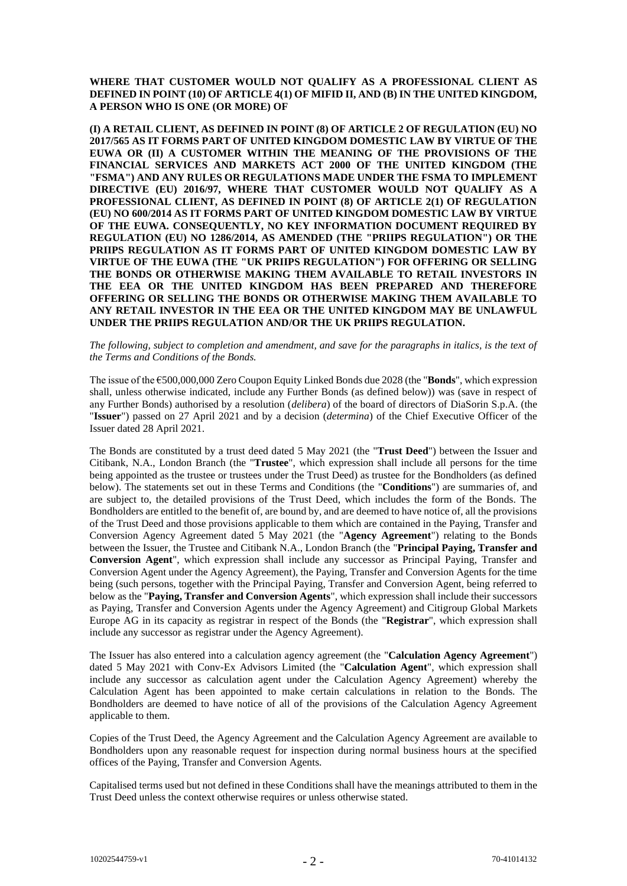**WHERE THAT CUSTOMER WOULD NOT QUALIFY AS A PROFESSIONAL CLIENT AS DEFINED IN POINT (10) OF ARTICLE 4(1) OF MIFID II, AND (B) IN THE UNITED KINGDOM, A PERSON WHO IS ONE (OR MORE) OF**

**(I) A RETAIL CLIENT, AS DEFINED IN POINT (8) OF ARTICLE 2 OF REGULATION (EU) NO 2017/565 AS IT FORMS PART OF UNITED KINGDOM DOMESTIC LAW BY VIRTUE OF THE EUWA OR (II) A CUSTOMER WITHIN THE MEANING OF THE PROVISIONS OF THE FINANCIAL SERVICES AND MARKETS ACT 2000 OF THE UNITED KINGDOM (THE "FSMA") AND ANY RULES OR REGULATIONS MADE UNDER THE FSMA TO IMPLEMENT DIRECTIVE (EU) 2016/97, WHERE THAT CUSTOMER WOULD NOT QUALIFY AS A PROFESSIONAL CLIENT, AS DEFINED IN POINT (8) OF ARTICLE 2(1) OF REGULATION (EU) NO 600/2014 AS IT FORMS PART OF UNITED KINGDOM DOMESTIC LAW BY VIRTUE OF THE EUWA. CONSEQUENTLY, NO KEY INFORMATION DOCUMENT REQUIRED BY REGULATION (EU) NO 1286/2014, AS AMENDED (THE "PRIIPS REGULATION") OR THE PRIIPS REGULATION AS IT FORMS PART OF UNITED KINGDOM DOMESTIC LAW BY VIRTUE OF THE EUWA (THE "UK PRIIPS REGULATION") FOR OFFERING OR SELLING THE BONDS OR OTHERWISE MAKING THEM AVAILABLE TO RETAIL INVESTORS IN THE EEA OR THE UNITED KINGDOM HAS BEEN PREPARED AND THEREFORE OFFERING OR SELLING THE BONDS OR OTHERWISE MAKING THEM AVAILABLE TO ANY RETAIL INVESTOR IN THE EEA OR THE UNITED KINGDOM MAY BE UNLAWFUL UNDER THE PRIIPS REGULATION AND/OR THE UK PRIIPS REGULATION.**

*The following, subject to completion and amendment, and save for the paragraphs in italics, is the text of the Terms and Conditions of the Bonds.*

The issue of the €500,000,000 Zero Coupon Equity Linked Bonds due 2028 (the "**Bonds**", which expression shall, unless otherwise indicated, include any Further Bonds (as defined below)) was (save in respect of any Further Bonds) authorised by a resolution (*delibera*) of the board of directors of DiaSorin S.p.A. (the "**Issuer**") passed on 27 April 2021 and by a decision (*determina*) of the Chief Executive Officer of the Issuer dated 28 April 2021.

The Bonds are constituted by a trust deed dated 5 May 2021 (the "**Trust Deed**") between the Issuer and Citibank, N.A., London Branch (the "**Trustee**", which expression shall include all persons for the time being appointed as the trustee or trustees under the Trust Deed) as trustee for the Bondholders (as defined below). The statements set out in these Terms and Conditions (the "**Conditions**") are summaries of, and are subject to, the detailed provisions of the Trust Deed, which includes the form of the Bonds. The Bondholders are entitled to the benefit of, are bound by, and are deemed to have notice of, all the provisions of the Trust Deed and those provisions applicable to them which are contained in the Paying, Transfer and Conversion Agency Agreement dated 5 May 2021 (the "**Agency Agreement**") relating to the Bonds between the Issuer, the Trustee and Citibank N.A., London Branch (the "**Principal Paying, Transfer and Conversion Agent**", which expression shall include any successor as Principal Paying, Transfer and Conversion Agent under the Agency Agreement), the Paying, Transfer and Conversion Agents for the time being (such persons, together with the Principal Paying, Transfer and Conversion Agent, being referred to below as the "**Paying, Transfer and Conversion Agents**", which expression shall include their successors as Paying, Transfer and Conversion Agents under the Agency Agreement) and Citigroup Global Markets Europe AG in its capacity as registrar in respect of the Bonds (the "**Registrar**", which expression shall include any successor as registrar under the Agency Agreement).

The Issuer has also entered into a calculation agency agreement (the "**Calculation Agency Agreement**") dated 5 May 2021 with Conv-Ex Advisors Limited (the "**Calculation Agent**", which expression shall include any successor as calculation agent under the Calculation Agency Agreement) whereby the Calculation Agent has been appointed to make certain calculations in relation to the Bonds. The Bondholders are deemed to have notice of all of the provisions of the Calculation Agency Agreement applicable to them.

Copies of the Trust Deed, the Agency Agreement and the Calculation Agency Agreement are available to Bondholders upon any reasonable request for inspection during normal business hours at the specified offices of the Paying, Transfer and Conversion Agents.

Capitalised terms used but not defined in these Conditions shall have the meanings attributed to them in the Trust Deed unless the context otherwise requires or unless otherwise stated.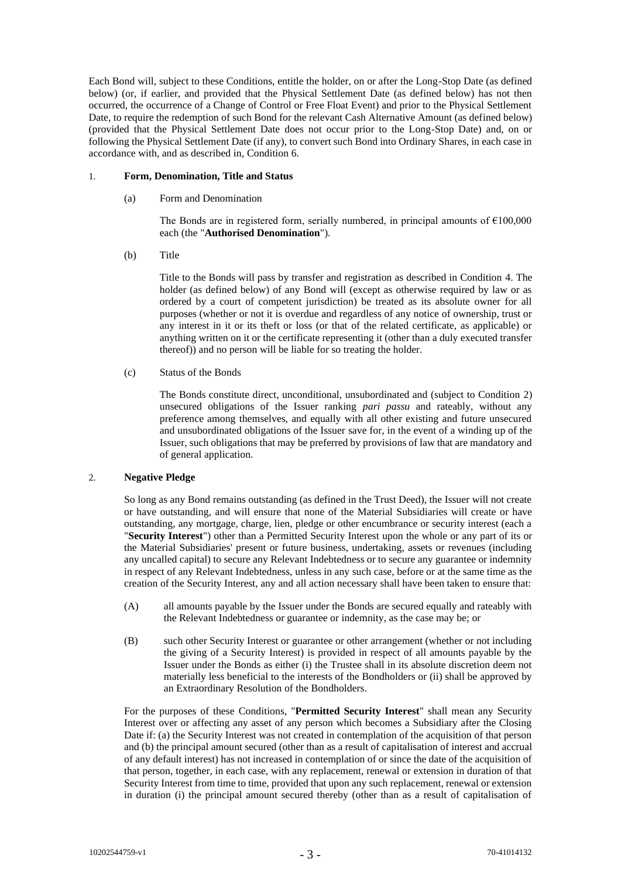Each Bond will, subject to these Conditions, entitle the holder, on or after the Long-Stop Date (as defined below) (or, if earlier, and provided that the Physical Settlement Date (as defined below) has not then occurred, the occurrence of a Change of Control or Free Float Event) and prior to the Physical Settlement Date, to require the redemption of such Bond for the relevant Cash Alternative Amount (as defined below) (provided that the Physical Settlement Date does not occur prior to the Long-Stop Date) and, on or following the Physical Settlement Date (if any), to convert such Bond into Ordinary Shares, in each case in accordance with, and as described in, Condition 6.

1. **Form, Denomination, Title and Status**

   (a) Form and Denomination

   The Bonds are in registered form, serially numbered, in principal amounts of €100,000 each (the "**Authorised Denomination**").

   (b) Title

   Title to the Bonds will pass by transfer and registration as described in Condition 4. The holder (as defined below) of any Bond will (except as otherwise required by law or as ordered by a court of competent jurisdiction) be treated as its absolute owner for all purposes (whether or not it is overdue and regardless of any notice of ownership, trust or any interest in it or its theft or loss (or that of the related certificate, as applicable) or anything written on it or the certificate representing it (other than a duly executed transfer thereof)) and no person will be liable for so treating the holder.

   (c) Status of the Bonds

   The Bonds constitute direct, unconditional, unsubordinated and (subject to Condition 2) unsecured obligations of the Issuer ranking *pari passu* and rateably, without any preference among themselves, and equally with all other existing and future unsecured and unsubordinated obligations of the Issuer save for, in the event of a winding up of the Issuer, such obligations that may be preferred by provisions of law that are mandatory and of general application.

2. **Negative Pledge**

   So long as any Bond remains outstanding (as defined in the Trust Deed), the Issuer will not create or have outstanding, and will ensure that none of the Material Subsidiaries will create or have outstanding, any mortgage, charge, lien, pledge or other encumbrance or security interest (each a "**Security Interest**") other than a Permitted Security Interest upon the whole or any part of its or the Material Subsidiaries' present or future business, undertaking, assets or revenues (including any uncalled capital) to secure any Relevant Indebtedness or to secure any guarantee or indemnity in respect of any Relevant Indebtedness, unless in any such case, before or at the same time as the creation of the Security Interest, any and all action necessary shall have been taken to ensure that:

   (A) all amounts payable by the Issuer under the Bonds are secured equally and rateably with the Relevant Indebtedness or guarantee or indemnity, as the case may be; or

   (B) such other Security Interest or guarantee or other arrangement (whether or not including the giving of a Security Interest) is provided in respect of all amounts payable by the Issuer under the Bonds as either (i) the Trustee shall in its absolute discretion deem not materially less beneficial to the interests of the Bondholders or (ii) shall be approved by an Extraordinary Resolution of the Bondholders.

   For the purposes of these Conditions, "**Permitted Security Interest**" shall mean any Security Interest over or affecting any asset of any person which becomes a Subsidiary after the Closing Date if: (a) the Security Interest was not created in contemplation of the acquisition of that person and (b) the principal amount secured (other than as a result of capitalisation of interest and accrual of any default interest) has not increased in contemplation of or since the date of the acquisition of that person, together, in each case, with any replacement, renewal or extension in duration of that Security Interest from time to time, provided that upon any such replacement, renewal or extension in duration (i) the principal amount secured thereby (other than as a result of capitalisation of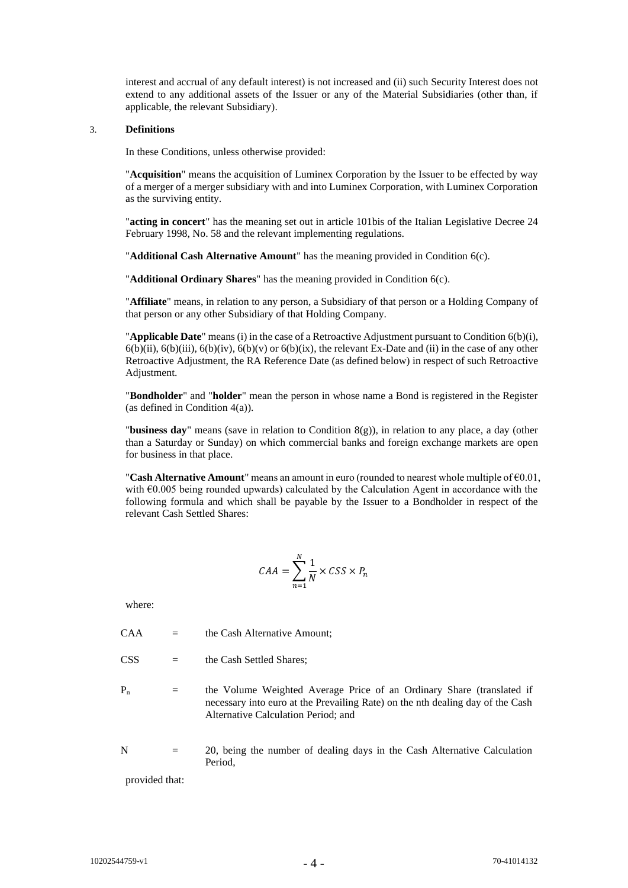interest and accrual of any default interest) is not increased and (ii) such Security Interest does not extend to any additional assets of the Issuer or any of the Material Subsidiaries (other than, if applicable, the relevant Subsidiary).

### 3. Definitions

In these Conditions, unless otherwise provided:

"**Acquisition**" means the acquisition of Luminex Corporation by the Issuer to be effected by way of a merger of a merger subsidiary with and into Luminex Corporation, with Luminex Corporation as the surviving entity.

"**acting in concert**" has the meaning set out in article 101bis of the Italian Legislative Decree 24 February 1998, No. 58 and the relevant implementing regulations.

"**Additional Cash Alternative Amount**" has the meaning provided in Condition 6(c).

"**Additional Ordinary Shares**" has the meaning provided in Condition 6(c).

"**Affiliate**" means, in relation to any person, a Subsidiary of that person or a Holding Company of that person or any other Subsidiary of that Holding Company.

"**Applicable Date**" means (i) in the case of a Retroactive Adjustment pursuant to Condition 6(b)(i), 6(b)(ii), 6(b)(iii), 6(b)(iv), 6(b)(v) or 6(b)(ix), the relevant Ex-Date and (ii) in the case of any other Retroactive Adjustment, the RA Reference Date (as defined below) in respect of such Retroactive Adjustment.

"**Bondholder**" and "**holder**" mean the person in whose name a Bond is registered in the Register (as defined in Condition 4(a)).

"**business day**" means (save in relation to Condition 8(g)), in relation to any place, a day (other than a Saturday or Sunday) on which commercial banks and foreign exchange markets are open for business in that place.

"**Cash Alternative Amount**" means an amount in euro (rounded to nearest whole multiple of €0.01, with €0.005 being rounded upwards) calculated by the Calculation Agent in accordance with the following formula and which shall be payable by the Issuer to a Bondholder in respect of the relevant Cash Settled Shares:

$$CAA = \sum_{n=1}^{N} \frac{1}{N} \times CSS \times P_n$$

where:

| | | |
|---|---|---|
| CAA | = | the Cash Alternative Amount; |
| CSS | = | the Cash Settled Shares; |
| $P_n$ | = | the Volume Weighted Average Price of an Ordinary Share (translated if necessary into euro at the Prevailing Rate) on the nth dealing day of the Cash Alternative Calculation Period; and |
| N | = | 20, being the number of dealing days in the Cash Alternative Calculation Period, |

provided that: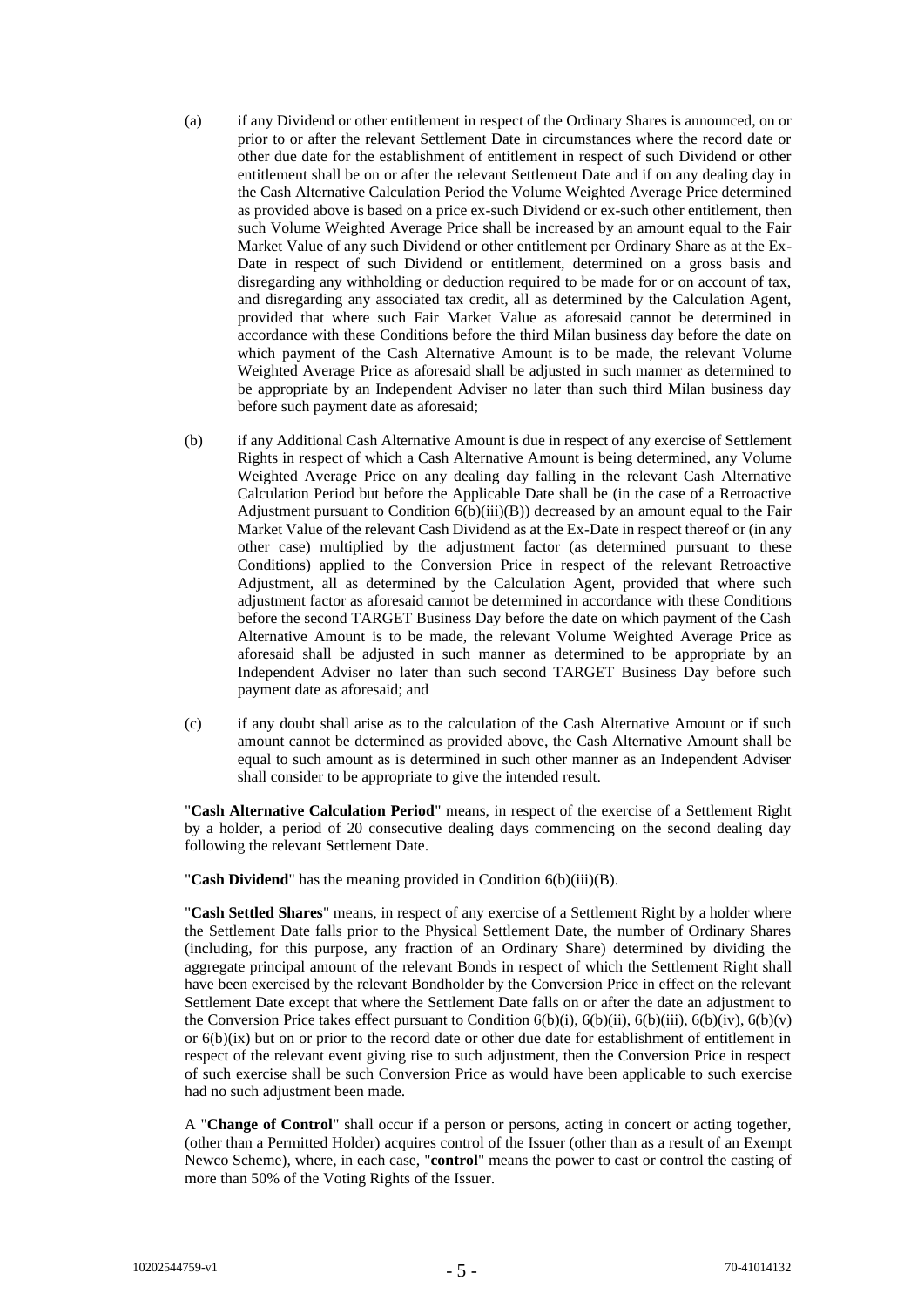(a) if any Dividend or other entitlement in respect of the Ordinary Shares is announced, on or prior to or after the relevant Settlement Date in circumstances where the record date or other due date for the establishment of entitlement in respect of such Dividend or other entitlement shall be on or after the relevant Settlement Date and if on any dealing day in the Cash Alternative Calculation Period the Volume Weighted Average Price determined as provided above is based on a price ex-such Dividend or ex-such other entitlement, then such Volume Weighted Average Price shall be increased by an amount equal to the Fair Market Value of any such Dividend or other entitlement per Ordinary Share as at the Ex-Date in respect of such Dividend or entitlement, determined on a gross basis and disregarding any withholding or deduction required to be made for or on account of tax, and disregarding any associated tax credit, all as determined by the Calculation Agent, provided that where such Fair Market Value as aforesaid cannot be determined in accordance with these Conditions before the third Milan business day before the date on which payment of the Cash Alternative Amount is to be made, the relevant Volume Weighted Average Price as aforesaid shall be adjusted in such manner as determined to be appropriate by an Independent Adviser no later than such third Milan business day before such payment date as aforesaid;

(b) if any Additional Cash Alternative Amount is due in respect of any exercise of Settlement Rights in respect of which a Cash Alternative Amount is being determined, any Volume Weighted Average Price on any dealing day falling in the relevant Cash Alternative Calculation Period but before the Applicable Date shall be (in the case of a Retroactive Adjustment pursuant to Condition 6(b)(iii)(B)) decreased by an amount equal to the Fair Market Value of the relevant Cash Dividend as at the Ex-Date in respect thereof or (in any other case) multiplied by the adjustment factor (as determined pursuant to these Conditions) applied to the Conversion Price in respect of the relevant Retroactive Adjustment, all as determined by the Calculation Agent, provided that where such adjustment factor as aforesaid cannot be determined in accordance with these Conditions before the second TARGET Business Day before the date on which payment of the Cash Alternative Amount is to be made, the relevant Volume Weighted Average Price as aforesaid shall be adjusted in such manner as determined to be appropriate by an Independent Adviser no later than such second TARGET Business Day before such payment date as aforesaid; and

(c) if any doubt shall arise as to the calculation of the Cash Alternative Amount or if such amount cannot be determined as provided above, the Cash Alternative Amount shall be equal to such amount as is determined in such other manner as an Independent Adviser shall consider to be appropriate to give the intended result.

"**Cash Alternative Calculation Period**" means, in respect of the exercise of a Settlement Right by a holder, a period of 20 consecutive dealing days commencing on the second dealing day following the relevant Settlement Date.

"**Cash Dividend**" has the meaning provided in Condition 6(b)(iii)(B).

"**Cash Settled Shares**" means, in respect of any exercise of a Settlement Right by a holder where the Settlement Date falls prior to the Physical Settlement Date, the number of Ordinary Shares (including, for this purpose, any fraction of an Ordinary Share) determined by dividing the aggregate principal amount of the relevant Bonds in respect of which the Settlement Right shall have been exercised by the relevant Bondholder by the Conversion Price in effect on the relevant Settlement Date except that where the Settlement Date falls on or after the date an adjustment to the Conversion Price takes effect pursuant to Condition 6(b)(i), 6(b)(ii), 6(b)(iii), 6(b)(iv), 6(b)(v) or 6(b)(ix) but on or prior to the record date or other due date for establishment of entitlement in respect of the relevant event giving rise to such adjustment, then the Conversion Price in respect of such exercise shall be such Conversion Price as would have been applicable to such exercise had no such adjustment been made.

A "**Change of Control**" shall occur if a person or persons, acting in concert or acting together, (other than a Permitted Holder) acquires control of the Issuer (other than as a result of an Exempt Newco Scheme), where, in each case, "**control**" means the power to cast or control the casting of more than 50% of the Voting Rights of the Issuer.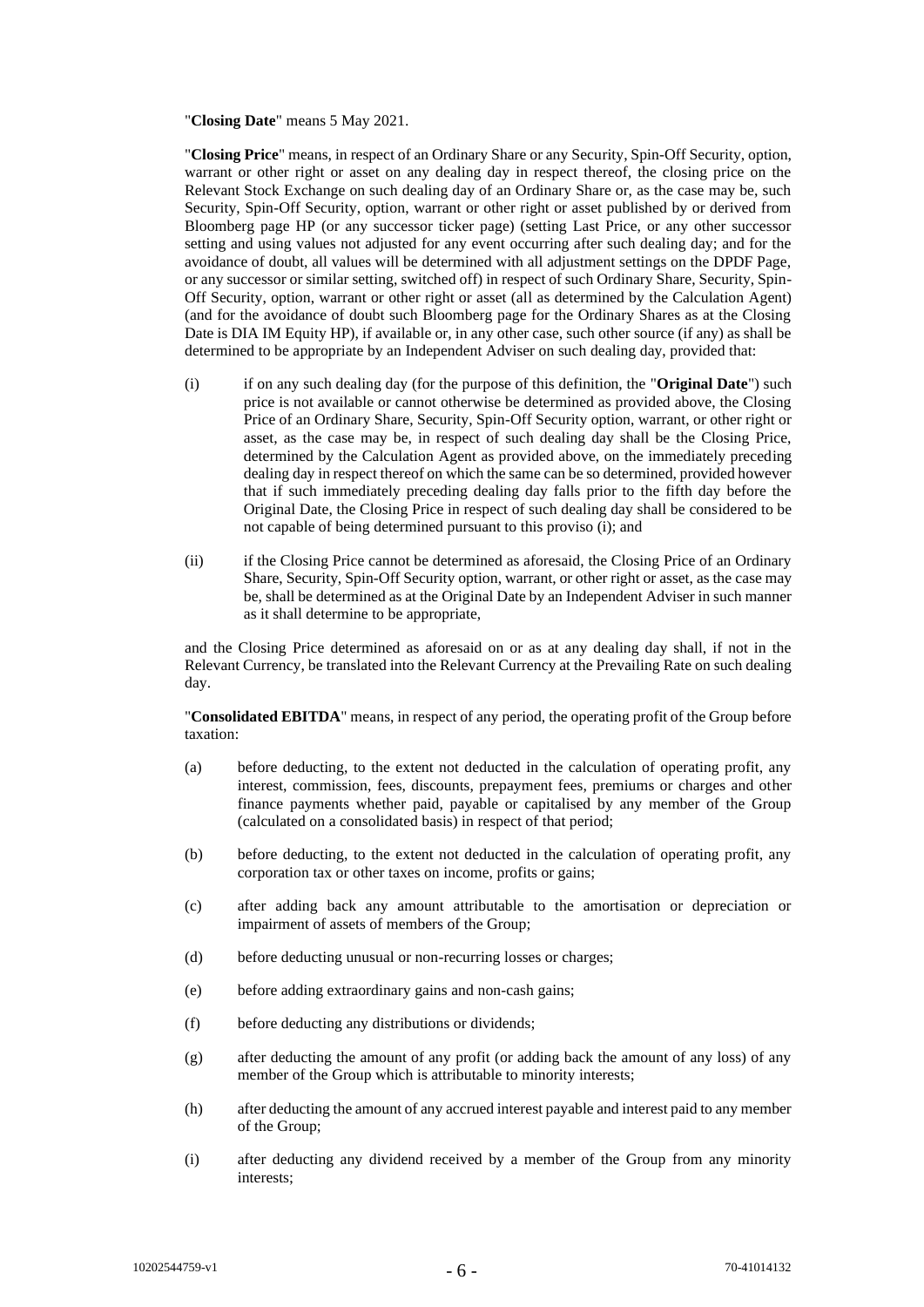"**Closing Date**" means 5 May 2021.

"**Closing Price**" means, in respect of an Ordinary Share or any Security, Spin-Off Security, option, warrant or other right or asset on any dealing day in respect thereof, the closing price on the Relevant Stock Exchange on such dealing day of an Ordinary Share or, as the case may be, such Security, Spin-Off Security, option, warrant or other right or asset published by or derived from Bloomberg page HP (or any successor ticker page) (setting Last Price, or any other successor setting and using values not adjusted for any event occurring after such dealing day; and for the avoidance of doubt, all values will be determined with all adjustment settings on the DPDF Page, or any successor or similar setting, switched off) in respect of such Ordinary Share, Security, Spin-Off Security, option, warrant or other right or asset (all as determined by the Calculation Agent) (and for the avoidance of doubt such Bloomberg page for the Ordinary Shares as at the Closing Date is DIA IM Equity HP), if available or, in any other case, such other source (if any) as shall be determined to be appropriate by an Independent Adviser on such dealing day, provided that:

(i) if on any such dealing day (for the purpose of this definition, the "**Original Date**") such price is not available or cannot otherwise be determined as provided above, the Closing Price of an Ordinary Share, Security, Spin-Off Security option, warrant, or other right or asset, as the case may be, in respect of such dealing day shall be the Closing Price, determined by the Calculation Agent as provided above, on the immediately preceding dealing day in respect thereof on which the same can be so determined, provided however that if such immediately preceding dealing day falls prior to the fifth day before the Original Date, the Closing Price in respect of such dealing day shall be considered to be not capable of being determined pursuant to this proviso (i); and

(ii) if the Closing Price cannot be determined as aforesaid, the Closing Price of an Ordinary Share, Security, Spin-Off Security option, warrant, or other right or asset, as the case may be, shall be determined as at the Original Date by an Independent Adviser in such manner as it shall determine to be appropriate,

and the Closing Price determined as aforesaid on or as at any dealing day shall, if not in the Relevant Currency, be translated into the Relevant Currency at the Prevailing Rate on such dealing day.

"**Consolidated EBITDA**" means, in respect of any period, the operating profit of the Group before taxation:

(a) before deducting, to the extent not deducted in the calculation of operating profit, any interest, commission, fees, discounts, prepayment fees, premiums or charges and other finance payments whether paid, payable or capitalised by any member of the Group (calculated on a consolidated basis) in respect of that period;

(b) before deducting, to the extent not deducted in the calculation of operating profit, any corporation tax or other taxes on income, profits or gains;

(c) after adding back any amount attributable to the amortisation or depreciation or impairment of assets of members of the Group;

(d) before deducting unusual or non-recurring losses or charges;

(e) before adding extraordinary gains and non-cash gains;

(f) before deducting any distributions or dividends;

(g) after deducting the amount of any profit (or adding back the amount of any loss) of any member of the Group which is attributable to minority interests;

(h) after deducting the amount of any accrued interest payable and interest paid to any member of the Group;

(i) after deducting any dividend received by a member of the Group from any minority interests;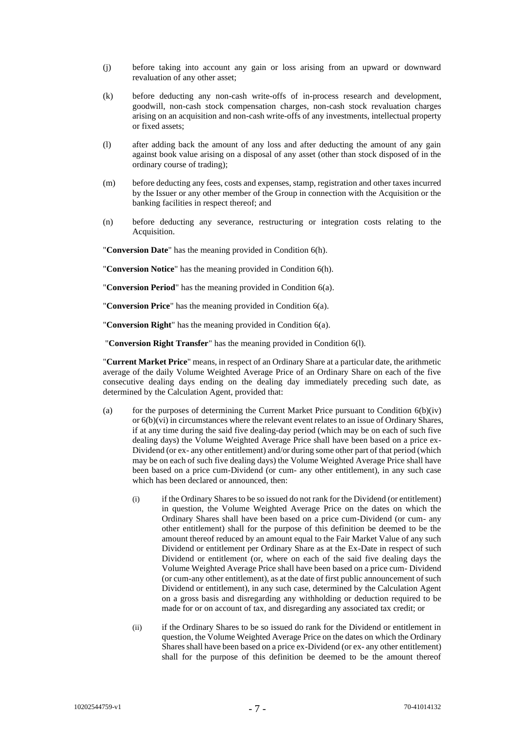(j) before taking into account any gain or loss arising from an upward or downward revaluation of any other asset;

(k) before deducting any non-cash write-offs of in-process research and development, goodwill, non-cash stock compensation charges, non-cash stock revaluation charges arising on an acquisition and non-cash write-offs of any investments, intellectual property or fixed assets;

(l) after adding back the amount of any loss and after deducting the amount of any gain against book value arising on a disposal of any asset (other than stock disposed of in the ordinary course of trading);

(m) before deducting any fees, costs and expenses, stamp, registration and other taxes incurred by the Issuer or any other member of the Group in connection with the Acquisition or the banking facilities in respect thereof; and

(n) before deducting any severance, restructuring or integration costs relating to the Acquisition.

"**Conversion Date**" has the meaning provided in Condition 6(h).

"**Conversion Notice**" has the meaning provided in Condition 6(h).

"**Conversion Period**" has the meaning provided in Condition 6(a).

"**Conversion Price**" has the meaning provided in Condition 6(a).

"**Conversion Right**" has the meaning provided in Condition 6(a).

"**Conversion Right Transfer**" has the meaning provided in Condition 6(l).

"**Current Market Price**" means, in respect of an Ordinary Share at a particular date, the arithmetic average of the daily Volume Weighted Average Price of an Ordinary Share on each of the five consecutive dealing days ending on the dealing day immediately preceding such date, as determined by the Calculation Agent, provided that:

(a) for the purposes of determining the Current Market Price pursuant to Condition 6(b)(iv) or 6(b)(vi) in circumstances where the relevant event relates to an issue of Ordinary Shares, if at any time during the said five dealing-day period (which may be on each of such five dealing days) the Volume Weighted Average Price shall have been based on a price ex-Dividend (or ex- any other entitlement) and/or during some other part of that period (which may be on each of such five dealing days) the Volume Weighted Average Price shall have been based on a price cum-Dividend (or cum- any other entitlement), in any such case which has been declared or announced, then:

   (i) if the Ordinary Shares to be so issued do not rank for the Dividend (or entitlement) in question, the Volume Weighted Average Price on the dates on which the Ordinary Shares shall have been based on a price cum-Dividend (or cum- any other entitlement) shall for the purpose of this definition be deemed to be the amount thereof reduced by an amount equal to the Fair Market Value of any such Dividend or entitlement per Ordinary Share as at the Ex-Date in respect of such Dividend or entitlement (or, where on each of the said five dealing days the Volume Weighted Average Price shall have been based on a price cum- Dividend (or cum-any other entitlement), as at the date of first public announcement of such Dividend or entitlement), in any such case, determined by the Calculation Agent on a gross basis and disregarding any withholding or deduction required to be made for or on account of tax, and disregarding any associated tax credit; or

   (ii) if the Ordinary Shares to be so issued do rank for the Dividend or entitlement in question, the Volume Weighted Average Price on the dates on which the Ordinary Shares shall have been based on a price ex-Dividend (or ex- any other entitlement) shall for the purpose of this definition be deemed to be the amount thereof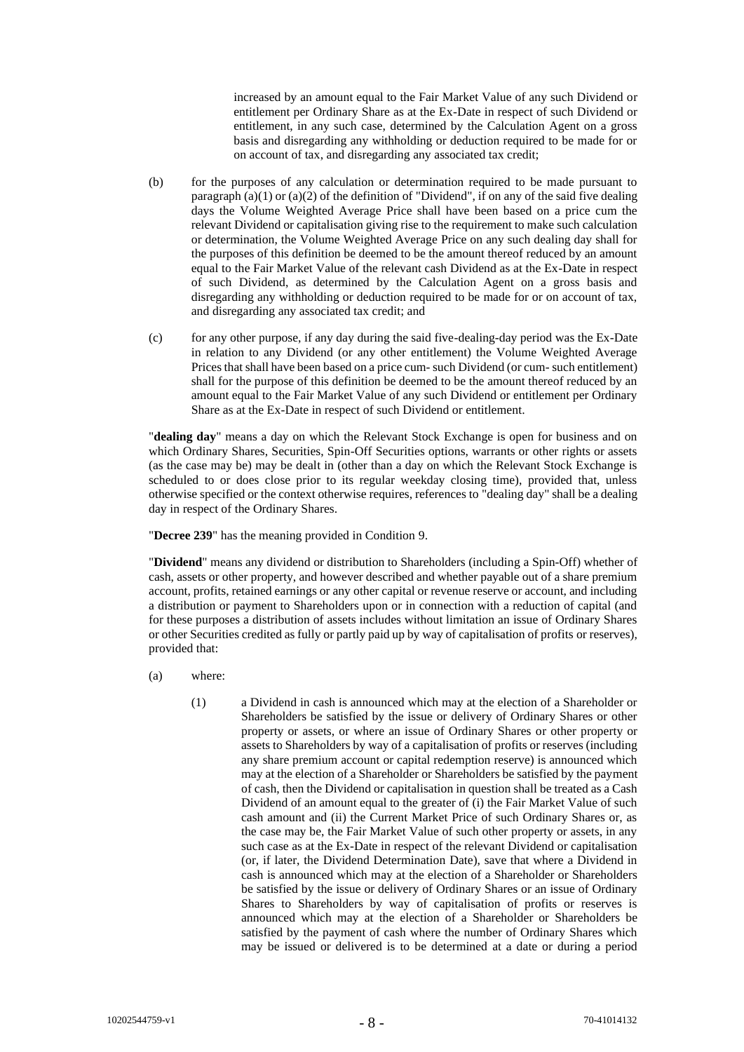increased by an amount equal to the Fair Market Value of any such Dividend or entitlement per Ordinary Share as at the Ex-Date in respect of such Dividend or entitlement, in any such case, determined by the Calculation Agent on a gross basis and disregarding any withholding or deduction required to be made for or on account of tax, and disregarding any associated tax credit;

(b) for the purposes of any calculation or determination required to be made pursuant to paragraph (a)(1) or (a)(2) of the definition of "Dividend", if on any of the said five dealing days the Volume Weighted Average Price shall have been based on a price cum the relevant Dividend or capitalisation giving rise to the requirement to make such calculation or determination, the Volume Weighted Average Price on any such dealing day shall for the purposes of this definition be deemed to be the amount thereof reduced by an amount equal to the Fair Market Value of the relevant cash Dividend as at the Ex-Date in respect of such Dividend, as determined by the Calculation Agent on a gross basis and disregarding any withholding or deduction required to be made for or on account of tax, and disregarding any associated tax credit; and

(c) for any other purpose, if any day during the said five-dealing-day period was the Ex-Date in relation to any Dividend (or any other entitlement) the Volume Weighted Average Prices that shall have been based on a price cum- such Dividend (or cum- such entitlement) shall for the purpose of this definition be deemed to be the amount thereof reduced by an amount equal to the Fair Market Value of any such Dividend or entitlement per Ordinary Share as at the Ex-Date in respect of such Dividend or entitlement.

"**dealing day**" means a day on which the Relevant Stock Exchange is open for business and on which Ordinary Shares, Securities, Spin-Off Securities options, warrants or other rights or assets (as the case may be) may be dealt in (other than a day on which the Relevant Stock Exchange is scheduled to or does close prior to its regular weekday closing time), provided that, unless otherwise specified or the context otherwise requires, references to "dealing day" shall be a dealing day in respect of the Ordinary Shares.

"**Decree 239**" has the meaning provided in Condition 9.

"**Dividend**" means any dividend or distribution to Shareholders (including a Spin-Off) whether of cash, assets or other property, and however described and whether payable out of a share premium account, profits, retained earnings or any other capital or revenue reserve or account, and including a distribution or payment to Shareholders upon or in connection with a reduction of capital (and for these purposes a distribution of assets includes without limitation an issue of Ordinary Shares or other Securities credited as fully or partly paid up by way of capitalisation of profits or reserves), provided that:

(a) where:

(1) a Dividend in cash is announced which may at the election of a Shareholder or Shareholders be satisfied by the issue or delivery of Ordinary Shares or other property or assets, or where an issue of Ordinary Shares or other property or assets to Shareholders by way of a capitalisation of profits or reserves (including any share premium account or capital redemption reserve) is announced which may at the election of a Shareholder or Shareholders be satisfied by the payment of cash, then the Dividend or capitalisation in question shall be treated as a Cash Dividend of an amount equal to the greater of (i) the Fair Market Value of such cash amount and (ii) the Current Market Price of such Ordinary Shares or, as the case may be, the Fair Market Value of such other property or assets, in any such case as at the Ex-Date in respect of the relevant Dividend or capitalisation (or, if later, the Dividend Determination Date), save that where a Dividend in cash is announced which may at the election of a Shareholder or Shareholders be satisfied by the issue or delivery of Ordinary Shares or an issue of Ordinary Shares to Shareholders by way of capitalisation of profits or reserves is announced which may at the election of a Shareholder or Shareholders be satisfied by the payment of cash where the number of Ordinary Shares which may be issued or delivered is to be determined at a date or during a period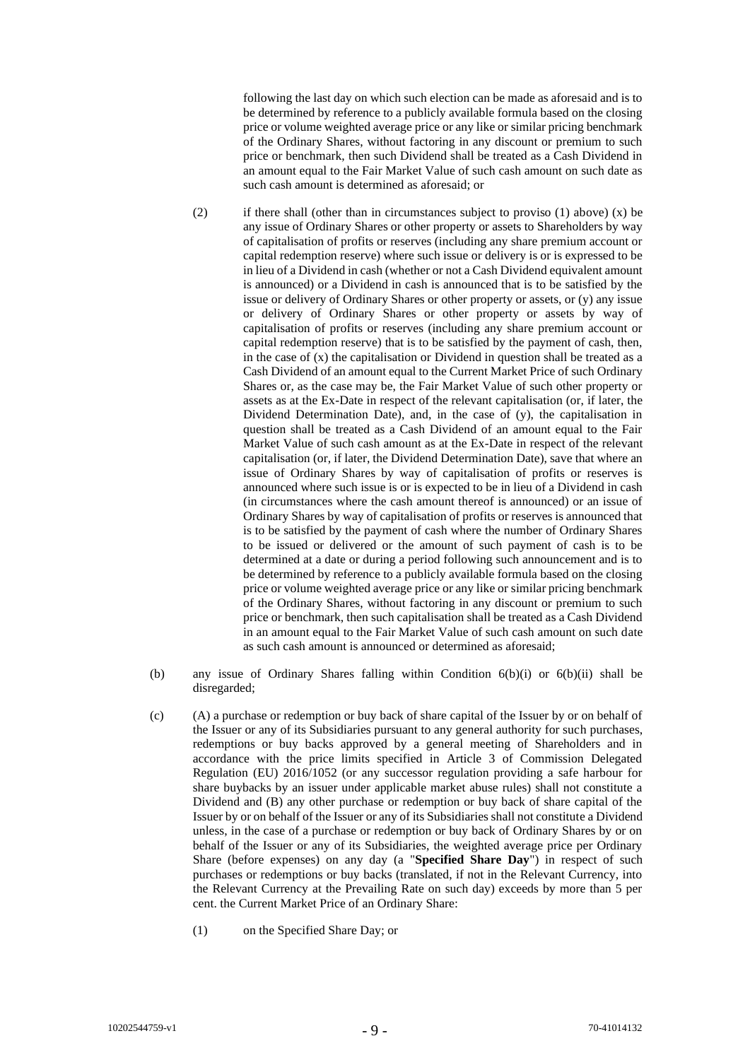following the last day on which such election can be made as aforesaid and is to be determined by reference to a publicly available formula based on the closing price or volume weighted average price or any like or similar pricing benchmark of the Ordinary Shares, without factoring in any discount or premium to such price or benchmark, then such Dividend shall be treated as a Cash Dividend in an amount equal to the Fair Market Value of such cash amount on such date as such cash amount is determined as aforesaid; or

(2) if there shall (other than in circumstances subject to proviso (1) above) (x) be any issue of Ordinary Shares or other property or assets to Shareholders by way of capitalisation of profits or reserves (including any share premium account or capital redemption reserve) where such issue or delivery is or is expressed to be in lieu of a Dividend in cash (whether or not a Cash Dividend equivalent amount is announced) or a Dividend in cash is announced that is to be satisfied by the issue or delivery of Ordinary Shares or other property or assets, or (y) any issue or delivery of Ordinary Shares or other property or assets by way of capitalisation of profits or reserves (including any share premium account or capital redemption reserve) that is to be satisfied by the payment of cash, then, in the case of (x) the capitalisation or Dividend in question shall be treated as a Cash Dividend of an amount equal to the Current Market Price of such Ordinary Shares or, as the case may be, the Fair Market Value of such other property or assets as at the Ex-Date in respect of the relevant capitalisation (or, if later, the Dividend Determination Date), and, in the case of (y), the capitalisation in question shall be treated as a Cash Dividend of an amount equal to the Fair Market Value of such cash amount as at the Ex-Date in respect of the relevant capitalisation (or, if later, the Dividend Determination Date), save that where an issue of Ordinary Shares by way of capitalisation of profits or reserves is announced where such issue is or is expected to be in lieu of a Dividend in cash (in circumstances where the cash amount thereof is announced) or an issue of Ordinary Shares by way of capitalisation of profits or reserves is announced that is to be satisfied by the payment of cash where the number of Ordinary Shares to be issued or delivered or the amount of such payment of cash is to be determined at a date or during a period following such announcement and is to be determined by reference to a publicly available formula based on the closing price or volume weighted average price or any like or similar pricing benchmark of the Ordinary Shares, without factoring in any discount or premium to such price or benchmark, then such capitalisation shall be treated as a Cash Dividend in an amount equal to the Fair Market Value of such cash amount on such date as such cash amount is announced or determined as aforesaid;

(b) any issue of Ordinary Shares falling within Condition 6(b)(i) or 6(b)(ii) shall be disregarded;

(c) (A) a purchase or redemption or buy back of share capital of the Issuer by or on behalf of the Issuer or any of its Subsidiaries pursuant to any general authority for such purchases, redemptions or buy backs approved by a general meeting of Shareholders and in accordance with the price limits specified in Article 3 of Commission Delegated Regulation (EU) 2016/1052 (or any successor regulation providing a safe harbour for share buybacks by an issuer under applicable market abuse rules) shall not constitute a Dividend and (B) any other purchase or redemption or buy back of share capital of the Issuer by or on behalf of the Issuer or any of its Subsidiaries shall not constitute a Dividend unless, in the case of a purchase or redemption or buy back of Ordinary Shares by or on behalf of the Issuer or any of its Subsidiaries, the weighted average price per Ordinary Share (before expenses) on any day (a "**Specified Share Day**") in respect of such purchases or redemptions or buy backs (translated, if not in the Relevant Currency, into the Relevant Currency at the Prevailing Rate on such day) exceeds by more than 5 per cent. the Current Market Price of an Ordinary Share:

(1) on the Specified Share Day; or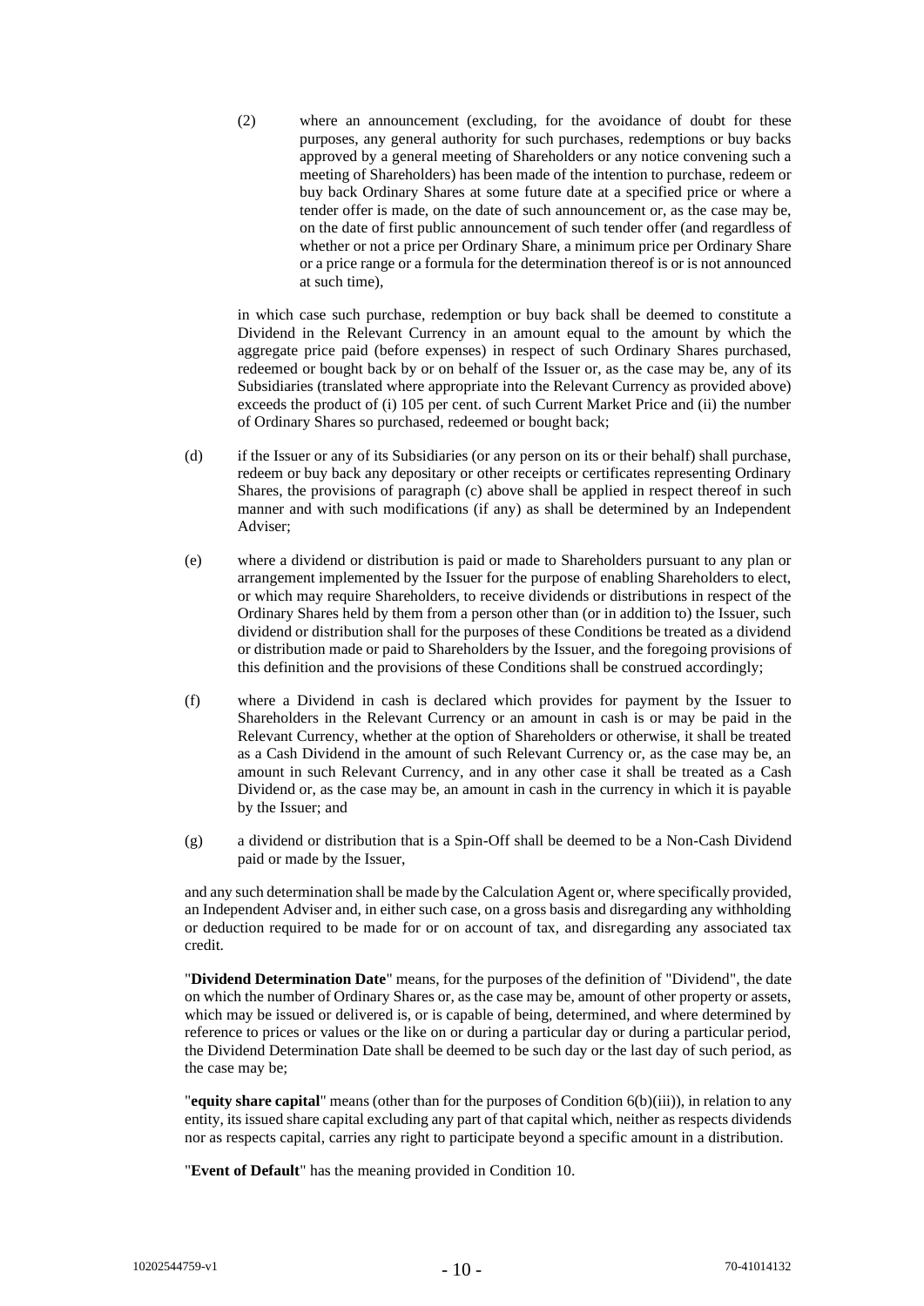(2) where an announcement (excluding, for the avoidance of doubt for these purposes, any general authority for such purchases, redemptions or buy backs approved by a general meeting of Shareholders or any notice convening such a meeting of Shareholders) has been made of the intention to purchase, redeem or buy back Ordinary Shares at some future date at a specified price or where a tender offer is made, on the date of such announcement or, as the case may be, on the date of first public announcement of such tender offer (and regardless of whether or not a price per Ordinary Share, a minimum price per Ordinary Share or a price range or a formula for the determination thereof is or is not announced at such time),

in which case such purchase, redemption or buy back shall be deemed to constitute a Dividend in the Relevant Currency in an amount equal to the amount by which the aggregate price paid (before expenses) in respect of such Ordinary Shares purchased, redeemed or bought back by or on behalf of the Issuer or, as the case may be, any of its Subsidiaries (translated where appropriate into the Relevant Currency as provided above) exceeds the product of (i) 105 per cent. of such Current Market Price and (ii) the number of Ordinary Shares so purchased, redeemed or bought back;

(d) if the Issuer or any of its Subsidiaries (or any person on its or their behalf) shall purchase, redeem or buy back any depositary or other receipts or certificates representing Ordinary Shares, the provisions of paragraph (c) above shall be applied in respect thereof in such manner and with such modifications (if any) as shall be determined by an Independent Adviser;

(e) where a dividend or distribution is paid or made to Shareholders pursuant to any plan or arrangement implemented by the Issuer for the purpose of enabling Shareholders to elect, or which may require Shareholders, to receive dividends or distributions in respect of the Ordinary Shares held by them from a person other than (or in addition to) the Issuer, such dividend or distribution shall for the purposes of these Conditions be treated as a dividend or distribution made or paid to Shareholders by the Issuer, and the foregoing provisions of this definition and the provisions of these Conditions shall be construed accordingly;

(f) where a Dividend in cash is declared which provides for payment by the Issuer to Shareholders in the Relevant Currency or an amount in cash is or may be paid in the Relevant Currency, whether at the option of Shareholders or otherwise, it shall be treated as a Cash Dividend in the amount of such Relevant Currency or, as the case may be, an amount in such Relevant Currency, and in any other case it shall be treated as a Cash Dividend or, as the case may be, an amount in cash in the currency in which it is payable by the Issuer; and

(g) a dividend or distribution that is a Spin-Off shall be deemed to be a Non-Cash Dividend paid or made by the Issuer,

and any such determination shall be made by the Calculation Agent or, where specifically provided, an Independent Adviser and, in either such case, on a gross basis and disregarding any withholding or deduction required to be made for or on account of tax, and disregarding any associated tax credit.

"**Dividend Determination Date**" means, for the purposes of the definition of "Dividend", the date on which the number of Ordinary Shares or, as the case may be, amount of other property or assets, which may be issued or delivered is, or is capable of being, determined, and where determined by reference to prices or values or the like on or during a particular day or during a particular period, the Dividend Determination Date shall be deemed to be such day or the last day of such period, as the case may be;

"**equity share capital**" means (other than for the purposes of Condition 6(b)(iii)), in relation to any entity, its issued share capital excluding any part of that capital which, neither as respects dividends nor as respects capital, carries any right to participate beyond a specific amount in a distribution.

"**Event of Default**" has the meaning provided in Condition 10.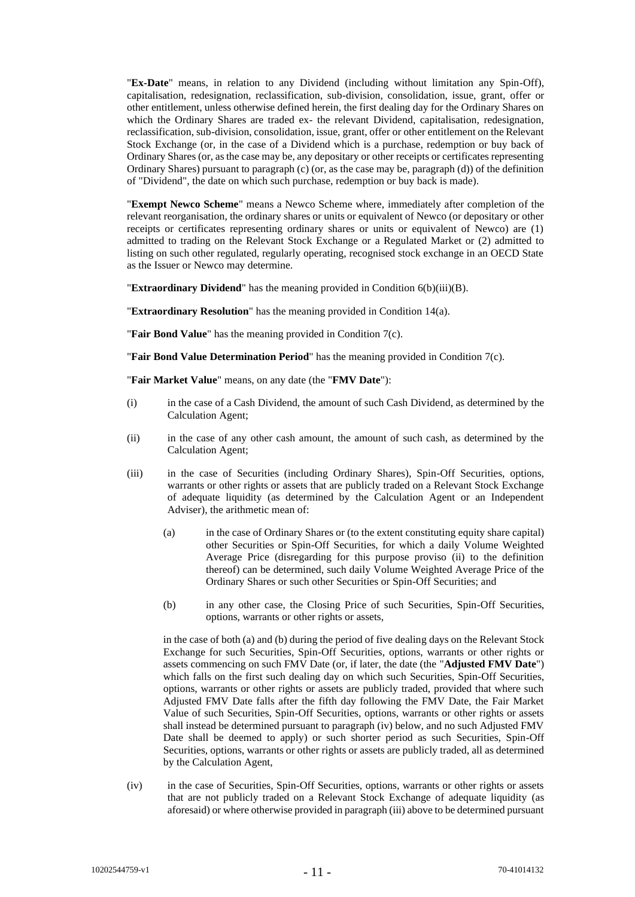"**Ex-Date**" means, in relation to any Dividend (including without limitation any Spin-Off), capitalisation, redesignation, reclassification, sub-division, consolidation, issue, grant, offer or other entitlement, unless otherwise defined herein, the first dealing day for the Ordinary Shares on which the Ordinary Shares are traded ex- the relevant Dividend, capitalisation, redesignation, reclassification, sub-division, consolidation, issue, grant, offer or other entitlement on the Relevant Stock Exchange (or, in the case of a Dividend which is a purchase, redemption or buy back of Ordinary Shares (or, as the case may be, any depositary or other receipts or certificates representing Ordinary Shares) pursuant to paragraph (c) (or, as the case may be, paragraph (d)) of the definition of "Dividend", the date on which such purchase, redemption or buy back is made).

"**Exempt Newco Scheme**" means a Newco Scheme where, immediately after completion of the relevant reorganisation, the ordinary shares or units or equivalent of Newco (or depositary or other receipts or certificates representing ordinary shares or units or equivalent of Newco) are (1) admitted to trading on the Relevant Stock Exchange or a Regulated Market or (2) admitted to listing on such other regulated, regularly operating, recognised stock exchange in an OECD State as the Issuer or Newco may determine.

"**Extraordinary Dividend**" has the meaning provided in Condition 6(b)(iii)(B).

"**Extraordinary Resolution**" has the meaning provided in Condition 14(a).

"**Fair Bond Value**" has the meaning provided in Condition 7(c).

"**Fair Bond Value Determination Period**" has the meaning provided in Condition 7(c).

"**Fair Market Value**" means, on any date (the "**FMV Date**"):

(i) in the case of a Cash Dividend, the amount of such Cash Dividend, as determined by the Calculation Agent;

(ii) in the case of any other cash amount, the amount of such cash, as determined by the Calculation Agent;

(iii) in the case of Securities (including Ordinary Shares), Spin-Off Securities, options, warrants or other rights or assets that are publicly traded on a Relevant Stock Exchange of adequate liquidity (as determined by the Calculation Agent or an Independent Adviser), the arithmetic mean of:

   (a) in the case of Ordinary Shares or (to the extent constituting equity share capital) other Securities or Spin-Off Securities, for which a daily Volume Weighted Average Price (disregarding for this purpose proviso (ii) to the definition thereof) can be determined, such daily Volume Weighted Average Price of the Ordinary Shares or such other Securities or Spin-Off Securities; and

   (b) in any other case, the Closing Price of such Securities, Spin-Off Securities, options, warrants or other rights or assets,

   in the case of both (a) and (b) during the period of five dealing days on the Relevant Stock Exchange for such Securities, Spin-Off Securities, options, warrants or other rights or assets commencing on such FMV Date (or, if later, the date (the "**Adjusted FMV Date**") which falls on the first such dealing day on which such Securities, Spin-Off Securities, options, warrants or other rights or assets are publicly traded, provided that where such Adjusted FMV Date falls after the fifth day following the FMV Date, the Fair Market Value of such Securities, Spin-Off Securities, options, warrants or other rights or assets shall instead be determined pursuant to paragraph (iv) below, and no such Adjusted FMV Date shall be deemed to apply) or such shorter period as such Securities, Spin-Off Securities, options, warrants or other rights or assets are publicly traded, all as determined by the Calculation Agent,

(iv) in the case of Securities, Spin-Off Securities, options, warrants or other rights or assets that are not publicly traded on a Relevant Stock Exchange of adequate liquidity (as aforesaid) or where otherwise provided in paragraph (iii) above to be determined pursuant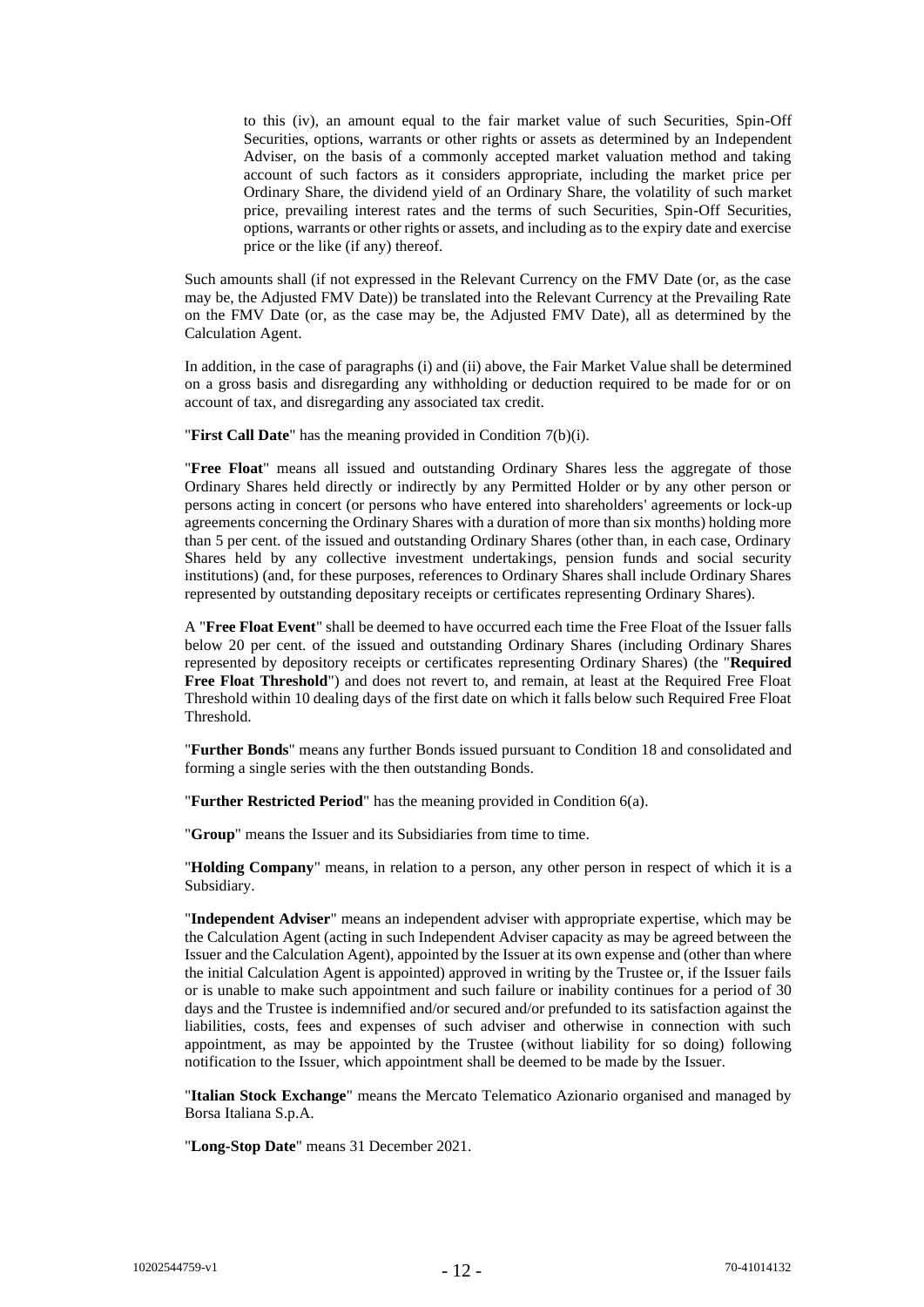to this (iv), an amount equal to the fair market value of such Securities, Spin-Off Securities, options, warrants or other rights or assets as determined by an Independent Adviser, on the basis of a commonly accepted market valuation method and taking account of such factors as it considers appropriate, including the market price per Ordinary Share, the dividend yield of an Ordinary Share, the volatility of such market price, prevailing interest rates and the terms of such Securities, Spin-Off Securities, options, warrants or other rights or assets, and including as to the expiry date and exercise price or the like (if any) thereof.

Such amounts shall (if not expressed in the Relevant Currency on the FMV Date (or, as the case may be, the Adjusted FMV Date)) be translated into the Relevant Currency at the Prevailing Rate on the FMV Date (or, as the case may be, the Adjusted FMV Date), all as determined by the Calculation Agent.

In addition, in the case of paragraphs (i) and (ii) above, the Fair Market Value shall be determined on a gross basis and disregarding any withholding or deduction required to be made for or on account of tax, and disregarding any associated tax credit.

"**First Call Date**" has the meaning provided in Condition 7(b)(i).

"**Free Float**" means all issued and outstanding Ordinary Shares less the aggregate of those Ordinary Shares held directly or indirectly by any Permitted Holder or by any other person or persons acting in concert (or persons who have entered into shareholders' agreements or lock-up agreements concerning the Ordinary Shares with a duration of more than six months) holding more than 5 per cent. of the issued and outstanding Ordinary Shares (other than, in each case, Ordinary Shares held by any collective investment undertakings, pension funds and social security institutions) (and, for these purposes, references to Ordinary Shares shall include Ordinary Shares represented by outstanding depositary receipts or certificates representing Ordinary Shares).

A "**Free Float Event**" shall be deemed to have occurred each time the Free Float of the Issuer falls below 20 per cent. of the issued and outstanding Ordinary Shares (including Ordinary Shares represented by depository receipts or certificates representing Ordinary Shares) (the "**Required Free Float Threshold**") and does not revert to, and remain, at least at the Required Free Float Threshold within 10 dealing days of the first date on which it falls below such Required Free Float Threshold.

"**Further Bonds**" means any further Bonds issued pursuant to Condition 18 and consolidated and forming a single series with the then outstanding Bonds.

"**Further Restricted Period**" has the meaning provided in Condition 6(a).

"**Group**" means the Issuer and its Subsidiaries from time to time.

"**Holding Company**" means, in relation to a person, any other person in respect of which it is a Subsidiary.

"**Independent Adviser**" means an independent adviser with appropriate expertise, which may be the Calculation Agent (acting in such Independent Adviser capacity as may be agreed between the Issuer and the Calculation Agent), appointed by the Issuer at its own expense and (other than where the initial Calculation Agent is appointed) approved in writing by the Trustee or, if the Issuer fails or is unable to make such appointment and such failure or inability continues for a period of 30 days and the Trustee is indemnified and/or secured and/or prefunded to its satisfaction against the liabilities, costs, fees and expenses of such adviser and otherwise in connection with such appointment, as may be appointed by the Trustee (without liability for so doing) following notification to the Issuer, which appointment shall be deemed to be made by the Issuer.

"**Italian Stock Exchange**" means the Mercato Telematico Azionario organised and managed by Borsa Italiana S.p.A.

"**Long-Stop Date**" means 31 December 2021.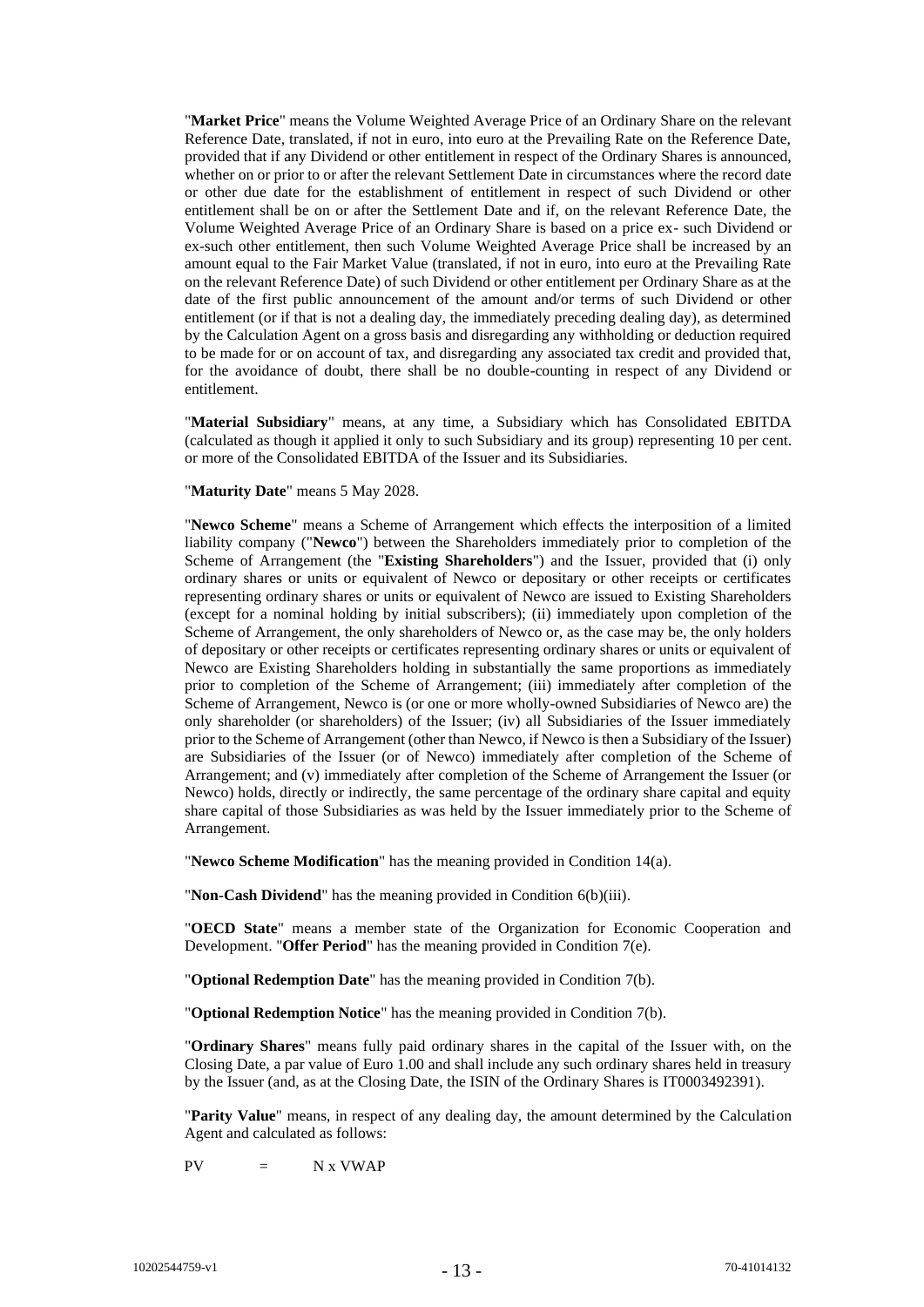"**Market Price**" means the Volume Weighted Average Price of an Ordinary Share on the relevant Reference Date, translated, if not in euro, into euro at the Prevailing Rate on the Reference Date, provided that if any Dividend or other entitlement in respect of the Ordinary Shares is announced, whether on or prior to or after the relevant Settlement Date in circumstances where the record date or other due date for the establishment of entitlement in respect of such Dividend or other entitlement shall be on or after the Settlement Date and if, on the relevant Reference Date, the Volume Weighted Average Price of an Ordinary Share is based on a price ex- such Dividend or ex-such other entitlement, then such Volume Weighted Average Price shall be increased by an amount equal to the Fair Market Value (translated, if not in euro, into euro at the Prevailing Rate on the relevant Reference Date) of such Dividend or other entitlement per Ordinary Share as at the date of the first public announcement of the amount and/or terms of such Dividend or other entitlement (or if that is not a dealing day, the immediately preceding dealing day), as determined by the Calculation Agent on a gross basis and disregarding any withholding or deduction required to be made for or on account of tax, and disregarding any associated tax credit and provided that, for the avoidance of doubt, there shall be no double-counting in respect of any Dividend or entitlement.

"**Material Subsidiary**" means, at any time, a Subsidiary which has Consolidated EBITDA (calculated as though it applied it only to such Subsidiary and its group) representing 10 per cent. or more of the Consolidated EBITDA of the Issuer and its Subsidiaries.

"**Maturity Date**" means 5 May 2028.

"**Newco Scheme**" means a Scheme of Arrangement which effects the interposition of a limited liability company ("**Newco**") between the Shareholders immediately prior to completion of the Scheme of Arrangement (the "**Existing Shareholders**") and the Issuer, provided that (i) only ordinary shares or units or equivalent of Newco or depositary or other receipts or certificates representing ordinary shares or units or equivalent of Newco are issued to Existing Shareholders (except for a nominal holding by initial subscribers); (ii) immediately upon completion of the Scheme of Arrangement, the only shareholders of Newco or, as the case may be, the only holders of depositary or other receipts or certificates representing ordinary shares or units or equivalent of Newco are Existing Shareholders holding in substantially the same proportions as immediately prior to completion of the Scheme of Arrangement; (iii) immediately after completion of the Scheme of Arrangement, Newco is (or one or more wholly-owned Subsidiaries of Newco are) the only shareholder (or shareholders) of the Issuer; (iv) all Subsidiaries of the Issuer immediately prior to the Scheme of Arrangement (other than Newco, if Newco is then a Subsidiary of the Issuer) are Subsidiaries of the Issuer (or of Newco) immediately after completion of the Scheme of Arrangement; and (v) immediately after completion of the Scheme of Arrangement the Issuer (or Newco) holds, directly or indirectly, the same percentage of the ordinary share capital and equity share capital of those Subsidiaries as was held by the Issuer immediately prior to the Scheme of Arrangement.

"**Newco Scheme Modification**" has the meaning provided in Condition 14(a).

"**Non-Cash Dividend**" has the meaning provided in Condition 6(b)(iii).

"**OECD State**" means a member state of the Organization for Economic Cooperation and Development. "**Offer Period**" has the meaning provided in Condition 7(e).

"**Optional Redemption Date**" has the meaning provided in Condition 7(b).

"**Optional Redemption Notice**" has the meaning provided in Condition 7(b).

"**Ordinary Shares**" means fully paid ordinary shares in the capital of the Issuer with, on the Closing Date, a par value of Euro 1.00 and shall include any such ordinary shares held in treasury by the Issuer (and, as at the Closing Date, the ISIN of the Ordinary Shares is IT0003492391).

"**Parity Value**" means, in respect of any dealing day, the amount determined by the Calculation Agent and calculated as follows:

$$PV = N \times VWAP$$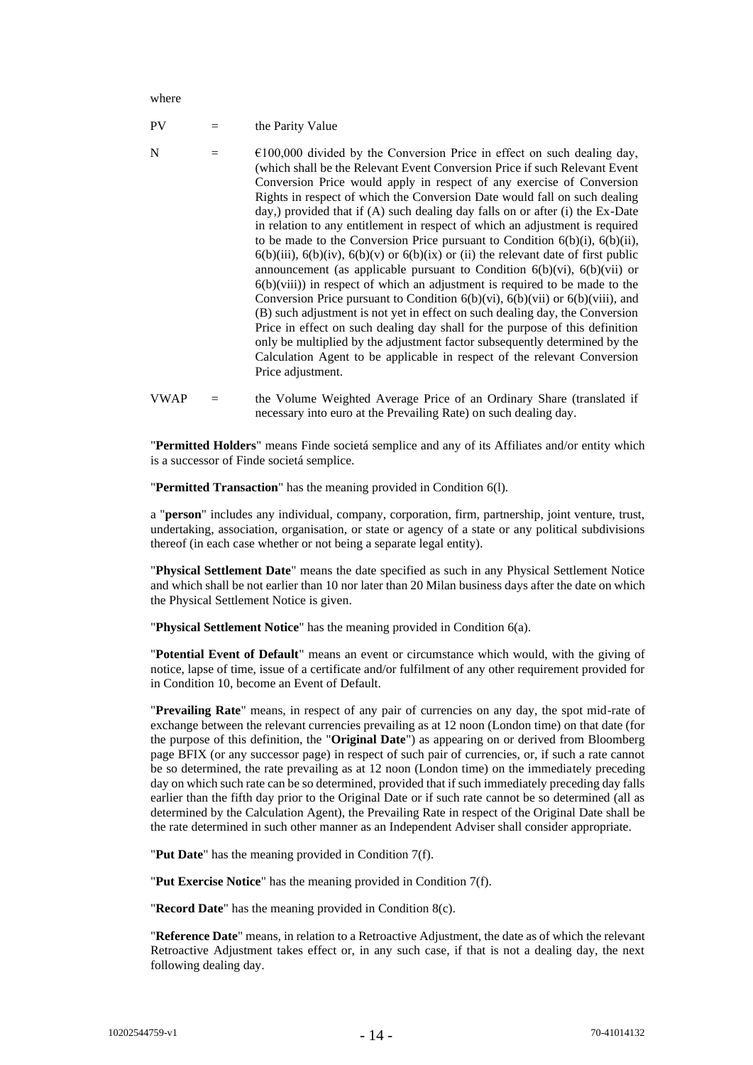where

PV = the Parity Value

N = €100,000 divided by the Conversion Price in effect on such dealing day, (which shall be the Relevant Event Conversion Price if such Relevant Event Conversion Price would apply in respect of any exercise of Conversion Rights in respect of which the Conversion Date would fall on such dealing day,) provided that if (A) such dealing day falls on or after (i) the Ex-Date in relation to any entitlement in respect of which an adjustment is required to be made to the Conversion Price pursuant to Condition 6(b)(i), 6(b)(ii), 6(b)(iii), 6(b)(iv), 6(b)(v) or 6(b)(ix) or (ii) the relevant date of first public announcement (as applicable pursuant to Condition 6(b)(vi), 6(b)(vii) or 6(b)(viii)) in respect of which an adjustment is required to be made to the Conversion Price pursuant to Condition 6(b)(vi), 6(b)(vii) or 6(b)(viii), and (B) such adjustment is not yet in effect on such dealing day, the Conversion Price in effect on such dealing day shall for the purpose of this definition only be multiplied by the adjustment factor subsequently determined by the Calculation Agent to be applicable in respect of the relevant Conversion Price adjustment.

VWAP = the Volume Weighted Average Price of an Ordinary Share (translated if necessary into euro at the Prevailing Rate) on such dealing day.

"**Permitted Holders**" means Finde societá semplice and any of its Affiliates and/or entity which is a successor of Finde societá semplice.

"**Permitted Transaction**" has the meaning provided in Condition 6(l).

a "**person**" includes any individual, company, corporation, firm, partnership, joint venture, trust, undertaking, association, organisation, or state or agency of a state or any political subdivisions thereof (in each case whether or not being a separate legal entity).

"**Physical Settlement Date**" means the date specified as such in any Physical Settlement Notice and which shall be not earlier than 10 nor later than 20 Milan business days after the date on which the Physical Settlement Notice is given.

"**Physical Settlement Notice**" has the meaning provided in Condition 6(a).

"**Potential Event of Default**" means an event or circumstance which would, with the giving of notice, lapse of time, issue of a certificate and/or fulfilment of any other requirement provided for in Condition 10, become an Event of Default.

"**Prevailing Rate**" means, in respect of any pair of currencies on any day, the spot mid-rate of exchange between the relevant currencies prevailing as at 12 noon (London time) on that date (for the purpose of this definition, the "**Original Date**") as appearing on or derived from Bloomberg page BFIX (or any successor page) in respect of such pair of currencies, or, if such a rate cannot be so determined, the rate prevailing as at 12 noon (London time) on the immediately preceding day on which such rate can be so determined, provided that if such immediately preceding day falls earlier than the fifth day prior to the Original Date or if such rate cannot be so determined (all as determined by the Calculation Agent), the Prevailing Rate in respect of the Original Date shall be the rate determined in such other manner as an Independent Adviser shall consider appropriate.

"**Put Date**" has the meaning provided in Condition 7(f).

"**Put Exercise Notice**" has the meaning provided in Condition 7(f).

"**Record Date**" has the meaning provided in Condition 8(c).

"**Reference Date**" means, in relation to a Retroactive Adjustment, the date as of which the relevant Retroactive Adjustment takes effect or, in any such case, if that is not a dealing day, the next following dealing day.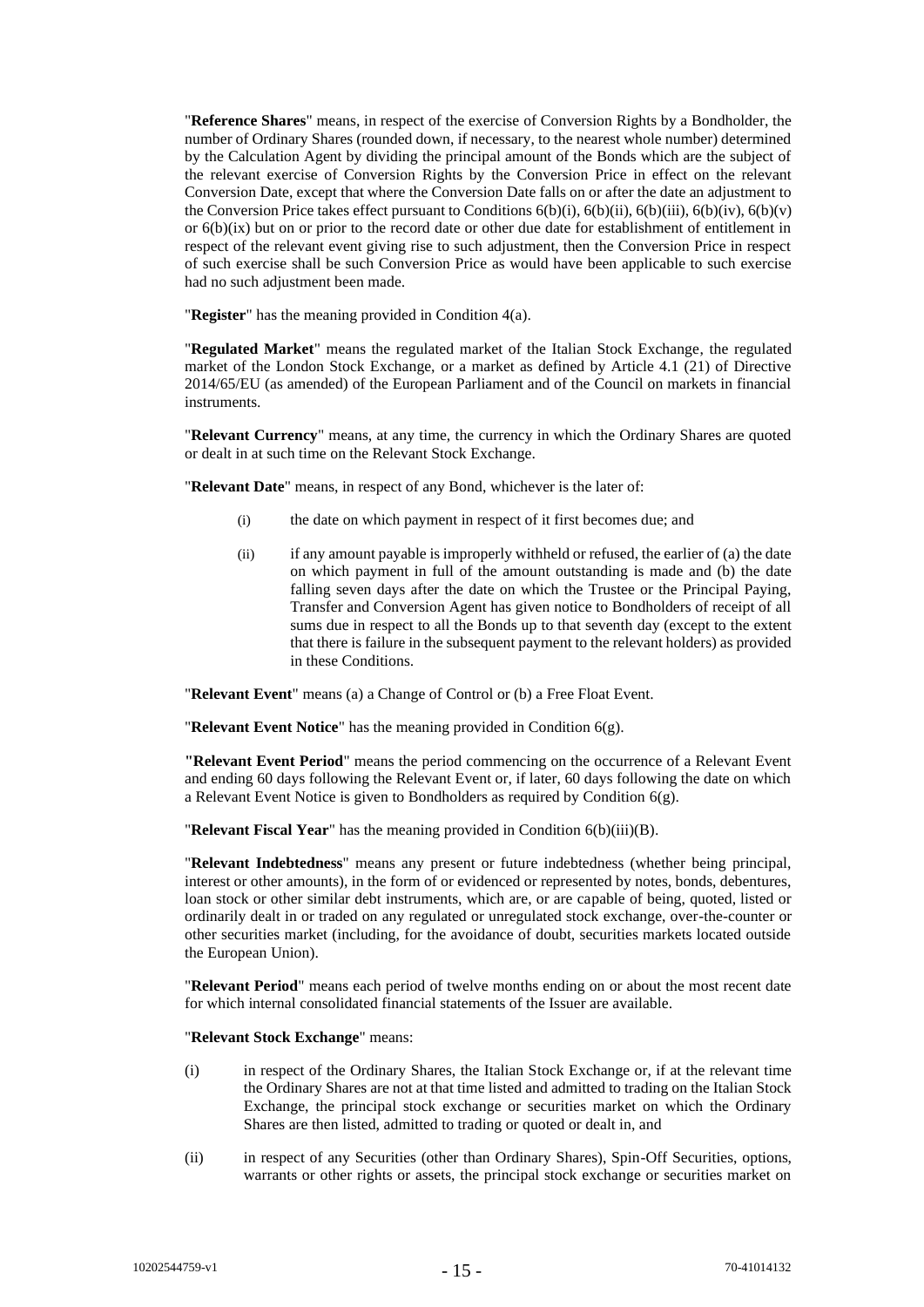"**Reference Shares**" means, in respect of the exercise of Conversion Rights by a Bondholder, the number of Ordinary Shares (rounded down, if necessary, to the nearest whole number) determined by the Calculation Agent by dividing the principal amount of the Bonds which are the subject of the relevant exercise of Conversion Rights by the Conversion Price in effect on the relevant Conversion Date, except that where the Conversion Date falls on or after the date an adjustment to the Conversion Price takes effect pursuant to Conditions 6(b)(i), 6(b)(ii), 6(b)(iii), 6(b)(iv), 6(b)(v) or 6(b)(ix) but on or prior to the record date or other due date for establishment of entitlement in respect of the relevant event giving rise to such adjustment, then the Conversion Price in respect of such exercise shall be such Conversion Price as would have been applicable to such exercise had no such adjustment been made.

"**Register**" has the meaning provided in Condition 4(a).

"**Regulated Market**" means the regulated market of the Italian Stock Exchange, the regulated market of the London Stock Exchange, or a market as defined by Article 4.1 (21) of Directive 2014/65/EU (as amended) of the European Parliament and of the Council on markets in financial instruments.

"**Relevant Currency**" means, at any time, the currency in which the Ordinary Shares are quoted or dealt in at such time on the Relevant Stock Exchange.

"**Relevant Date**" means, in respect of any Bond, whichever is the later of:

(i) the date on which payment in respect of it first becomes due; and

(ii) if any amount payable is improperly withheld or refused, the earlier of (a) the date on which payment in full of the amount outstanding is made and (b) the date falling seven days after the date on which the Trustee or the Principal Paying, Transfer and Conversion Agent has given notice to Bondholders of receipt of all sums due in respect to all the Bonds up to that seventh day (except to the extent that there is failure in the subsequent payment to the relevant holders) as provided in these Conditions.

"**Relevant Event**" means (a) a Change of Control or (b) a Free Float Event.

"**Relevant Event Notice**" has the meaning provided in Condition 6(g).

"**Relevant Event Period**" means the period commencing on the occurrence of a Relevant Event and ending 60 days following the Relevant Event or, if later, 60 days following the date on which a Relevant Event Notice is given to Bondholders as required by Condition 6(g).

"**Relevant Fiscal Year**" has the meaning provided in Condition 6(b)(iii)(B).

"**Relevant Indebtedness**" means any present or future indebtedness (whether being principal, interest or other amounts), in the form of or evidenced or represented by notes, bonds, debentures, loan stock or other similar debt instruments, which are, or are capable of being, quoted, listed or ordinarily dealt in or traded on any regulated or unregulated stock exchange, over-the-counter or other securities market (including, for the avoidance of doubt, securities markets located outside the European Union).

"**Relevant Period**" means each period of twelve months ending on or about the most recent date for which internal consolidated financial statements of the Issuer are available.

"**Relevant Stock Exchange**" means:

(i) in respect of the Ordinary Shares, the Italian Stock Exchange or, if at the relevant time the Ordinary Shares are not at that time listed and admitted to trading on the Italian Stock Exchange, the principal stock exchange or securities market on which the Ordinary Shares are then listed, admitted to trading or quoted or dealt in, and

(ii) in respect of any Securities (other than Ordinary Shares), Spin-Off Securities, options, warrants or other rights or assets, the principal stock exchange or securities market on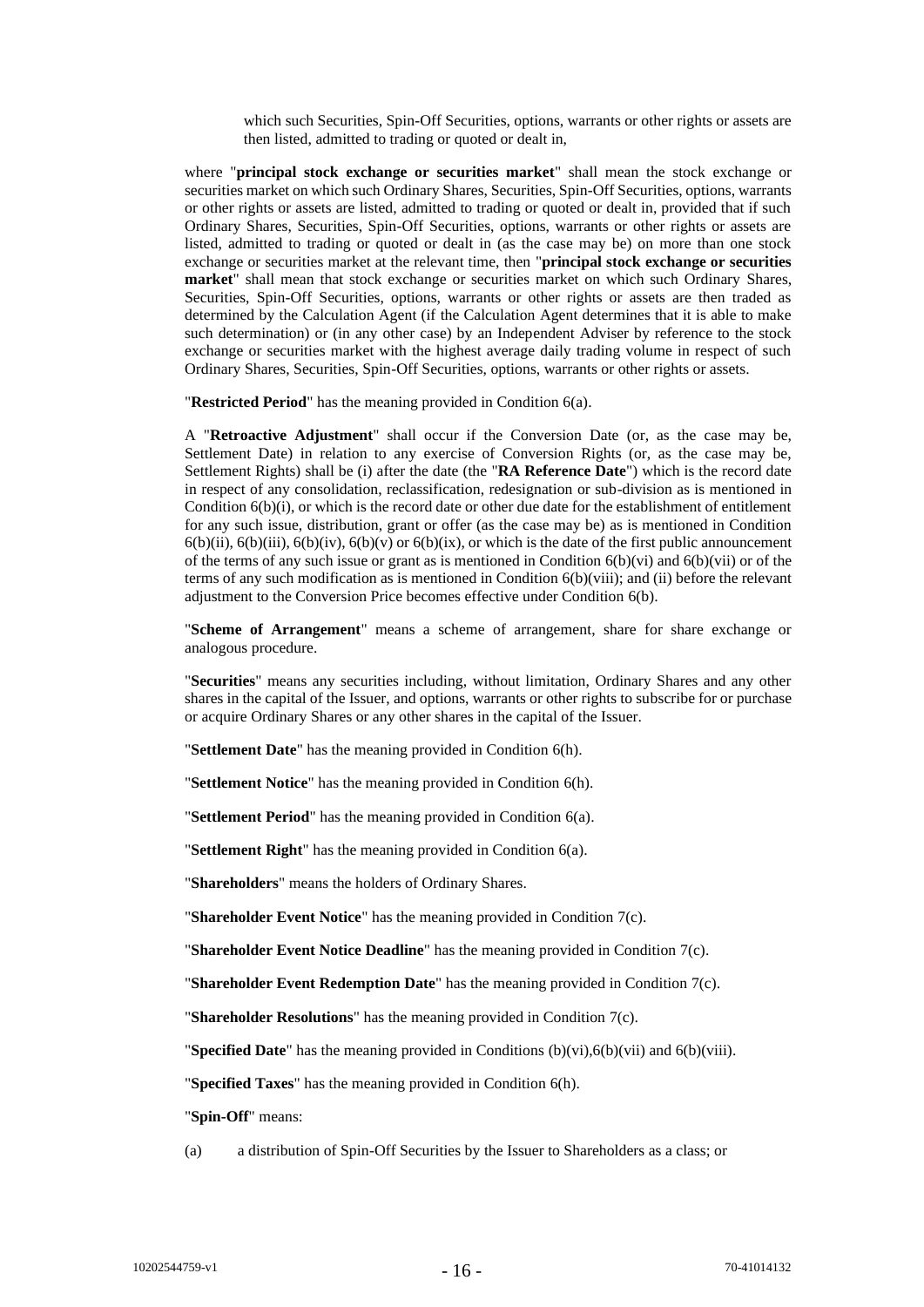which such Securities, Spin-Off Securities, options, warrants or other rights or assets are then listed, admitted to trading or quoted or dealt in,

where "**principal stock exchange or securities market**" shall mean the stock exchange or securities market on which such Ordinary Shares, Securities, Spin-Off Securities, options, warrants or other rights or assets are listed, admitted to trading or quoted or dealt in, provided that if such Ordinary Shares, Securities, Spin-Off Securities, options, warrants or other rights or assets are listed, admitted to trading or quoted or dealt in (as the case may be) on more than one stock exchange or securities market at the relevant time, then "**principal stock exchange or securities market**" shall mean that stock exchange or securities market on which such Ordinary Shares, Securities, Spin-Off Securities, options, warrants or other rights or assets are then traded as determined by the Calculation Agent (if the Calculation Agent determines that it is able to make such determination) or (in any other case) by an Independent Adviser by reference to the stock exchange or securities market with the highest average daily trading volume in respect of such Ordinary Shares, Securities, Spin-Off Securities, options, warrants or other rights or assets.

"**Restricted Period**" has the meaning provided in Condition 6(a).

A "**Retroactive Adjustment**" shall occur if the Conversion Date (or, as the case may be, Settlement Date) in relation to any exercise of Conversion Rights (or, as the case may be, Settlement Rights) shall be (i) after the date (the "**RA Reference Date**") which is the record date in respect of any consolidation, reclassification, redesignation or sub-division as is mentioned in Condition 6(b)(i), or which is the record date or other due date for the establishment of entitlement for any such issue, distribution, grant or offer (as the case may be) as is mentioned in Condition 6(b)(ii), 6(b)(iii), 6(b)(iv), 6(b)(v) or 6(b)(ix), or which is the date of the first public announcement of the terms of any such issue or grant as is mentioned in Condition 6(b)(vi) and 6(b)(vii) or of the terms of any such modification as is mentioned in Condition 6(b)(viii); and (ii) before the relevant adjustment to the Conversion Price becomes effective under Condition 6(b).

"**Scheme of Arrangement**" means a scheme of arrangement, share for share exchange or analogous procedure.

"**Securities**" means any securities including, without limitation, Ordinary Shares and any other shares in the capital of the Issuer, and options, warrants or other rights to subscribe for or purchase or acquire Ordinary Shares or any other shares in the capital of the Issuer.

"**Settlement Date**" has the meaning provided in Condition 6(h).

"**Settlement Notice**" has the meaning provided in Condition 6(h).

"**Settlement Period**" has the meaning provided in Condition 6(a).

"**Settlement Right**" has the meaning provided in Condition 6(a).

"**Shareholders**" means the holders of Ordinary Shares.

"**Shareholder Event Notice**" has the meaning provided in Condition 7(c).

"**Shareholder Event Notice Deadline**" has the meaning provided in Condition 7(c).

"**Shareholder Event Redemption Date**" has the meaning provided in Condition 7(c).

"**Shareholder Resolutions**" has the meaning provided in Condition 7(c).

"**Specified Date**" has the meaning provided in Conditions (b)(vi),6(b)(vii) and 6(b)(viii).

"**Specified Taxes**" has the meaning provided in Condition 6(h).

"**Spin-Off**" means:

(a) a distribution of Spin-Off Securities by the Issuer to Shareholders as a class; or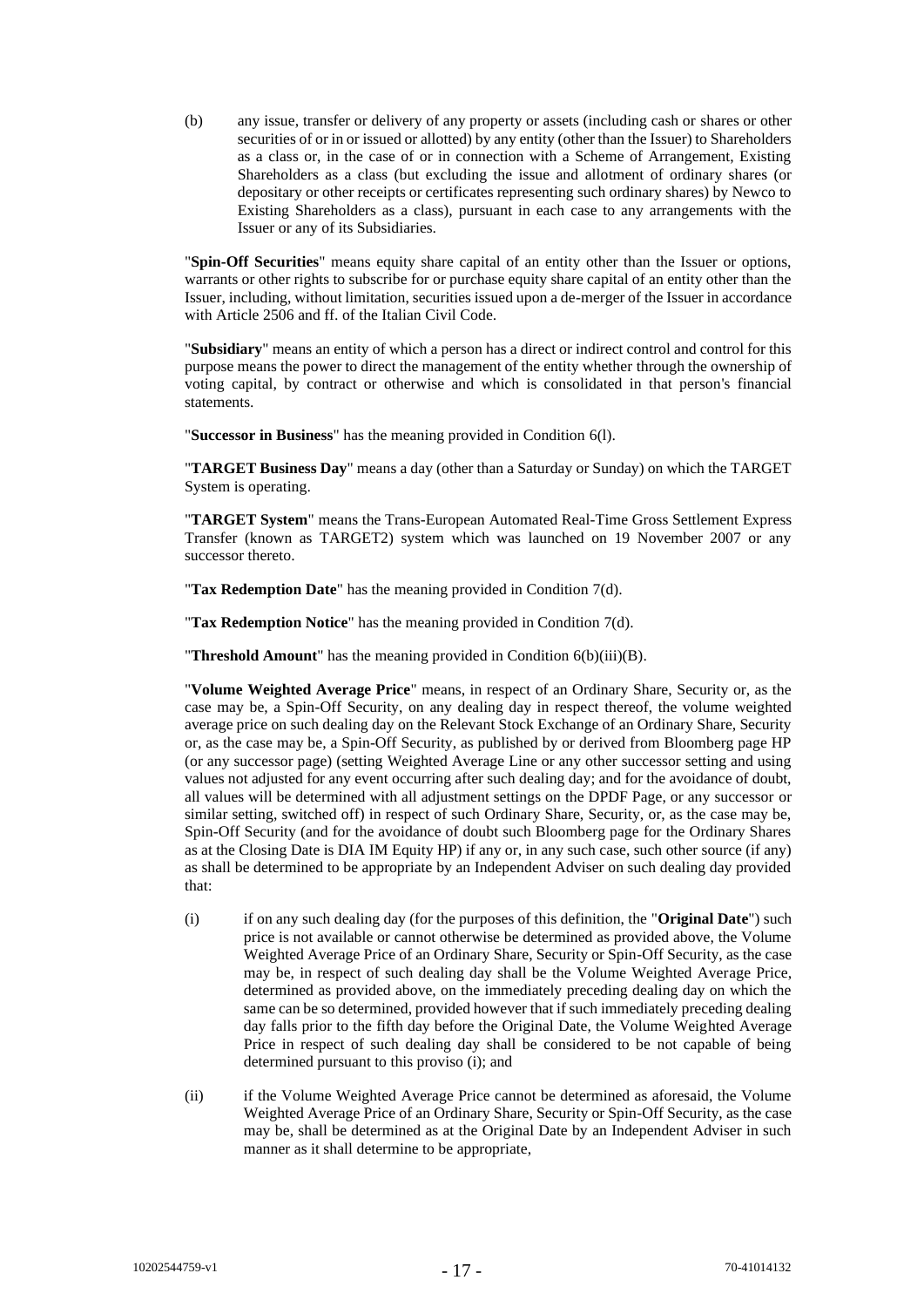(b) any issue, transfer or delivery of any property or assets (including cash or shares or other securities of or in or issued or allotted) by any entity (other than the Issuer) to Shareholders as a class or, in the case of or in connection with a Scheme of Arrangement, Existing Shareholders as a class (but excluding the issue and allotment of ordinary shares (or depositary or other receipts or certificates representing such ordinary shares) by Newco to Existing Shareholders as a class), pursuant in each case to any arrangements with the Issuer or any of its Subsidiaries.

"**Spin-Off Securities**" means equity share capital of an entity other than the Issuer or options, warrants or other rights to subscribe for or purchase equity share capital of an entity other than the Issuer, including, without limitation, securities issued upon a de-merger of the Issuer in accordance with Article 2506 and ff. of the Italian Civil Code.

"**Subsidiary**" means an entity of which a person has a direct or indirect control and control for this purpose means the power to direct the management of the entity whether through the ownership of voting capital, by contract or otherwise and which is consolidated in that person's financial statements.

"**Successor in Business**" has the meaning provided in Condition 6(l).

"**TARGET Business Day**" means a day (other than a Saturday or Sunday) on which the TARGET System is operating.

"**TARGET System**" means the Trans-European Automated Real-Time Gross Settlement Express Transfer (known as TARGET2) system which was launched on 19 November 2007 or any successor thereto.

"**Tax Redemption Date**" has the meaning provided in Condition 7(d).

"**Tax Redemption Notice**" has the meaning provided in Condition 7(d).

"**Threshold Amount**" has the meaning provided in Condition 6(b)(iii)(B).

"**Volume Weighted Average Price**" means, in respect of an Ordinary Share, Security or, as the case may be, a Spin-Off Security, on any dealing day in respect thereof, the volume weighted average price on such dealing day on the Relevant Stock Exchange of an Ordinary Share, Security or, as the case may be, a Spin-Off Security, as published by or derived from Bloomberg page HP (or any successor page) (setting Weighted Average Line or any other successor setting and using values not adjusted for any event occurring after such dealing day; and for the avoidance of doubt, all values will be determined with all adjustment settings on the DPDF Page, or any successor or similar setting, switched off) in respect of such Ordinary Share, Security, or, as the case may be, Spin-Off Security (and for the avoidance of doubt such Bloomberg page for the Ordinary Shares as at the Closing Date is DIA IM Equity HP) if any or, in any such case, such other source (if any) as shall be determined to be appropriate by an Independent Adviser on such dealing day provided that:

(i) if on any such dealing day (for the purposes of this definition, the "**Original Date**") such price is not available or cannot otherwise be determined as provided above, the Volume Weighted Average Price of an Ordinary Share, Security or Spin-Off Security, as the case may be, in respect of such dealing day shall be the Volume Weighted Average Price, determined as provided above, on the immediately preceding dealing day on which the same can be so determined, provided however that if such immediately preceding dealing day falls prior to the fifth day before the Original Date, the Volume Weighted Average Price in respect of such dealing day shall be considered to be not capable of being determined pursuant to this proviso (i); and

(ii) if the Volume Weighted Average Price cannot be determined as aforesaid, the Volume Weighted Average Price of an Ordinary Share, Security or Spin-Off Security, as the case may be, shall be determined as at the Original Date by an Independent Adviser in such manner as it shall determine to be appropriate,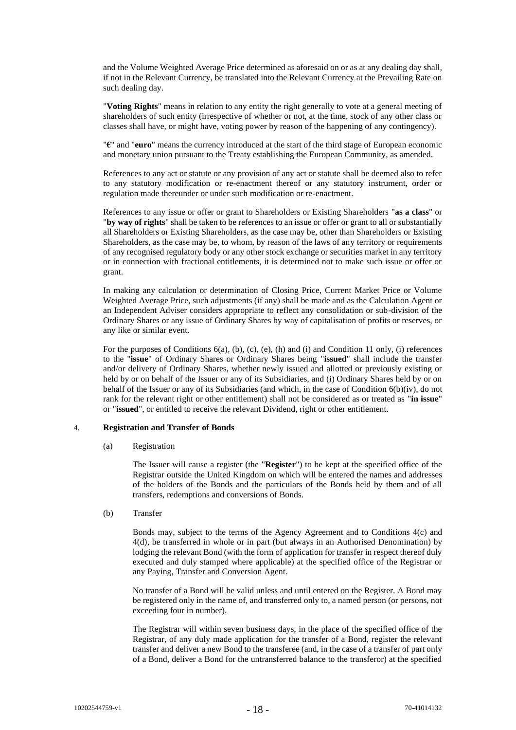and the Volume Weighted Average Price determined as aforesaid on or as at any dealing day shall, if not in the Relevant Currency, be translated into the Relevant Currency at the Prevailing Rate on such dealing day.

"**Voting Rights**" means in relation to any entity the right generally to vote at a general meeting of shareholders of such entity (irrespective of whether or not, at the time, stock of any other class or classes shall have, or might have, voting power by reason of the happening of any contingency).

"**€**" and "**euro**" means the currency introduced at the start of the third stage of European economic and monetary union pursuant to the Treaty establishing the European Community, as amended.

References to any act or statute or any provision of any act or statute shall be deemed also to refer to any statutory modification or re-enactment thereof or any statutory instrument, order or regulation made thereunder or under such modification or re-enactment.

References to any issue or offer or grant to Shareholders or Existing Shareholders "**as a class**" or "**by way of rights**" shall be taken to be references to an issue or offer or grant to all or substantially all Shareholders or Existing Shareholders, as the case may be, other than Shareholders or Existing Shareholders, as the case may be, to whom, by reason of the laws of any territory or requirements of any recognised regulatory body or any other stock exchange or securities market in any territory or in connection with fractional entitlements, it is determined not to make such issue or offer or grant.

In making any calculation or determination of Closing Price, Current Market Price or Volume Weighted Average Price, such adjustments (if any) shall be made and as the Calculation Agent or an Independent Adviser considers appropriate to reflect any consolidation or sub-division of the Ordinary Shares or any issue of Ordinary Shares by way of capitalisation of profits or reserves, or any like or similar event.

For the purposes of Conditions 6(a), (b), (c), (e), (h) and (i) and Condition 11 only, (i) references to the "**issue**" of Ordinary Shares or Ordinary Shares being "**issued**" shall include the transfer and/or delivery of Ordinary Shares, whether newly issued and allotted or previously existing or held by or on behalf of the Issuer or any of its Subsidiaries, and (i) Ordinary Shares held by or on behalf of the Issuer or any of its Subsidiaries (and which, in the case of Condition 6(b)(iv), do not rank for the relevant right or other entitlement) shall not be considered as or treated as "**in issue**" or "**issued**", or entitled to receive the relevant Dividend, right or other entitlement.

4. **Registration and Transfer of Bonds**

(a) Registration

The Issuer will cause a register (the "**Register**") to be kept at the specified office of the Registrar outside the United Kingdom on which will be entered the names and addresses of the holders of the Bonds and the particulars of the Bonds held by them and of all transfers, redemptions and conversions of Bonds.

(b) Transfer

Bonds may, subject to the terms of the Agency Agreement and to Conditions 4(c) and 4(d), be transferred in whole or in part (but always in an Authorised Denomination) by lodging the relevant Bond (with the form of application for transfer in respect thereof duly executed and duly stamped where applicable) at the specified office of the Registrar or any Paying, Transfer and Conversion Agent.

No transfer of a Bond will be valid unless and until entered on the Register. A Bond may be registered only in the name of, and transferred only to, a named person (or persons, not exceeding four in number).

The Registrar will within seven business days, in the place of the specified office of the Registrar, of any duly made application for the transfer of a Bond, register the relevant transfer and deliver a new Bond to the transferee (and, in the case of a transfer of part only of a Bond, deliver a Bond for the untransferred balance to the transferor) at the specified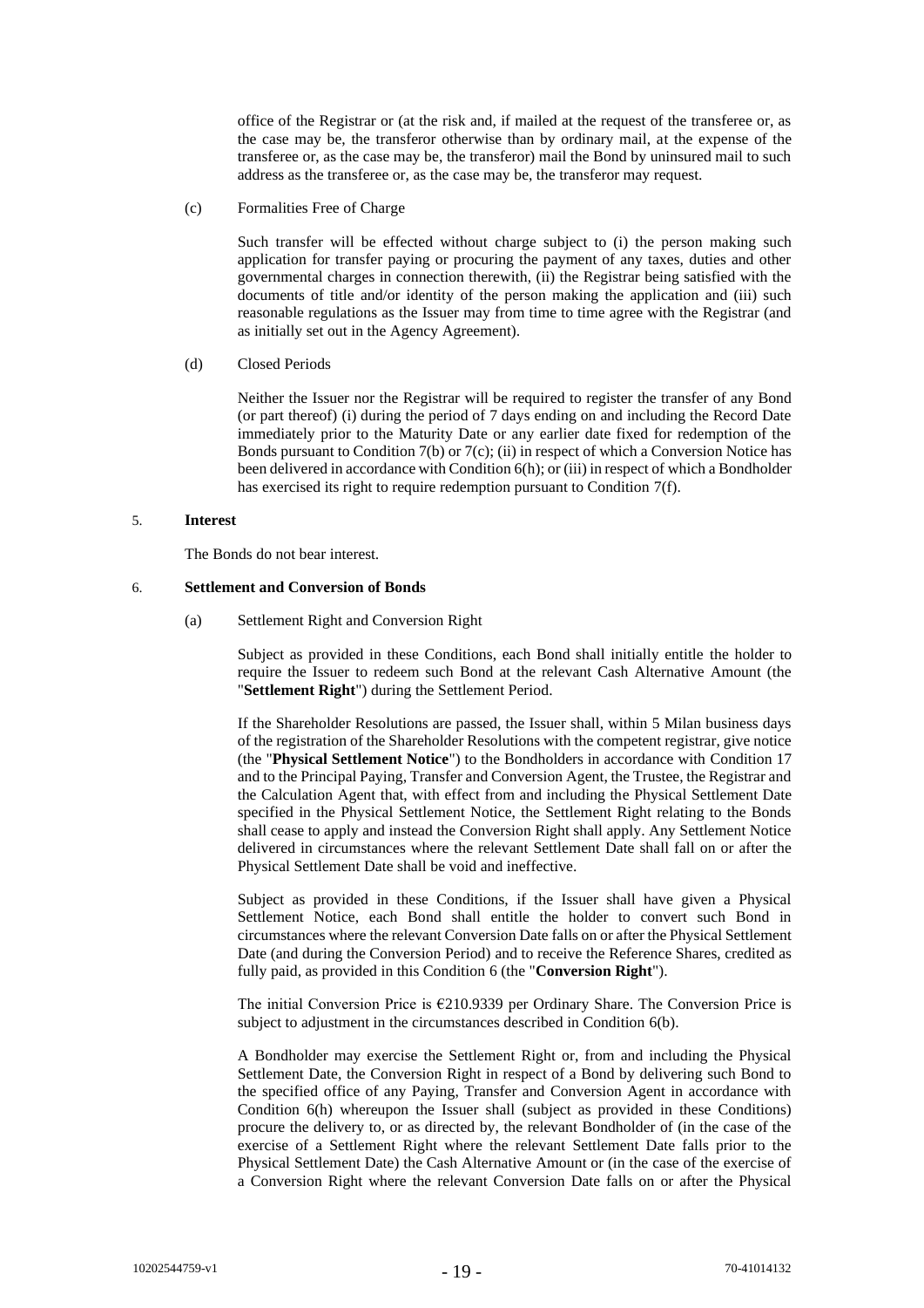office of the Registrar or (at the risk and, if mailed at the request of the transferee or, as the case may be, the transferor otherwise than by ordinary mail, at the expense of the transferee or, as the case may be, the transferor) mail the Bond by uninsured mail to such address as the transferee or, as the case may be, the transferor may request.

(c) Formalities Free of Charge

Such transfer will be effected without charge subject to (i) the person making such application for transfer paying or procuring the payment of any taxes, duties and other governmental charges in connection therewith, (ii) the Registrar being satisfied with the documents of title and/or identity of the person making the application and (iii) such reasonable regulations as the Issuer may from time to time agree with the Registrar (and as initially set out in the Agency Agreement).

(d) Closed Periods

Neither the Issuer nor the Registrar will be required to register the transfer of any Bond (or part thereof) (i) during the period of 7 days ending on and including the Record Date immediately prior to the Maturity Date or any earlier date fixed for redemption of the Bonds pursuant to Condition 7(b) or 7(c); (ii) in respect of which a Conversion Notice has been delivered in accordance with Condition 6(h); or (iii) in respect of which a Bondholder has exercised its right to require redemption pursuant to Condition 7(f).

5. **Interest**

The Bonds do not bear interest.

6. **Settlement and Conversion of Bonds**

(a) Settlement Right and Conversion Right

Subject as provided in these Conditions, each Bond shall initially entitle the holder to require the Issuer to redeem such Bond at the relevant Cash Alternative Amount (the "**Settlement Right**") during the Settlement Period.

If the Shareholder Resolutions are passed, the Issuer shall, within 5 Milan business days of the registration of the Shareholder Resolutions with the competent registrar, give notice (the "**Physical Settlement Notice**") to the Bondholders in accordance with Condition 17 and to the Principal Paying, Transfer and Conversion Agent, the Trustee, the Registrar and the Calculation Agent that, with effect from and including the Physical Settlement Date specified in the Physical Settlement Notice, the Settlement Right relating to the Bonds shall cease to apply and instead the Conversion Right shall apply. Any Settlement Notice delivered in circumstances where the relevant Settlement Date shall fall on or after the Physical Settlement Date shall be void and ineffective.

Subject as provided in these Conditions, if the Issuer shall have given a Physical Settlement Notice, each Bond shall entitle the holder to convert such Bond in circumstances where the relevant Conversion Date falls on or after the Physical Settlement Date (and during the Conversion Period) and to receive the Reference Shares, credited as fully paid, as provided in this Condition 6 (the "**Conversion Right**").

The initial Conversion Price is €210.9339 per Ordinary Share. The Conversion Price is subject to adjustment in the circumstances described in Condition 6(b).

A Bondholder may exercise the Settlement Right or, from and including the Physical Settlement Date, the Conversion Right in respect of a Bond by delivering such Bond to the specified office of any Paying, Transfer and Conversion Agent in accordance with Condition 6(h) whereupon the Issuer shall (subject as provided in these Conditions) procure the delivery to, or as directed by, the relevant Bondholder of (in the case of the exercise of a Settlement Right where the relevant Settlement Date falls prior to the Physical Settlement Date) the Cash Alternative Amount or (in the case of the exercise of a Conversion Right where the relevant Conversion Date falls on or after the Physical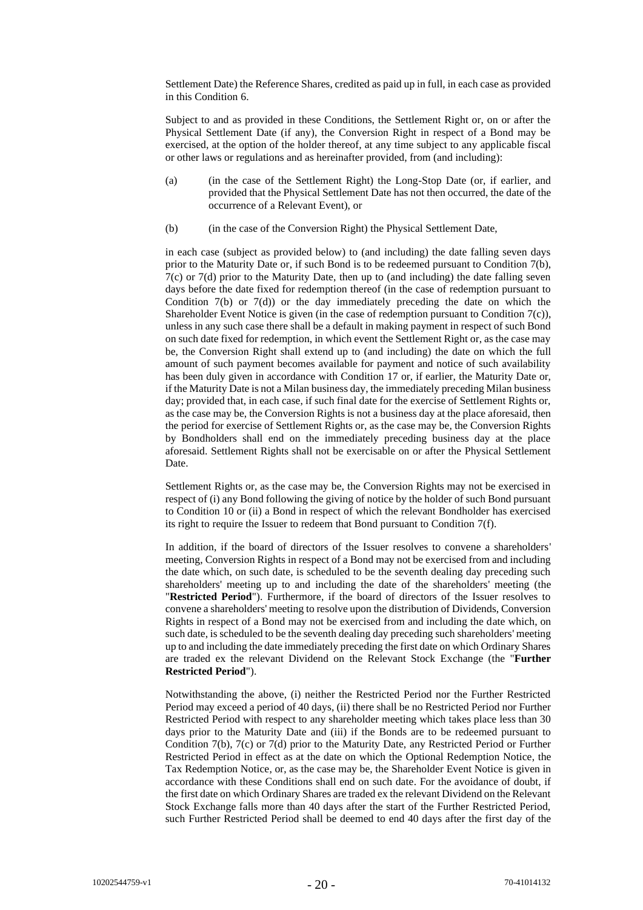Settlement Date) the Reference Shares, credited as paid up in full, in each case as provided in this Condition 6.

Subject to and as provided in these Conditions, the Settlement Right or, on or after the Physical Settlement Date (if any), the Conversion Right in respect of a Bond may be exercised, at the option of the holder thereof, at any time subject to any applicable fiscal or other laws or regulations and as hereinafter provided, from (and including):

(a) (in the case of the Settlement Right) the Long-Stop Date (or, if earlier, and provided that the Physical Settlement Date has not then occurred, the date of the occurrence of a Relevant Event), or

(b) (in the case of the Conversion Right) the Physical Settlement Date,

in each case (subject as provided below) to (and including) the date falling seven days prior to the Maturity Date or, if such Bond is to be redeemed pursuant to Condition 7(b), 7(c) or 7(d) prior to the Maturity Date, then up to (and including) the date falling seven days before the date fixed for redemption thereof (in the case of redemption pursuant to Condition 7(b) or 7(d)) or the day immediately preceding the date on which the Shareholder Event Notice is given (in the case of redemption pursuant to Condition 7(c)), unless in any such case there shall be a default in making payment in respect of such Bond on such date fixed for redemption, in which event the Settlement Right or, as the case may be, the Conversion Right shall extend up to (and including) the date on which the full amount of such payment becomes available for payment and notice of such availability has been duly given in accordance with Condition 17 or, if earlier, the Maturity Date or, if the Maturity Date is not a Milan business day, the immediately preceding Milan business day; provided that, in each case, if such final date for the exercise of Settlement Rights or, as the case may be, the Conversion Rights is not a business day at the place aforesaid, then the period for exercise of Settlement Rights or, as the case may be, the Conversion Rights by Bondholders shall end on the immediately preceding business day at the place aforesaid. Settlement Rights shall not be exercisable on or after the Physical Settlement Date.

Settlement Rights or, as the case may be, the Conversion Rights may not be exercised in respect of (i) any Bond following the giving of notice by the holder of such Bond pursuant to Condition 10 or (ii) a Bond in respect of which the relevant Bondholder has exercised its right to require the Issuer to redeem that Bond pursuant to Condition 7(f).

In addition, if the board of directors of the Issuer resolves to convene a shareholders' meeting, Conversion Rights in respect of a Bond may not be exercised from and including the date which, on such date, is scheduled to be the seventh dealing day preceding such shareholders' meeting up to and including the date of the shareholders' meeting (the "**Restricted Period**"). Furthermore, if the board of directors of the Issuer resolves to convene a shareholders' meeting to resolve upon the distribution of Dividends, Conversion Rights in respect of a Bond may not be exercised from and including the date which, on such date, is scheduled to be the seventh dealing day preceding such shareholders' meeting up to and including the date immediately preceding the first date on which Ordinary Shares are traded ex the relevant Dividend on the Relevant Stock Exchange (the "**Further Restricted Period**").

Notwithstanding the above, (i) neither the Restricted Period nor the Further Restricted Period may exceed a period of 40 days, (ii) there shall be no Restricted Period nor Further Restricted Period with respect to any shareholder meeting which takes place less than 30 days prior to the Maturity Date and (iii) if the Bonds are to be redeemed pursuant to Condition 7(b), 7(c) or 7(d) prior to the Maturity Date, any Restricted Period or Further Restricted Period in effect as at the date on which the Optional Redemption Notice, the Tax Redemption Notice, or, as the case may be, the Shareholder Event Notice is given in accordance with these Conditions shall end on such date. For the avoidance of doubt, if the first date on which Ordinary Shares are traded ex the relevant Dividend on the Relevant Stock Exchange falls more than 40 days after the start of the Further Restricted Period, such Further Restricted Period shall be deemed to end 40 days after the first day of the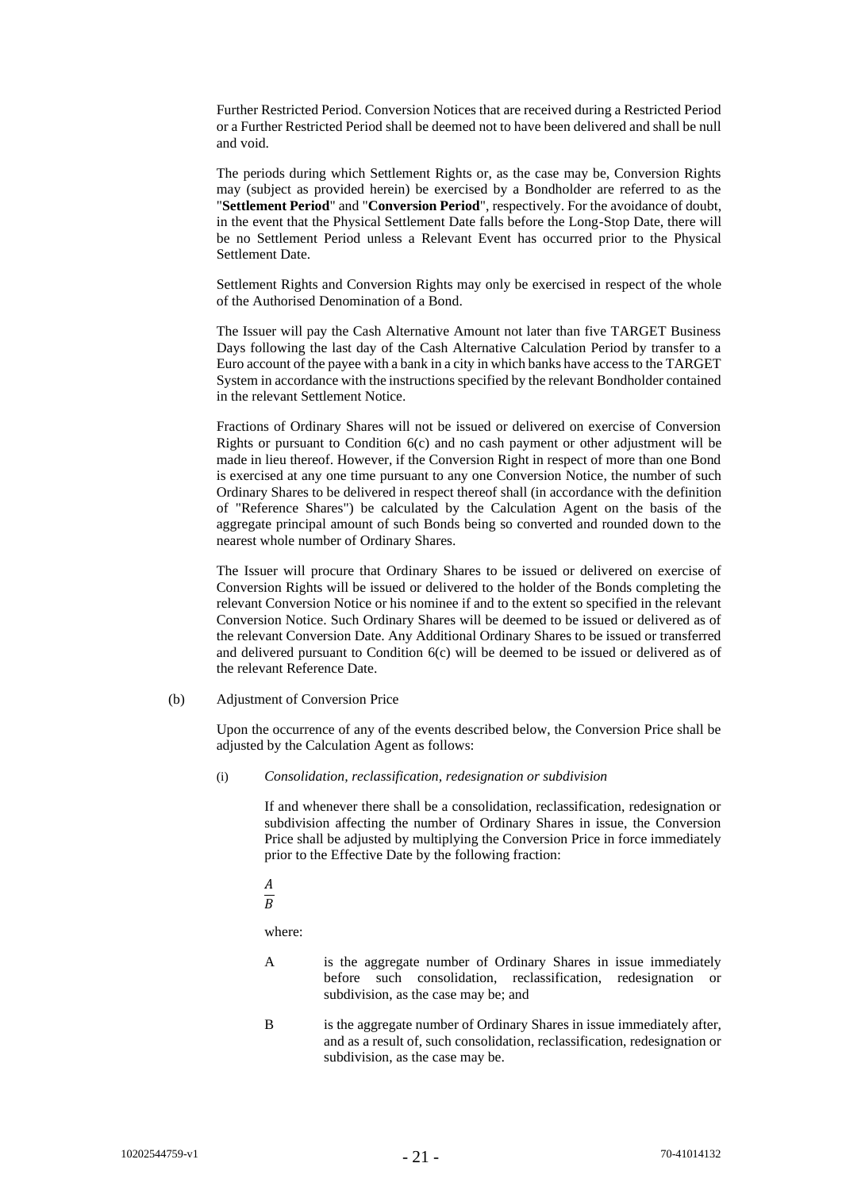Further Restricted Period. Conversion Notices that are received during a Restricted Period or a Further Restricted Period shall be deemed not to have been delivered and shall be null and void.

The periods during which Settlement Rights or, as the case may be, Conversion Rights may (subject as provided herein) be exercised by a Bondholder are referred to as the "**Settlement Period**" and "**Conversion Period**", respectively. For the avoidance of doubt, in the event that the Physical Settlement Date falls before the Long-Stop Date, there will be no Settlement Period unless a Relevant Event has occurred prior to the Physical Settlement Date.

Settlement Rights and Conversion Rights may only be exercised in respect of the whole of the Authorised Denomination of a Bond.

The Issuer will pay the Cash Alternative Amount not later than five TARGET Business Days following the last day of the Cash Alternative Calculation Period by transfer to a Euro account of the payee with a bank in a city in which banks have access to the TARGET System in accordance with the instructions specified by the relevant Bondholder contained in the relevant Settlement Notice.

Fractions of Ordinary Shares will not be issued or delivered on exercise of Conversion Rights or pursuant to Condition 6(c) and no cash payment or other adjustment will be made in lieu thereof. However, if the Conversion Right in respect of more than one Bond is exercised at any one time pursuant to any one Conversion Notice, the number of such Ordinary Shares to be delivered in respect thereof shall (in accordance with the definition of "Reference Shares") be calculated by the Calculation Agent on the basis of the aggregate principal amount of such Bonds being so converted and rounded down to the nearest whole number of Ordinary Shares.

The Issuer will procure that Ordinary Shares to be issued or delivered on exercise of Conversion Rights will be issued or delivered to the holder of the Bonds completing the relevant Conversion Notice or his nominee if and to the extent so specified in the relevant Conversion Notice. Such Ordinary Shares will be deemed to be issued or delivered as of the relevant Conversion Date. Any Additional Ordinary Shares to be issued or transferred and delivered pursuant to Condition 6(c) will be deemed to be issued or delivered as of the relevant Reference Date.

(b) Adjustment of Conversion Price

Upon the occurrence of any of the events described below, the Conversion Price shall be adjusted by the Calculation Agent as follows:

(i) *Consolidation, reclassification, redesignation or subdivision*

If and whenever there shall be a consolidation, reclassification, redesignation or subdivision affecting the number of Ordinary Shares in issue, the Conversion Price shall be adjusted by multiplying the Conversion Price in force immediately prior to the Effective Date by the following fraction:

$$\frac{A}{B}$$

where:

A is the aggregate number of Ordinary Shares in issue immediately before such consolidation, reclassification, redesignation or subdivision, as the case may be; and

B is the aggregate number of Ordinary Shares in issue immediately after, and as a result of, such consolidation, reclassification, redesignation or subdivision, as the case may be.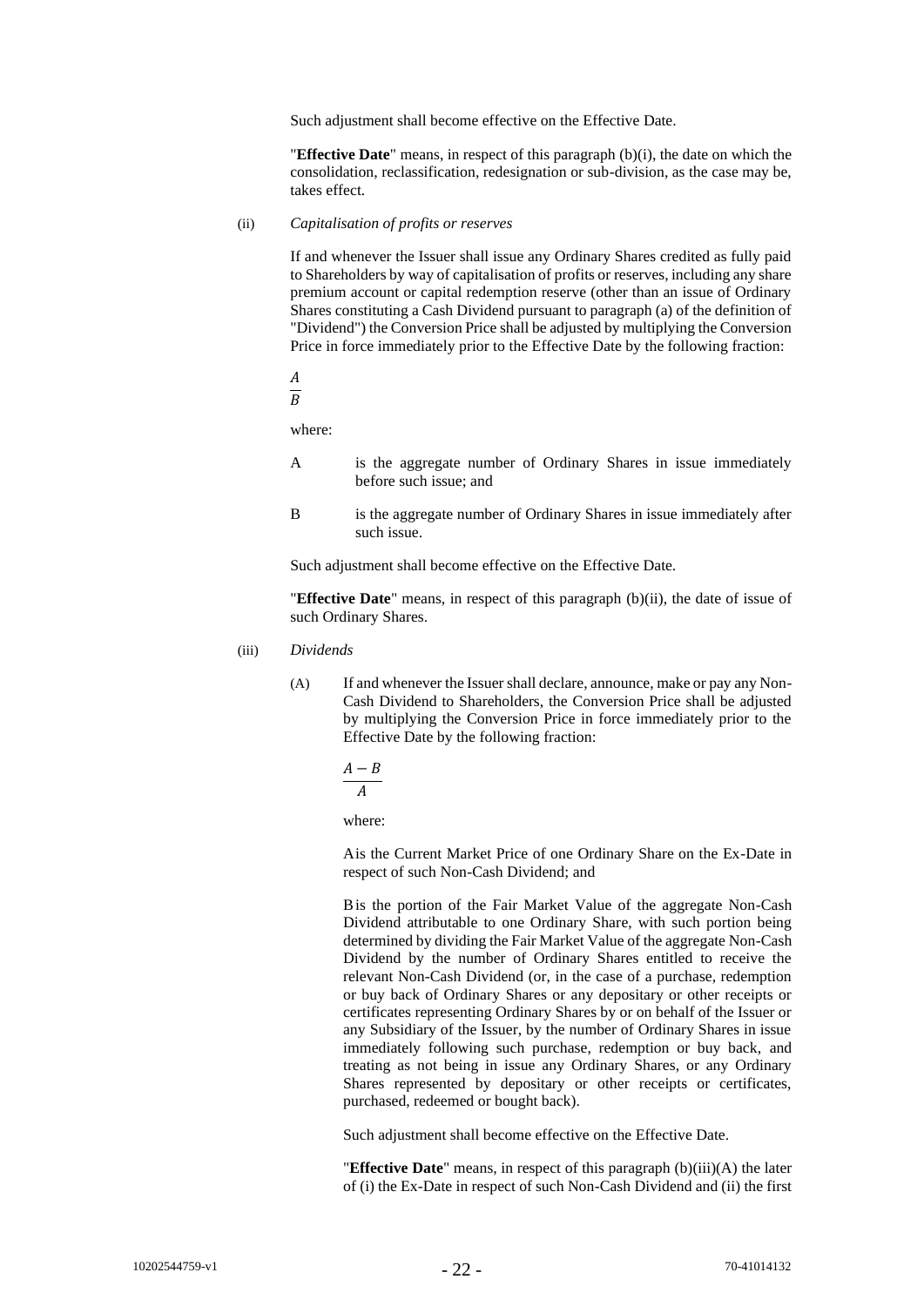Such adjustment shall become effective on the Effective Date.

"**Effective Date**" means, in respect of this paragraph (b)(i), the date on which the consolidation, reclassification, redesignation or sub-division, as the case may be, takes effect.

(ii) *Capitalisation of profits or reserves*

If and whenever the Issuer shall issue any Ordinary Shares credited as fully paid to Shareholders by way of capitalisation of profits or reserves, including any share premium account or capital redemption reserve (other than an issue of Ordinary Shares constituting a Cash Dividend pursuant to paragraph (a) of the definition of "Dividend") the Conversion Price shall be adjusted by multiplying the Conversion Price in force immediately prior to the Effective Date by the following fraction:

$$\frac{A}{B}$$

where:

A is the aggregate number of Ordinary Shares in issue immediately before such issue; and

B is the aggregate number of Ordinary Shares in issue immediately after such issue.

Such adjustment shall become effective on the Effective Date.

"**Effective Date**" means, in respect of this paragraph (b)(ii), the date of issue of such Ordinary Shares.

(iii) *Dividends*

(A) If and whenever the Issuer shall declare, announce, make or pay any Non-Cash Dividend to Shareholders, the Conversion Price shall be adjusted by multiplying the Conversion Price in force immediately prior to the Effective Date by the following fraction:

$$\frac{A-B}{A}$$

where:

A is the Current Market Price of one Ordinary Share on the Ex-Date in respect of such Non-Cash Dividend; and

B is the portion of the Fair Market Value of the aggregate Non-Cash Dividend attributable to one Ordinary Share, with such portion being determined by dividing the Fair Market Value of the aggregate Non-Cash Dividend by the number of Ordinary Shares entitled to receive the relevant Non-Cash Dividend (or, in the case of a purchase, redemption or buy back of Ordinary Shares or any depositary or other receipts or certificates representing Ordinary Shares by or on behalf of the Issuer or any Subsidiary of the Issuer, by the number of Ordinary Shares in issue immediately following such purchase, redemption or buy back, and treating as not being in issue any Ordinary Shares, or any Ordinary Shares represented by depositary or other receipts or certificates, purchased, redeemed or bought back).

Such adjustment shall become effective on the Effective Date.

"**Effective Date**" means, in respect of this paragraph (b)(iii)(A) the later of (i) the Ex-Date in respect of such Non-Cash Dividend and (ii) the first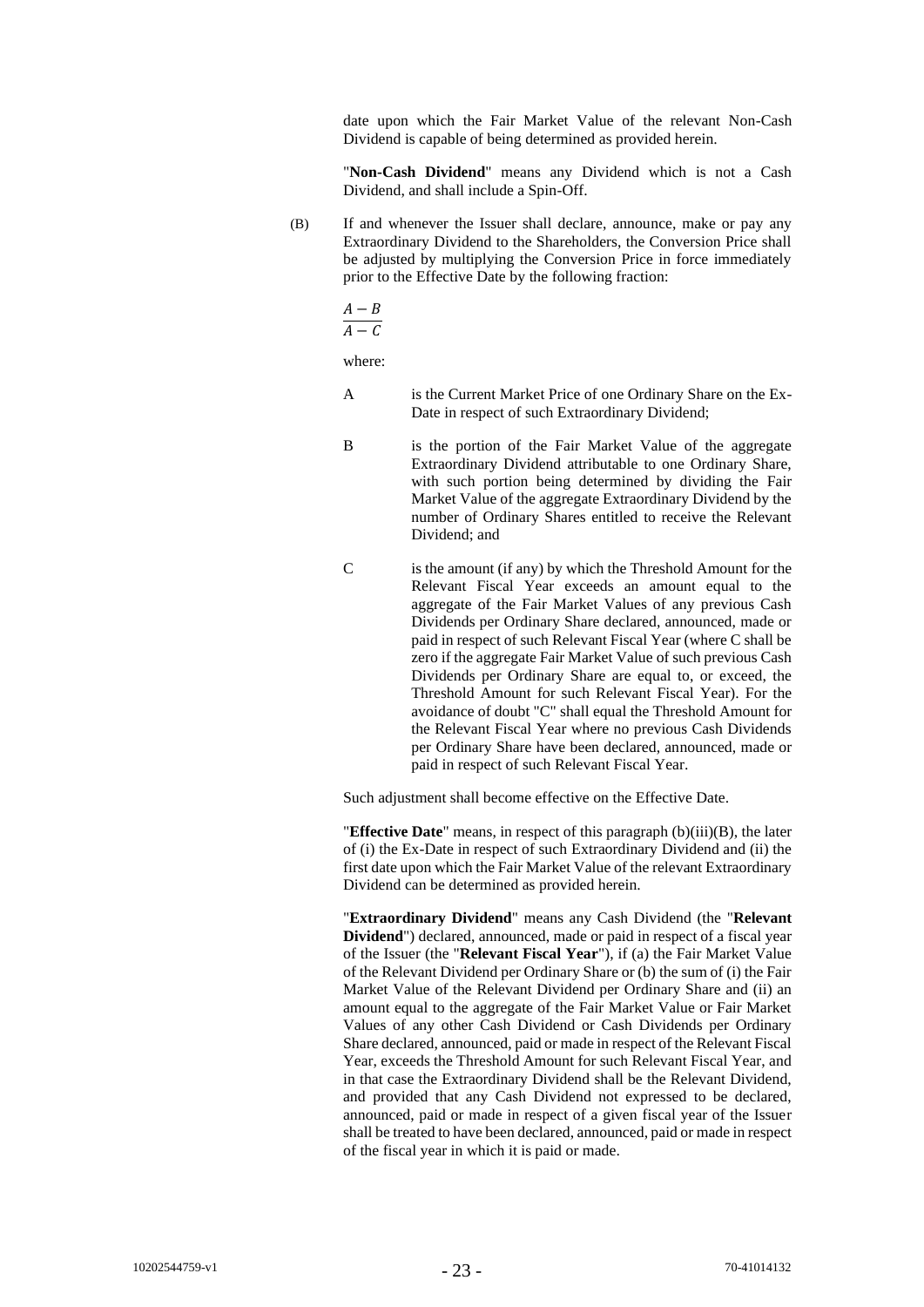date upon which the Fair Market Value of the relevant Non-Cash Dividend is capable of being determined as provided herein.

"**Non-Cash Dividend**" means any Dividend which is not a Cash Dividend, and shall include a Spin-Off.

(B) If and whenever the Issuer shall declare, announce, make or pay any Extraordinary Dividend to the Shareholders, the Conversion Price shall be adjusted by multiplying the Conversion Price in force immediately prior to the Effective Date by the following fraction:

$$\frac{A - B}{A - C}$$

where:

A is the Current Market Price of one Ordinary Share on the Ex-Date in respect of such Extraordinary Dividend;

B is the portion of the Fair Market Value of the aggregate Extraordinary Dividend attributable to one Ordinary Share, with such portion being determined by dividing the Fair Market Value of the aggregate Extraordinary Dividend by the number of Ordinary Shares entitled to receive the Relevant Dividend; and

C is the amount (if any) by which the Threshold Amount for the Relevant Fiscal Year exceeds an amount equal to the aggregate of the Fair Market Values of any previous Cash Dividends per Ordinary Share declared, announced, made or paid in respect of such Relevant Fiscal Year (where C shall be zero if the aggregate Fair Market Value of such previous Cash Dividends per Ordinary Share are equal to, or exceed, the Threshold Amount for such Relevant Fiscal Year). For the avoidance of doubt "C" shall equal the Threshold Amount for the Relevant Fiscal Year where no previous Cash Dividends per Ordinary Share have been declared, announced, made or paid in respect of such Relevant Fiscal Year.

Such adjustment shall become effective on the Effective Date.

"**Effective Date**" means, in respect of this paragraph (b)(iii)(B), the later of (i) the Ex-Date in respect of such Extraordinary Dividend and (ii) the first date upon which the Fair Market Value of the relevant Extraordinary Dividend can be determined as provided herein.

"**Extraordinary Dividend**" means any Cash Dividend (the "**Relevant Dividend**") declared, announced, made or paid in respect of a fiscal year of the Issuer (the "**Relevant Fiscal Year**"), if (a) the Fair Market Value of the Relevant Dividend per Ordinary Share or (b) the sum of (i) the Fair Market Value of the Relevant Dividend per Ordinary Share and (ii) an amount equal to the aggregate of the Fair Market Value or Fair Market Values of any other Cash Dividend or Cash Dividends per Ordinary Share declared, announced, paid or made in respect of the Relevant Fiscal Year, exceeds the Threshold Amount for such Relevant Fiscal Year, and in that case the Extraordinary Dividend shall be the Relevant Dividend, and provided that any Cash Dividend not expressed to be declared, announced, paid or made in respect of a given fiscal year of the Issuer shall be treated to have been declared, announced, paid or made in respect of the fiscal year in which it is paid or made.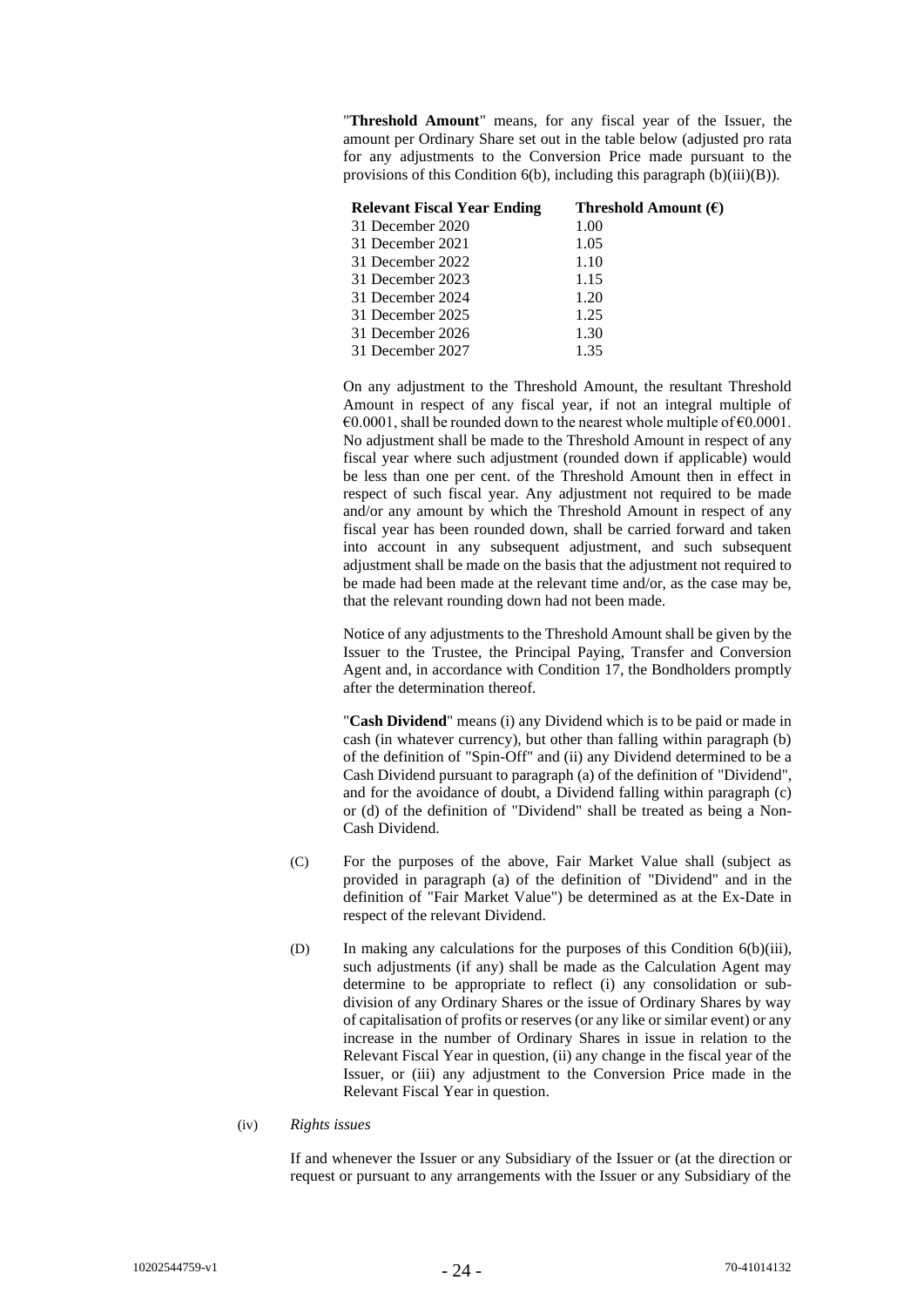"**Threshold Amount**" means, for any fiscal year of the Issuer, the amount per Ordinary Share set out in the table below (adjusted pro rata for any adjustments to the Conversion Price made pursuant to the provisions of this Condition 6(b), including this paragraph (b)(iii)(B)).

| **Relevant Fiscal Year Ending** | **Threshold Amount (€)** |
|---|---|
| 31 December 2020 | 1.00 |
| 31 December 2021 | 1.05 |
| 31 December 2022 | 1.10 |
| 31 December 2023 | 1.15 |
| 31 December 2024 | 1.20 |
| 31 December 2025 | 1.25 |
| 31 December 2026 | 1.30 |
| 31 December 2027 | 1.35 |

On any adjustment to the Threshold Amount, the resultant Threshold Amount in respect of any fiscal year, if not an integral multiple of €0.0001, shall be rounded down to the nearest whole multiple of €0.0001. No adjustment shall be made to the Threshold Amount in respect of any fiscal year where such adjustment (rounded down if applicable) would be less than one per cent. of the Threshold Amount then in effect in respect of such fiscal year. Any adjustment not required to be made and/or any amount by which the Threshold Amount in respect of any fiscal year has been rounded down, shall be carried forward and taken into account in any subsequent adjustment, and such subsequent adjustment shall be made on the basis that the adjustment not required to be made had been made at the relevant time and/or, as the case may be, that the relevant rounding down had not been made.

Notice of any adjustments to the Threshold Amount shall be given by the Issuer to the Trustee, the Principal Paying, Transfer and Conversion Agent and, in accordance with Condition 17, the Bondholders promptly after the determination thereof.

"**Cash Dividend**" means (i) any Dividend which is to be paid or made in cash (in whatever currency), but other than falling within paragraph (b) of the definition of "Spin-Off" and (ii) any Dividend determined to be a Cash Dividend pursuant to paragraph (a) of the definition of "Dividend", and for the avoidance of doubt, a Dividend falling within paragraph (c) or (d) of the definition of "Dividend" shall be treated as being a Non-Cash Dividend.

(C) For the purposes of the above, Fair Market Value shall (subject as provided in paragraph (a) of the definition of "Dividend" and in the definition of "Fair Market Value") be determined as at the Ex-Date in respect of the relevant Dividend.

(D) In making any calculations for the purposes of this Condition 6(b)(iii), such adjustments (if any) shall be made as the Calculation Agent may determine to be appropriate to reflect (i) any consolidation or sub-division of any Ordinary Shares or the issue of Ordinary Shares by way of capitalisation of profits or reserves (or any like or similar event) or any increase in the number of Ordinary Shares in issue in relation to the Relevant Fiscal Year in question, (ii) any change in the fiscal year of the Issuer, or (iii) any adjustment to the Conversion Price made in the Relevant Fiscal Year in question.

(iv) *Rights issues*

If and whenever the Issuer or any Subsidiary of the Issuer or (at the direction or request or pursuant to any arrangements with the Issuer or any Subsidiary of the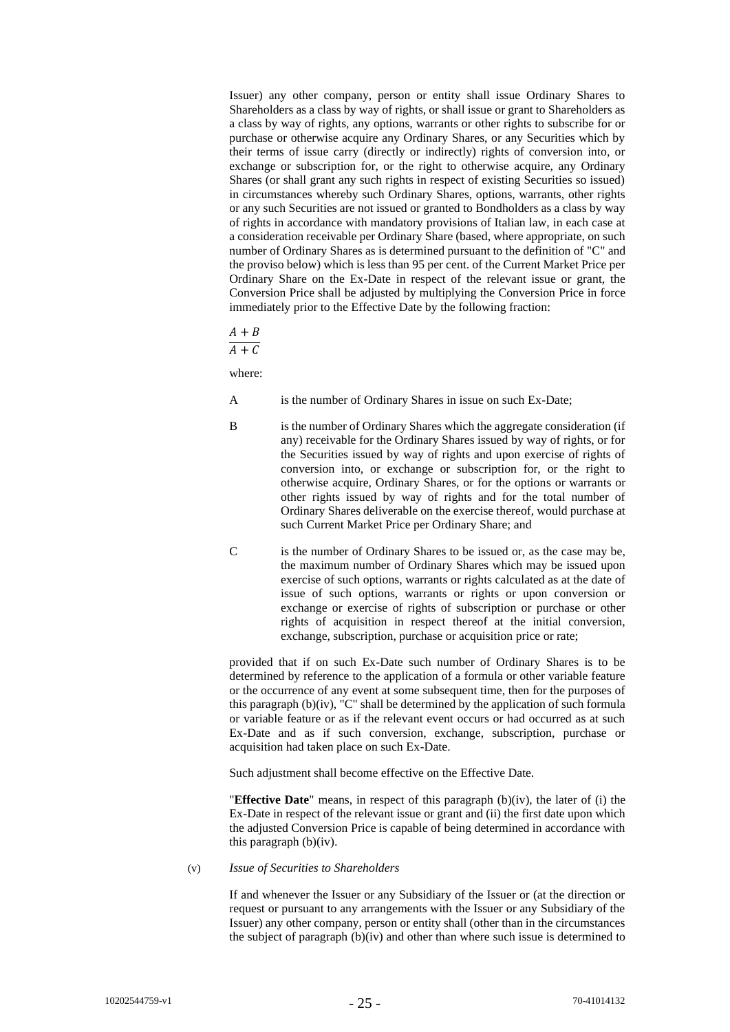Issuer) any other company, person or entity shall issue Ordinary Shares to Shareholders as a class by way of rights, or shall issue or grant to Shareholders as a class by way of rights, any options, warrants or other rights to subscribe for or purchase or otherwise acquire any Ordinary Shares, or any Securities which by their terms of issue carry (directly or indirectly) rights of conversion into, or exchange or subscription for, or the right to otherwise acquire, any Ordinary Shares (or shall grant any such rights in respect of existing Securities so issued) in circumstances whereby such Ordinary Shares, options, warrants, other rights or any such Securities are not issued or granted to Bondholders as a class by way of rights in accordance with mandatory provisions of Italian law, in each case at a consideration receivable per Ordinary Share (based, where appropriate, on such number of Ordinary Shares as is determined pursuant to the definition of "C" and the proviso below) which is less than 95 per cent. of the Current Market Price per Ordinary Share on the Ex-Date in respect of the relevant issue or grant, the Conversion Price shall be adjusted by multiplying the Conversion Price in force immediately prior to the Effective Date by the following fraction:

$$\frac{A + B}{A + C}$$

where:

A is the number of Ordinary Shares in issue on such Ex-Date;

B is the number of Ordinary Shares which the aggregate consideration (if any) receivable for the Ordinary Shares issued by way of rights, or for the Securities issued by way of rights and upon exercise of rights of conversion into, or exchange or subscription for, or the right to otherwise acquire, Ordinary Shares, or for the options or warrants or other rights issued by way of rights and for the total number of Ordinary Shares deliverable on the exercise thereof, would purchase at such Current Market Price per Ordinary Share; and

C is the number of Ordinary Shares to be issued or, as the case may be, the maximum number of Ordinary Shares which may be issued upon exercise of such options, warrants or rights calculated as at the date of issue of such options, warrants or rights or upon conversion or exchange or exercise of rights of subscription or purchase or other rights of acquisition in respect thereof at the initial conversion, exchange, subscription, purchase or acquisition price or rate;

provided that if on such Ex-Date such number of Ordinary Shares is to be determined by reference to the application of a formula or other variable feature or the occurrence of any event at some subsequent time, then for the purposes of this paragraph (b)(iv), "C" shall be determined by the application of such formula or variable feature or as if the relevant event occurs or had occurred as at such Ex-Date and as if such conversion, exchange, subscription, purchase or acquisition had taken place on such Ex-Date.

Such adjustment shall become effective on the Effective Date.

"**Effective Date**" means, in respect of this paragraph (b)(iv), the later of (i) the Ex-Date in respect of the relevant issue or grant and (ii) the first date upon which the adjusted Conversion Price is capable of being determined in accordance with this paragraph (b)(iv).

(v) *Issue of Securities to Shareholders*

If and whenever the Issuer or any Subsidiary of the Issuer or (at the direction or request or pursuant to any arrangements with the Issuer or any Subsidiary of the Issuer) any other company, person or entity shall (other than in the circumstances the subject of paragraph (b)(iv) and other than where such issue is determined to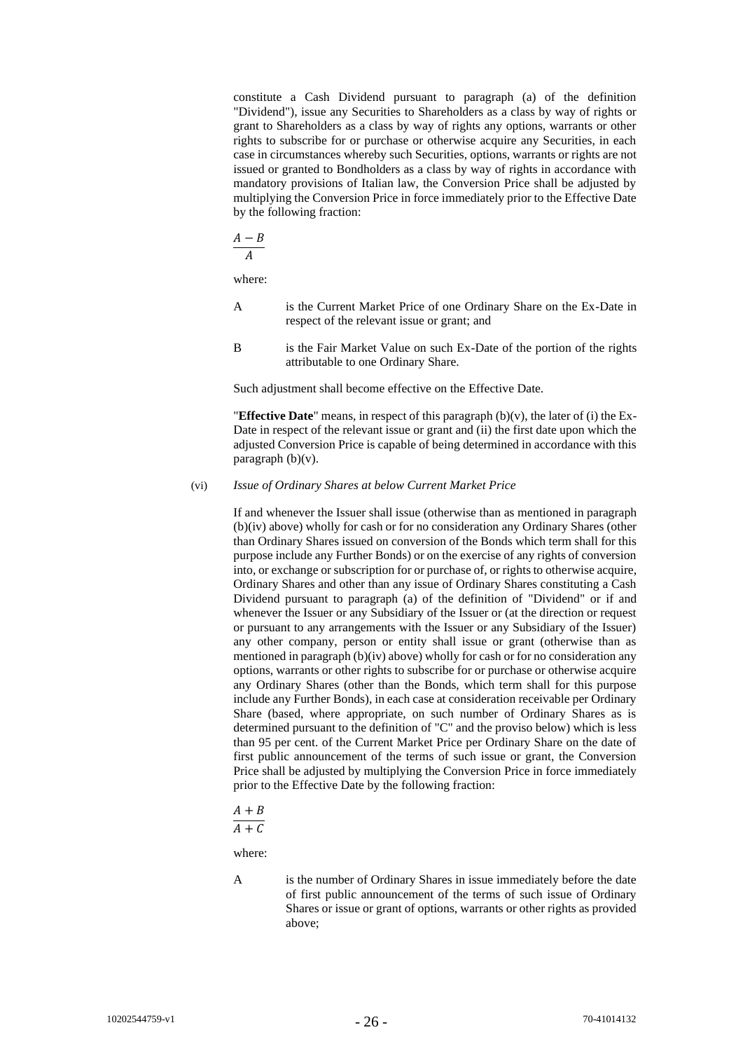constitute a Cash Dividend pursuant to paragraph (a) of the definition "Dividend"), issue any Securities to Shareholders as a class by way of rights or grant to Shareholders as a class by way of rights any options, warrants or other rights to subscribe for or purchase or otherwise acquire any Securities, in each case in circumstances whereby such Securities, options, warrants or rights are not issued or granted to Bondholders as a class by way of rights in accordance with mandatory provisions of Italian law, the Conversion Price shall be adjusted by multiplying the Conversion Price in force immediately prior to the Effective Date by the following fraction:

$$\frac{A - B}{A}$$

where:

A is the Current Market Price of one Ordinary Share on the Ex-Date in respect of the relevant issue or grant; and

B is the Fair Market Value on such Ex-Date of the portion of the rights attributable to one Ordinary Share.

Such adjustment shall become effective on the Effective Date.

"**Effective Date**" means, in respect of this paragraph (b)(v), the later of (i) the Ex-Date in respect of the relevant issue or grant and (ii) the first date upon which the adjusted Conversion Price is capable of being determined in accordance with this paragraph (b)(v).

(vi) *Issue of Ordinary Shares at below Current Market Price*

If and whenever the Issuer shall issue (otherwise than as mentioned in paragraph (b)(iv) above) wholly for cash or for no consideration any Ordinary Shares (other than Ordinary Shares issued on conversion of the Bonds which term shall for this purpose include any Further Bonds) or on the exercise of any rights of conversion into, or exchange or subscription for or purchase of, or rights to otherwise acquire, Ordinary Shares and other than any issue of Ordinary Shares constituting a Cash Dividend pursuant to paragraph (a) of the definition of "Dividend" or if and whenever the Issuer or any Subsidiary of the Issuer or (at the direction or request or pursuant to any arrangements with the Issuer or any Subsidiary of the Issuer) any other company, person or entity shall issue or grant (otherwise than as mentioned in paragraph (b)(iv) above) wholly for cash or for no consideration any options, warrants or other rights to subscribe for or purchase or otherwise acquire any Ordinary Shares (other than the Bonds, which term shall for this purpose include any Further Bonds), in each case at consideration receivable per Ordinary Share (based, where appropriate, on such number of Ordinary Shares as is determined pursuant to the definition of "C" and the proviso below) which is less than 95 per cent. of the Current Market Price per Ordinary Share on the date of first public announcement of the terms of such issue or grant, the Conversion Price shall be adjusted by multiplying the Conversion Price in force immediately prior to the Effective Date by the following fraction:

$$\frac{A + B}{A + C}$$

where:

A is the number of Ordinary Shares in issue immediately before the date of first public announcement of the terms of such issue of Ordinary Shares or issue or grant of options, warrants or other rights as provided above;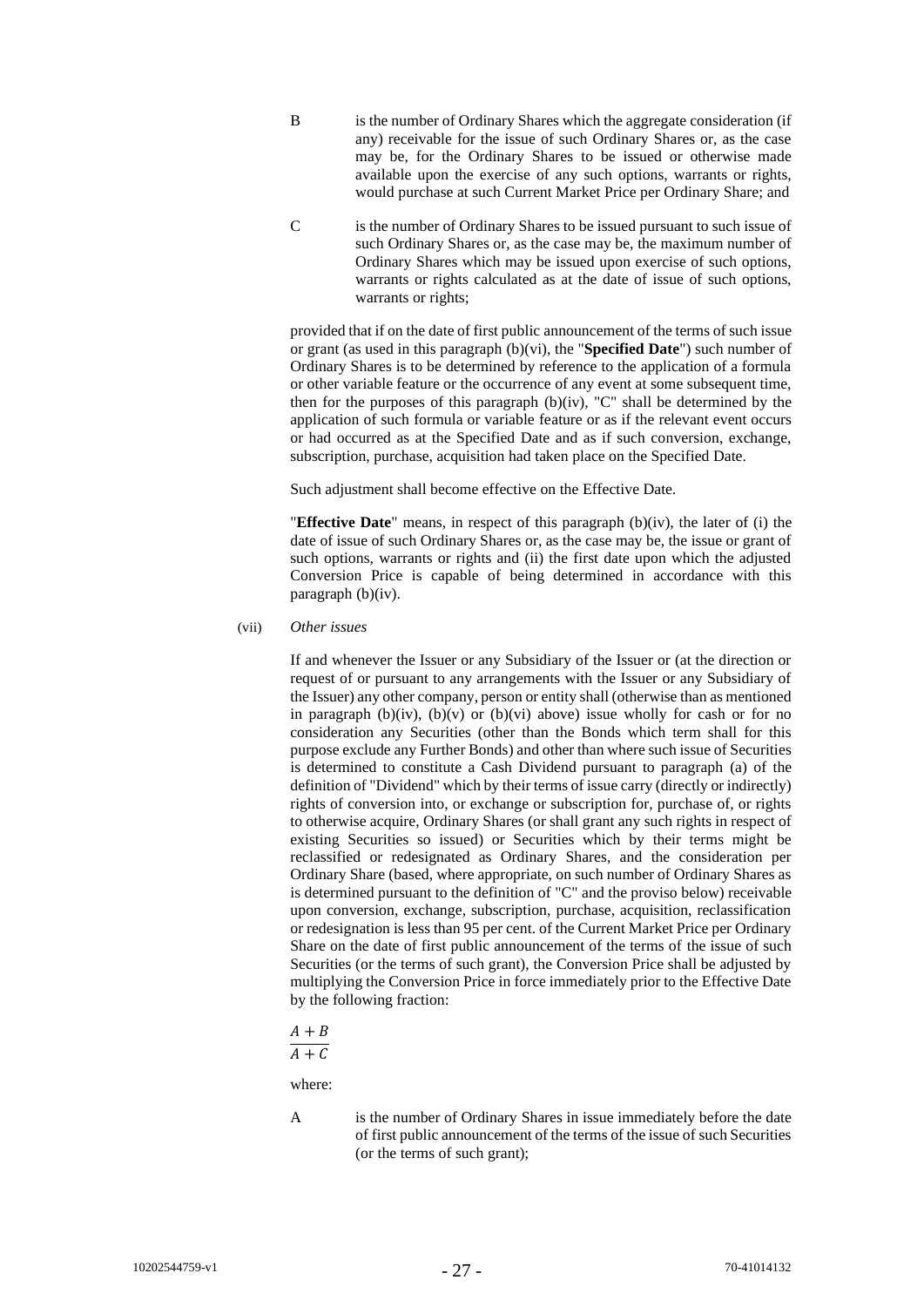B is the number of Ordinary Shares which the aggregate consideration (if any) receivable for the issue of such Ordinary Shares or, as the case may be, for the Ordinary Shares to be issued or otherwise made available upon the exercise of any such options, warrants or rights, would purchase at such Current Market Price per Ordinary Share; and

C is the number of Ordinary Shares to be issued pursuant to such issue of such Ordinary Shares or, as the case may be, the maximum number of Ordinary Shares which may be issued upon exercise of such options, warrants or rights calculated as at the date of issue of such options, warrants or rights;

provided that if on the date of first public announcement of the terms of such issue or grant (as used in this paragraph (b)(vi), the "**Specified Date**") such number of Ordinary Shares is to be determined by reference to the application of a formula or other variable feature or the occurrence of any event at some subsequent time, then for the purposes of this paragraph (b)(iv), "C" shall be determined by the application of such formula or variable feature or as if the relevant event occurs or had occurred as at the Specified Date and as if such conversion, exchange, subscription, purchase, acquisition had taken place on the Specified Date.

Such adjustment shall become effective on the Effective Date.

"**Effective Date**" means, in respect of this paragraph (b)(iv), the later of (i) the date of issue of such Ordinary Shares or, as the case may be, the issue or grant of such options, warrants or rights and (ii) the first date upon which the adjusted Conversion Price is capable of being determined in accordance with this paragraph (b)(iv).

(vii) *Other issues*

If and whenever the Issuer or any Subsidiary of the Issuer or (at the direction or request of or pursuant to any arrangements with the Issuer or any Subsidiary of the Issuer) any other company, person or entity shall (otherwise than as mentioned in paragraph (b)(iv), (b)(v) or (b)(vi) above) issue wholly for cash or for no consideration any Securities (other than the Bonds which term shall for this purpose exclude any Further Bonds) and other than where such issue of Securities is determined to constitute a Cash Dividend pursuant to paragraph (a) of the definition of "Dividend" which by their terms of issue carry (directly or indirectly) rights of conversion into, or exchange or subscription for, purchase of, or rights to otherwise acquire, Ordinary Shares (or shall grant any such rights in respect of existing Securities so issued) or Securities which by their terms might be reclassified or redesignated as Ordinary Shares, and the consideration per Ordinary Share (based, where appropriate, on such number of Ordinary Shares as is determined pursuant to the definition of "C" and the proviso below) receivable upon conversion, exchange, subscription, purchase, acquisition, reclassification or redesignation is less than 95 per cent. of the Current Market Price per Ordinary Share on the date of first public announcement of the terms of the issue of such Securities (or the terms of such grant), the Conversion Price shall be adjusted by multiplying the Conversion Price in force immediately prior to the Effective Date by the following fraction:

$$\frac{A + B}{A + C}$$

where:

A is the number of Ordinary Shares in issue immediately before the date of first public announcement of the terms of the issue of such Securities (or the terms of such grant);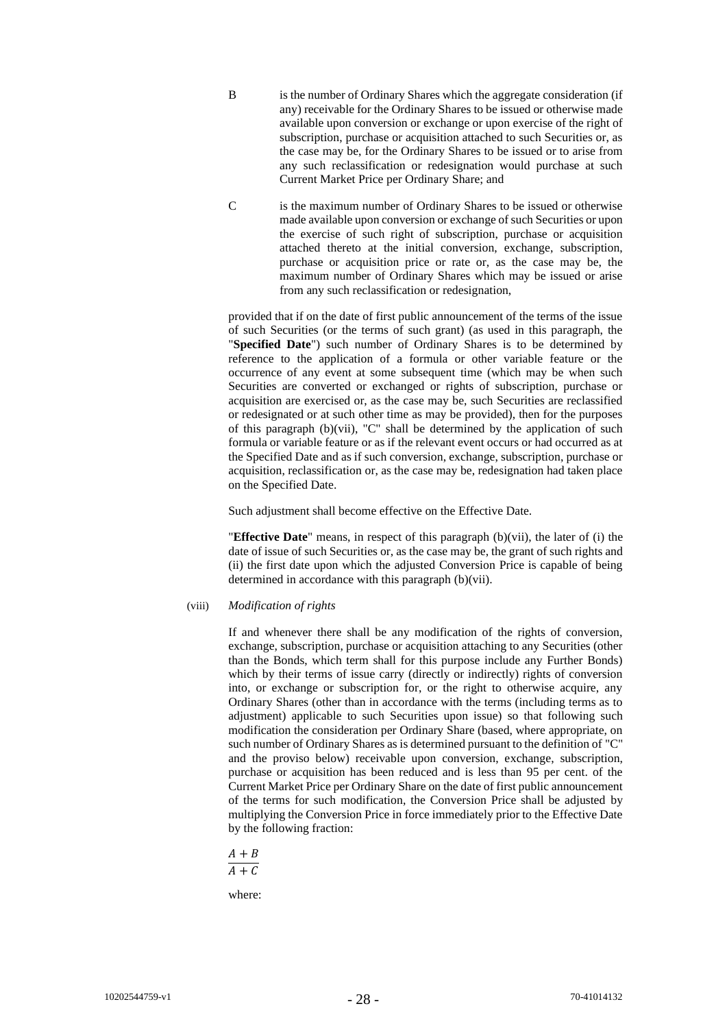B is the number of Ordinary Shares which the aggregate consideration (if any) receivable for the Ordinary Shares to be issued or otherwise made available upon conversion or exchange or upon exercise of the right of subscription, purchase or acquisition attached to such Securities or, as the case may be, for the Ordinary Shares to be issued or to arise from any such reclassification or redesignation would purchase at such Current Market Price per Ordinary Share; and

C is the maximum number of Ordinary Shares to be issued or otherwise made available upon conversion or exchange of such Securities or upon the exercise of such right of subscription, purchase or acquisition attached thereto at the initial conversion, exchange, subscription, purchase or acquisition price or rate or, as the case may be, the maximum number of Ordinary Shares which may be issued or arise from any such reclassification or redesignation,

provided that if on the date of first public announcement of the terms of the issue of such Securities (or the terms of such grant) (as used in this paragraph, the "**Specified Date**") such number of Ordinary Shares is to be determined by reference to the application of a formula or other variable feature or the occurrence of any event at some subsequent time (which may be when such Securities are converted or exchanged or rights of subscription, purchase or acquisition are exercised or, as the case may be, such Securities are reclassified or redesignated or at such other time as may be provided), then for the purposes of this paragraph (b)(vii), "C" shall be determined by the application of such formula or variable feature or as if the relevant event occurs or had occurred as at the Specified Date and as if such conversion, exchange, subscription, purchase or acquisition, reclassification or, as the case may be, redesignation had taken place on the Specified Date.

Such adjustment shall become effective on the Effective Date.

"**Effective Date**" means, in respect of this paragraph (b)(vii), the later of (i) the date of issue of such Securities or, as the case may be, the grant of such rights and (ii) the first date upon which the adjusted Conversion Price is capable of being determined in accordance with this paragraph (b)(vii).

(viii) *Modification of rights*

If and whenever there shall be any modification of the rights of conversion, exchange, subscription, purchase or acquisition attaching to any Securities (other than the Bonds, which term shall for this purpose include any Further Bonds) which by their terms of issue carry (directly or indirectly) rights of conversion into, or exchange or subscription for, or the right to otherwise acquire, any Ordinary Shares (other than in accordance with the terms (including terms as to adjustment) applicable to such Securities upon issue) so that following such modification the consideration per Ordinary Share (based, where appropriate, on such number of Ordinary Shares as is determined pursuant to the definition of "C" and the proviso below) receivable upon conversion, exchange, subscription, purchase or acquisition has been reduced and is less than 95 per cent. of the Current Market Price per Ordinary Share on the date of first public announcement of the terms for such modification, the Conversion Price shall be adjusted by multiplying the Conversion Price in force immediately prior to the Effective Date by the following fraction:

$$\frac{A + B}{A + C}$$

where: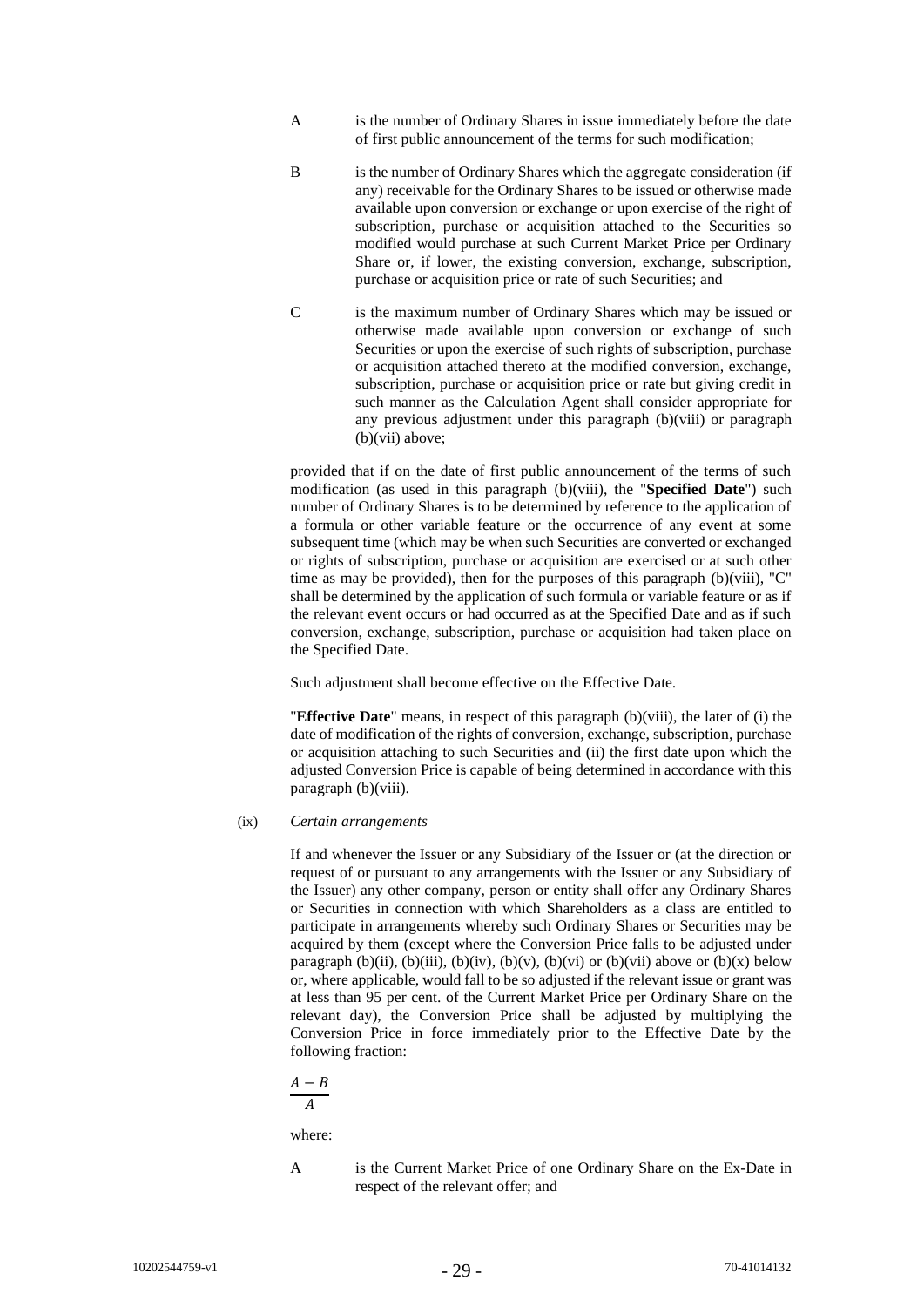A is the number of Ordinary Shares in issue immediately before the date of first public announcement of the terms for such modification;

B is the number of Ordinary Shares which the aggregate consideration (if any) receivable for the Ordinary Shares to be issued or otherwise made available upon conversion or exchange or upon exercise of the right of subscription, purchase or acquisition attached to the Securities so modified would purchase at such Current Market Price per Ordinary Share or, if lower, the existing conversion, exchange, subscription, purchase or acquisition price or rate of such Securities; and

C is the maximum number of Ordinary Shares which may be issued or otherwise made available upon conversion or exchange of such Securities or upon the exercise of such rights of subscription, purchase or acquisition attached thereto at the modified conversion, exchange, subscription, purchase or acquisition price or rate but giving credit in such manner as the Calculation Agent shall consider appropriate for any previous adjustment under this paragraph (b)(viii) or paragraph (b)(vii) above;

provided that if on the date of first public announcement of the terms of such modification (as used in this paragraph (b)(viii), the "**Specified Date**") such number of Ordinary Shares is to be determined by reference to the application of a formula or other variable feature or the occurrence of any event at some subsequent time (which may be when such Securities are converted or exchanged or rights of subscription, purchase or acquisition are exercised or at such other time as may be provided), then for the purposes of this paragraph (b)(viii), "C" shall be determined by the application of such formula or variable feature or as if the relevant event occurs or had occurred as at the Specified Date and as if such conversion, exchange, subscription, purchase or acquisition had taken place on the Specified Date.

Such adjustment shall become effective on the Effective Date.

"**Effective Date**" means, in respect of this paragraph (b)(viii), the later of (i) the date of modification of the rights of conversion, exchange, subscription, purchase or acquisition attaching to such Securities and (ii) the first date upon which the adjusted Conversion Price is capable of being determined in accordance with this paragraph (b)(viii).

(ix) *Certain arrangements*

If and whenever the Issuer or any Subsidiary of the Issuer or (at the direction or request of or pursuant to any arrangements with the Issuer or any Subsidiary of the Issuer) any other company, person or entity shall offer any Ordinary Shares or Securities in connection with which Shareholders as a class are entitled to participate in arrangements whereby such Ordinary Shares or Securities may be acquired by them (except where the Conversion Price falls to be adjusted under paragraph (b)(ii), (b)(iii), (b)(iv), (b)(v), (b)(vi) or (b)(vii) above or (b)(x) below or, where applicable, would fall to be so adjusted if the relevant issue or grant was at less than 95 per cent. of the Current Market Price per Ordinary Share on the relevant day), the Conversion Price shall be adjusted by multiplying the Conversion Price in force immediately prior to the Effective Date by the following fraction:

$$\frac{A - B}{A}$$

where:

A is the Current Market Price of one Ordinary Share on the Ex-Date in respect of the relevant offer; and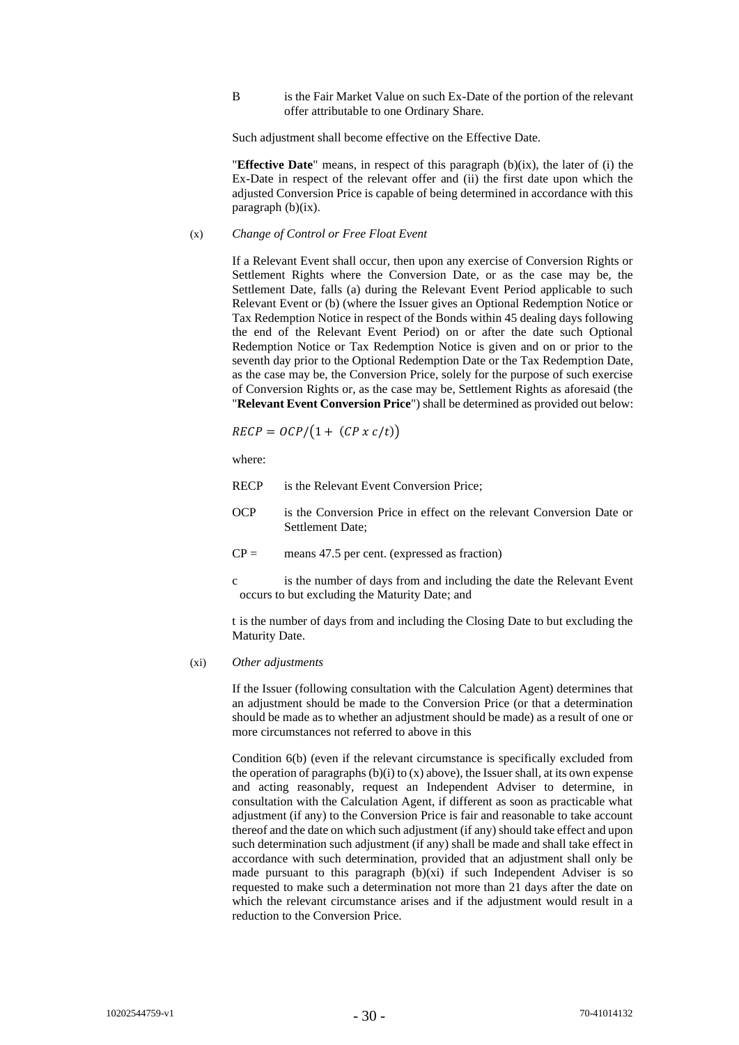B is the Fair Market Value on such Ex-Date of the portion of the relevant offer attributable to one Ordinary Share.

Such adjustment shall become effective on the Effective Date.

"**Effective Date**" means, in respect of this paragraph (b)(ix), the later of (i) the Ex-Date in respect of the relevant offer and (ii) the first date upon which the adjusted Conversion Price is capable of being determined in accordance with this paragraph (b)(ix).

(x) *Change of Control or Free Float Event*

If a Relevant Event shall occur, then upon any exercise of Conversion Rights or Settlement Rights where the Conversion Date, or as the case may be, the Settlement Date, falls (a) during the Relevant Event Period applicable to such Relevant Event or (b) (where the Issuer gives an Optional Redemption Notice or Tax Redemption Notice in respect of the Bonds within 45 dealing days following the end of the Relevant Event Period) on or after the date such Optional Redemption Notice or Tax Redemption Notice is given and on or prior to the seventh day prior to the Optional Redemption Date or the Tax Redemption Date, as the case may be, the Conversion Price, solely for the purpose of such exercise of Conversion Rights or, as the case may be, Settlement Rights as aforesaid (the "**Relevant Event Conversion Price**") shall be determined as provided out below:

$$RECP = OCP/\left(1 + \ (CP \ x \ c/t)\right)$$

where:

RECP is the Relevant Event Conversion Price;

OCP is the Conversion Price in effect on the relevant Conversion Date or Settlement Date;

CP = means 47.5 per cent. (expressed as fraction)

c is the number of days from and including the date the Relevant Event occurs to but excluding the Maturity Date; and

t is the number of days from and including the Closing Date to but excluding the Maturity Date.

(xi) *Other adjustments*

If the Issuer (following consultation with the Calculation Agent) determines that an adjustment should be made to the Conversion Price (or that a determination should be made as to whether an adjustment should be made) as a result of one or more circumstances not referred to above in this

Condition 6(b) (even if the relevant circumstance is specifically excluded from the operation of paragraphs (b)(i) to (x) above), the Issuer shall, at its own expense and acting reasonably, request an Independent Adviser to determine, in consultation with the Calculation Agent, if different as soon as practicable what adjustment (if any) to the Conversion Price is fair and reasonable to take account thereof and the date on which such adjustment (if any) should take effect and upon such determination such adjustment (if any) shall be made and shall take effect in accordance with such determination, provided that an adjustment shall only be made pursuant to this paragraph (b)(xi) if such Independent Adviser is so requested to make such a determination not more than 21 days after the date on which the relevant circumstance arises and if the adjustment would result in a reduction to the Conversion Price.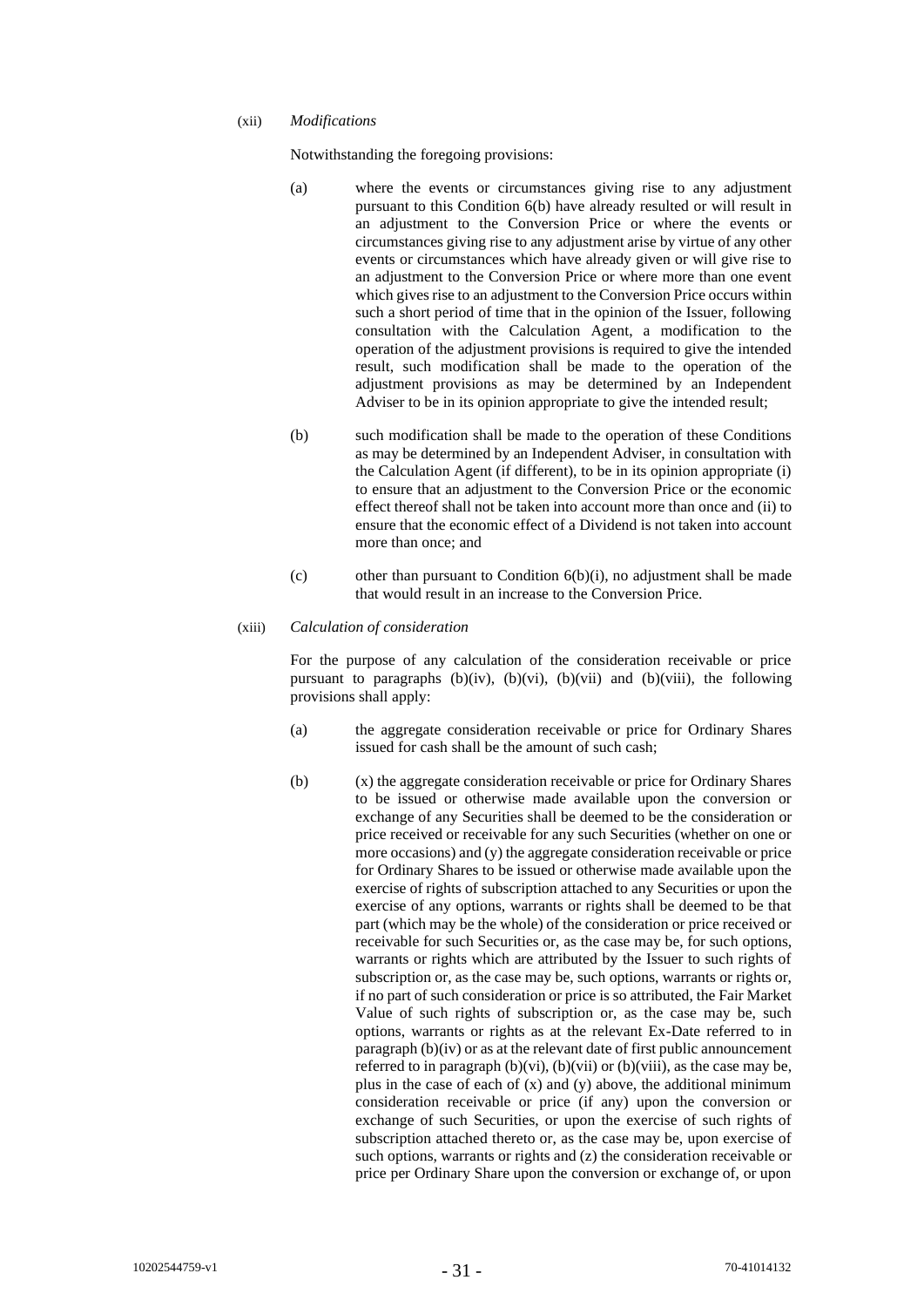(xii) *Modifications*

Notwithstanding the foregoing provisions:

(a) where the events or circumstances giving rise to any adjustment pursuant to this Condition 6(b) have already resulted or will result in an adjustment to the Conversion Price or where the events or circumstances giving rise to any adjustment arise by virtue of any other events or circumstances which have already given or will give rise to an adjustment to the Conversion Price or where more than one event which gives rise to an adjustment to the Conversion Price occurs within such a short period of time that in the opinion of the Issuer, following consultation with the Calculation Agent, a modification to the operation of the adjustment provisions is required to give the intended result, such modification shall be made to the operation of the adjustment provisions as may be determined by an Independent Adviser to be in its opinion appropriate to give the intended result;

(b) such modification shall be made to the operation of these Conditions as may be determined by an Independent Adviser, in consultation with the Calculation Agent (if different), to be in its opinion appropriate (i) to ensure that an adjustment to the Conversion Price or the economic effect thereof shall not be taken into account more than once and (ii) to ensure that the economic effect of a Dividend is not taken into account more than once; and

(c) other than pursuant to Condition 6(b)(i), no adjustment shall be made that would result in an increase to the Conversion Price.

(xiii) *Calculation of consideration*

For the purpose of any calculation of the consideration receivable or price pursuant to paragraphs (b)(iv), (b)(vi), (b)(vii) and (b)(viii), the following provisions shall apply:

(a) the aggregate consideration receivable or price for Ordinary Shares issued for cash shall be the amount of such cash;

(b) (x) the aggregate consideration receivable or price for Ordinary Shares to be issued or otherwise made available upon the conversion or exchange of any Securities shall be deemed to be the consideration or price received or receivable for any such Securities (whether on one or more occasions) and (y) the aggregate consideration receivable or price for Ordinary Shares to be issued or otherwise made available upon the exercise of rights of subscription attached to any Securities or upon the exercise of any options, warrants or rights shall be deemed to be that part (which may be the whole) of the consideration or price received or receivable for such Securities or, as the case may be, for such options, warrants or rights which are attributed by the Issuer to such rights of subscription or, as the case may be, such options, warrants or rights or, if no part of such consideration or price is so attributed, the Fair Market Value of such rights of subscription or, as the case may be, such options, warrants or rights as at the relevant Ex-Date referred to in paragraph (b)(iv) or as at the relevant date of first public announcement referred to in paragraph (b)(vi), (b)(vii) or (b)(viii), as the case may be, plus in the case of each of (x) and (y) above, the additional minimum consideration receivable or price (if any) upon the conversion or exchange of such Securities, or upon the exercise of such rights of subscription attached thereto or, as the case may be, upon exercise of such options, warrants or rights and (z) the consideration receivable or price per Ordinary Share upon the conversion or exchange of, or upon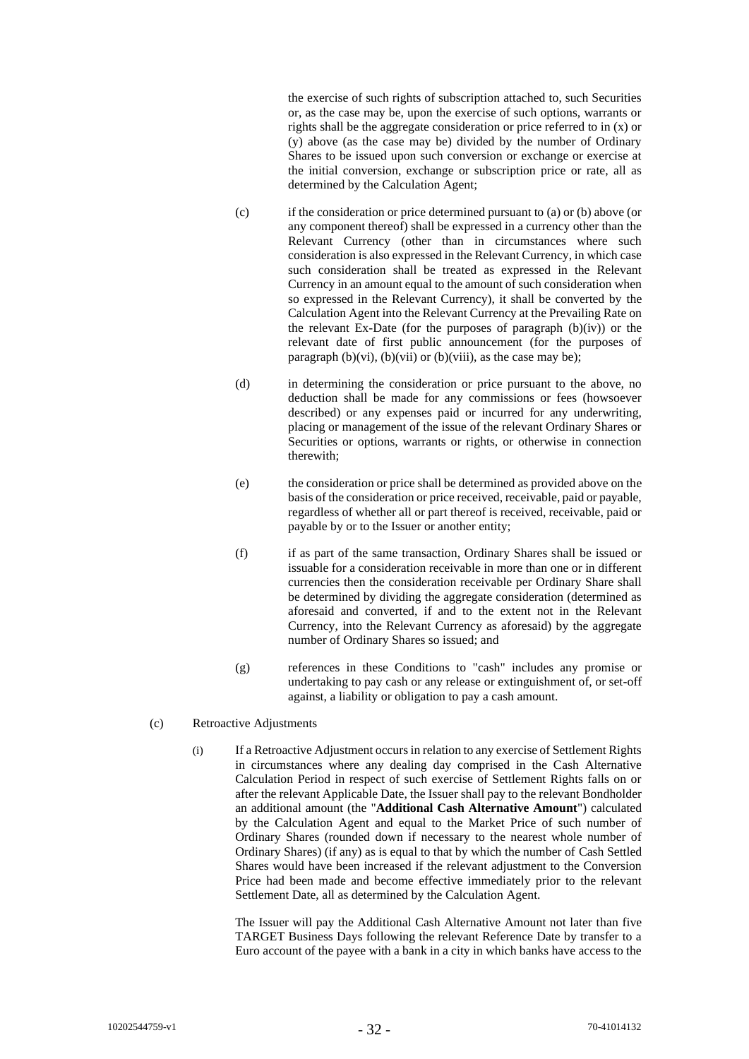the exercise of such rights of subscription attached to, such Securities or, as the case may be, upon the exercise of such options, warrants or rights shall be the aggregate consideration or price referred to in (x) or (y) above (as the case may be) divided by the number of Ordinary Shares to be issued upon such conversion or exchange or exercise at the initial conversion, exchange or subscription price or rate, all as determined by the Calculation Agent;

(c) if the consideration or price determined pursuant to (a) or (b) above (or any component thereof) shall be expressed in a currency other than the Relevant Currency (other than in circumstances where such consideration is also expressed in the Relevant Currency, in which case such consideration shall be treated as expressed in the Relevant Currency in an amount equal to the amount of such consideration when so expressed in the Relevant Currency), it shall be converted by the Calculation Agent into the Relevant Currency at the Prevailing Rate on the relevant Ex-Date (for the purposes of paragraph (b)(iv)) or the relevant date of first public announcement (for the purposes of paragraph (b)(vi), (b)(vii) or (b)(viii), as the case may be);

(d) in determining the consideration or price pursuant to the above, no deduction shall be made for any commissions or fees (howsoever described) or any expenses paid or incurred for any underwriting, placing or management of the issue of the relevant Ordinary Shares or Securities or options, warrants or rights, or otherwise in connection therewith;

(e) the consideration or price shall be determined as provided above on the basis of the consideration or price received, receivable, paid or payable, regardless of whether all or part thereof is received, receivable, paid or payable by or to the Issuer or another entity;

(f) if as part of the same transaction, Ordinary Shares shall be issued or issuable for a consideration receivable in more than one or in different currencies then the consideration receivable per Ordinary Share shall be determined by dividing the aggregate consideration (determined as aforesaid and converted, if and to the extent not in the Relevant Currency, into the Relevant Currency as aforesaid) by the aggregate number of Ordinary Shares so issued; and

(g) references in these Conditions to "cash" includes any promise or undertaking to pay cash or any release or extinguishment of, or set-off against, a liability or obligation to pay a cash amount.

(c) Retroactive Adjustments

(i) If a Retroactive Adjustment occurs in relation to any exercise of Settlement Rights in circumstances where any dealing day comprised in the Cash Alternative Calculation Period in respect of such exercise of Settlement Rights falls on or after the relevant Applicable Date, the Issuer shall pay to the relevant Bondholder an additional amount (the "**Additional Cash Alternative Amount**") calculated by the Calculation Agent and equal to the Market Price of such number of Ordinary Shares (rounded down if necessary to the nearest whole number of Ordinary Shares) (if any) as is equal to that by which the number of Cash Settled Shares would have been increased if the relevant adjustment to the Conversion Price had been made and become effective immediately prior to the relevant Settlement Date, all as determined by the Calculation Agent.

The Issuer will pay the Additional Cash Alternative Amount not later than five TARGET Business Days following the relevant Reference Date by transfer to a Euro account of the payee with a bank in a city in which banks have access to the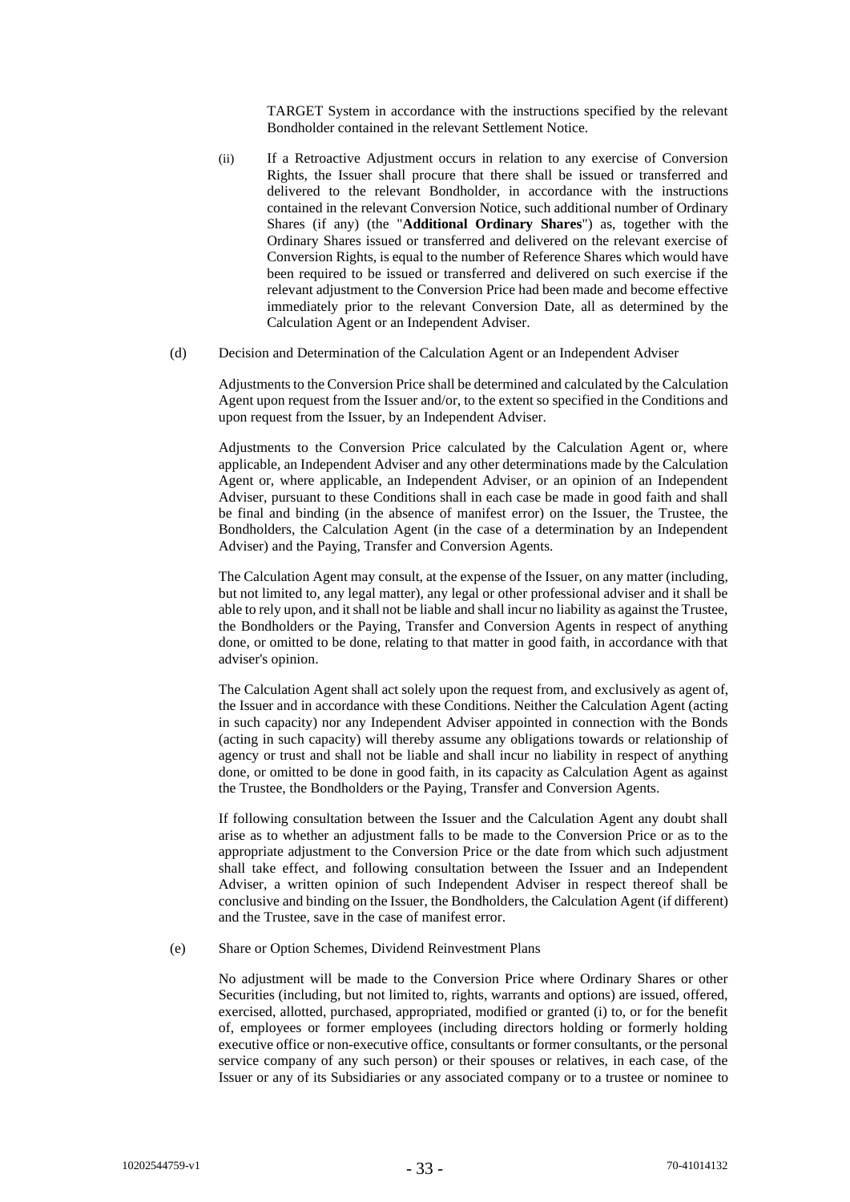TARGET System in accordance with the instructions specified by the relevant Bondholder contained in the relevant Settlement Notice.

(ii) If a Retroactive Adjustment occurs in relation to any exercise of Conversion Rights, the Issuer shall procure that there shall be issued or transferred and delivered to the relevant Bondholder, in accordance with the instructions contained in the relevant Conversion Notice, such additional number of Ordinary Shares (if any) (the "**Additional Ordinary Shares**") as, together with the Ordinary Shares issued or transferred and delivered on the relevant exercise of Conversion Rights, is equal to the number of Reference Shares which would have been required to be issued or transferred and delivered on such exercise if the relevant adjustment to the Conversion Price had been made and become effective immediately prior to the relevant Conversion Date, all as determined by the Calculation Agent or an Independent Adviser.

(d) Decision and Determination of the Calculation Agent or an Independent Adviser

Adjustments to the Conversion Price shall be determined and calculated by the Calculation Agent upon request from the Issuer and/or, to the extent so specified in the Conditions and upon request from the Issuer, by an Independent Adviser.

Adjustments to the Conversion Price calculated by the Calculation Agent or, where applicable, an Independent Adviser and any other determinations made by the Calculation Agent or, where applicable, an Independent Adviser, or an opinion of an Independent Adviser, pursuant to these Conditions shall in each case be made in good faith and shall be final and binding (in the absence of manifest error) on the Issuer, the Trustee, the Bondholders, the Calculation Agent (in the case of a determination by an Independent Adviser) and the Paying, Transfer and Conversion Agents.

The Calculation Agent may consult, at the expense of the Issuer, on any matter (including, but not limited to, any legal matter), any legal or other professional adviser and it shall be able to rely upon, and it shall not be liable and shall incur no liability as against the Trustee, the Bondholders or the Paying, Transfer and Conversion Agents in respect of anything done, or omitted to be done, relating to that matter in good faith, in accordance with that adviser's opinion.

The Calculation Agent shall act solely upon the request from, and exclusively as agent of, the Issuer and in accordance with these Conditions. Neither the Calculation Agent (acting in such capacity) nor any Independent Adviser appointed in connection with the Bonds (acting in such capacity) will thereby assume any obligations towards or relationship of agency or trust and shall not be liable and shall incur no liability in respect of anything done, or omitted to be done in good faith, in its capacity as Calculation Agent as against the Trustee, the Bondholders or the Paying, Transfer and Conversion Agents.

If following consultation between the Issuer and the Calculation Agent any doubt shall arise as to whether an adjustment falls to be made to the Conversion Price or as to the appropriate adjustment to the Conversion Price or the date from which such adjustment shall take effect, and following consultation between the Issuer and an Independent Adviser, a written opinion of such Independent Adviser in respect thereof shall be conclusive and binding on the Issuer, the Bondholders, the Calculation Agent (if different) and the Trustee, save in the case of manifest error.

(e) Share or Option Schemes, Dividend Reinvestment Plans

No adjustment will be made to the Conversion Price where Ordinary Shares or other Securities (including, but not limited to, rights, warrants and options) are issued, offered, exercised, allotted, purchased, appropriated, modified or granted (i) to, or for the benefit of, employees or former employees (including directors holding or formerly holding executive office or non-executive office, consultants or former consultants, or the personal service company of any such person) or their spouses or relatives, in each case, of the Issuer or any of its Subsidiaries or any associated company or to a trustee or nominee to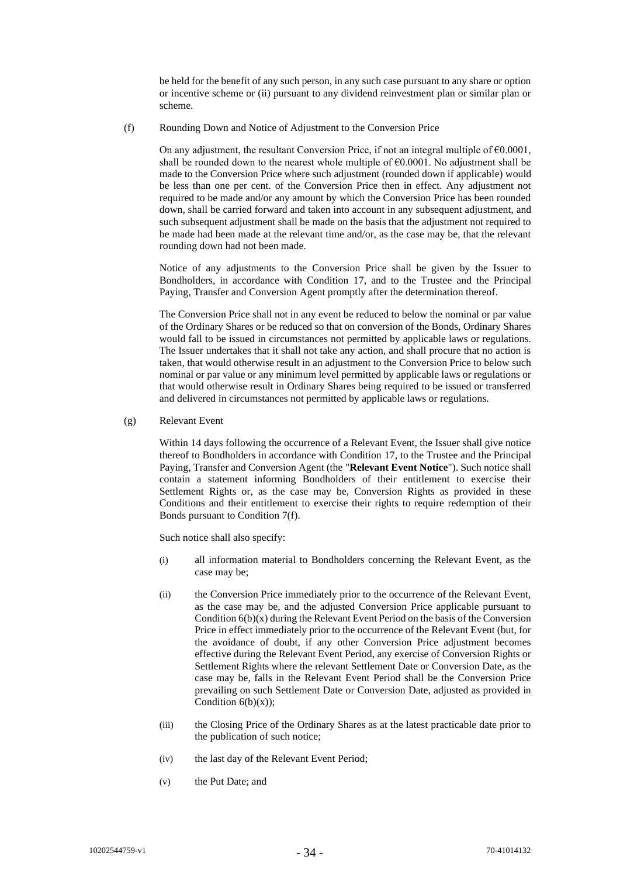be held for the benefit of any such person, in any such case pursuant to any share or option or incentive scheme or (ii) pursuant to any dividend reinvestment plan or similar plan or scheme.

(f) Rounding Down and Notice of Adjustment to the Conversion Price

On any adjustment, the resultant Conversion Price, if not an integral multiple of €0.0001, shall be rounded down to the nearest whole multiple of €0.0001. No adjustment shall be made to the Conversion Price where such adjustment (rounded down if applicable) would be less than one per cent. of the Conversion Price then in effect. Any adjustment not required to be made and/or any amount by which the Conversion Price has been rounded down, shall be carried forward and taken into account in any subsequent adjustment, and such subsequent adjustment shall be made on the basis that the adjustment not required to be made had been made at the relevant time and/or, as the case may be, that the relevant rounding down had not been made.

Notice of any adjustments to the Conversion Price shall be given by the Issuer to Bondholders, in accordance with Condition 17, and to the Trustee and the Principal Paying, Transfer and Conversion Agent promptly after the determination thereof.

The Conversion Price shall not in any event be reduced to below the nominal or par value of the Ordinary Shares or be reduced so that on conversion of the Bonds, Ordinary Shares would fall to be issued in circumstances not permitted by applicable laws or regulations. The Issuer undertakes that it shall not take any action, and shall procure that no action is taken, that would otherwise result in an adjustment to the Conversion Price to below such nominal or par value or any minimum level permitted by applicable laws or regulations or that would otherwise result in Ordinary Shares being required to be issued or transferred and delivered in circumstances not permitted by applicable laws or regulations.

(g) Relevant Event

Within 14 days following the occurrence of a Relevant Event, the Issuer shall give notice thereof to Bondholders in accordance with Condition 17, to the Trustee and the Principal Paying, Transfer and Conversion Agent (the "**Relevant Event Notice**"). Such notice shall contain a statement informing Bondholders of their entitlement to exercise their Settlement Rights or, as the case may be, Conversion Rights as provided in these Conditions and their entitlement to exercise their rights to require redemption of their Bonds pursuant to Condition 7(f).

Such notice shall also specify:

(i) all information material to Bondholders concerning the Relevant Event, as the case may be;

(ii) the Conversion Price immediately prior to the occurrence of the Relevant Event, as the case may be, and the adjusted Conversion Price applicable pursuant to Condition 6(b)(x) during the Relevant Event Period on the basis of the Conversion Price in effect immediately prior to the occurrence of the Relevant Event (but, for the avoidance of doubt, if any other Conversion Price adjustment becomes effective during the Relevant Event Period, any exercise of Conversion Rights or Settlement Rights where the relevant Settlement Date or Conversion Date, as the case may be, falls in the Relevant Event Period shall be the Conversion Price prevailing on such Settlement Date or Conversion Date, adjusted as provided in Condition 6(b)(x));

(iii) the Closing Price of the Ordinary Shares as at the latest practicable date prior to the publication of such notice;

(iv) the last day of the Relevant Event Period;

(v) the Put Date; and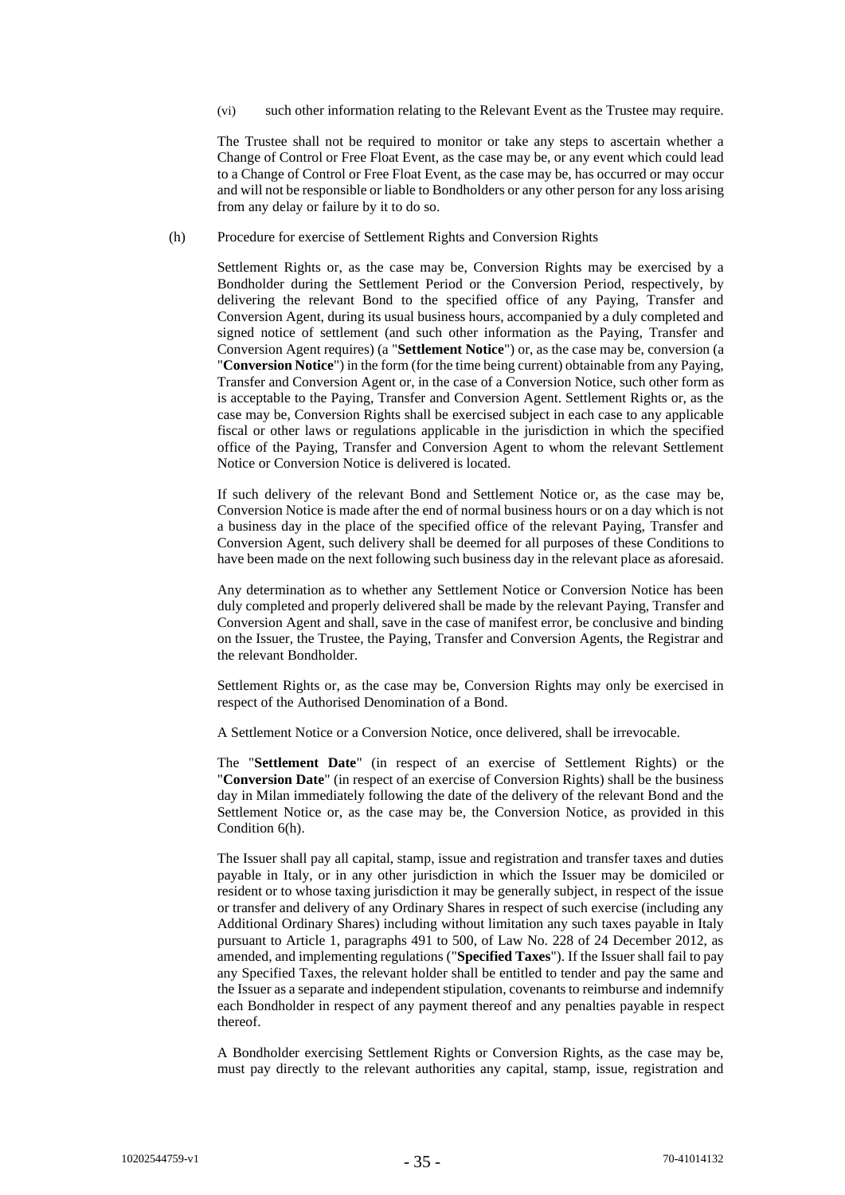(vi) such other information relating to the Relevant Event as the Trustee may require.

The Trustee shall not be required to monitor or take any steps to ascertain whether a Change of Control or Free Float Event, as the case may be, or any event which could lead to a Change of Control or Free Float Event, as the case may be, has occurred or may occur and will not be responsible or liable to Bondholders or any other person for any loss arising from any delay or failure by it to do so.

(h) Procedure for exercise of Settlement Rights and Conversion Rights

Settlement Rights or, as the case may be, Conversion Rights may be exercised by a Bondholder during the Settlement Period or the Conversion Period, respectively, by delivering the relevant Bond to the specified office of any Paying, Transfer and Conversion Agent, during its usual business hours, accompanied by a duly completed and signed notice of settlement (and such other information as the Paying, Transfer and Conversion Agent requires) (a "**Settlement Notice**") or, as the case may be, conversion (a "**Conversion Notice**") in the form (for the time being current) obtainable from any Paying, Transfer and Conversion Agent or, in the case of a Conversion Notice, such other form as is acceptable to the Paying, Transfer and Conversion Agent. Settlement Rights or, as the case may be, Conversion Rights shall be exercised subject in each case to any applicable fiscal or other laws or regulations applicable in the jurisdiction in which the specified office of the Paying, Transfer and Conversion Agent to whom the relevant Settlement Notice or Conversion Notice is delivered is located.

If such delivery of the relevant Bond and Settlement Notice or, as the case may be, Conversion Notice is made after the end of normal business hours or on a day which is not a business day in the place of the specified office of the relevant Paying, Transfer and Conversion Agent, such delivery shall be deemed for all purposes of these Conditions to have been made on the next following such business day in the relevant place as aforesaid.

Any determination as to whether any Settlement Notice or Conversion Notice has been duly completed and properly delivered shall be made by the relevant Paying, Transfer and Conversion Agent and shall, save in the case of manifest error, be conclusive and binding on the Issuer, the Trustee, the Paying, Transfer and Conversion Agents, the Registrar and the relevant Bondholder.

Settlement Rights or, as the case may be, Conversion Rights may only be exercised in respect of the Authorised Denomination of a Bond.

A Settlement Notice or a Conversion Notice, once delivered, shall be irrevocable.

The "**Settlement Date**" (in respect of an exercise of Settlement Rights) or the "**Conversion Date**" (in respect of an exercise of Conversion Rights) shall be the business day in Milan immediately following the date of the delivery of the relevant Bond and the Settlement Notice or, as the case may be, the Conversion Notice, as provided in this Condition 6(h).

The Issuer shall pay all capital, stamp, issue and registration and transfer taxes and duties payable in Italy, or in any other jurisdiction in which the Issuer may be domiciled or resident or to whose taxing jurisdiction it may be generally subject, in respect of the issue or transfer and delivery of any Ordinary Shares in respect of such exercise (including any Additional Ordinary Shares) including without limitation any such taxes payable in Italy pursuant to Article 1, paragraphs 491 to 500, of Law No. 228 of 24 December 2012, as amended, and implementing regulations ("**Specified Taxes**"). If the Issuer shall fail to pay any Specified Taxes, the relevant holder shall be entitled to tender and pay the same and the Issuer as a separate and independent stipulation, covenants to reimburse and indemnify each Bondholder in respect of any payment thereof and any penalties payable in respect thereof.

A Bondholder exercising Settlement Rights or Conversion Rights, as the case may be, must pay directly to the relevant authorities any capital, stamp, issue, registration and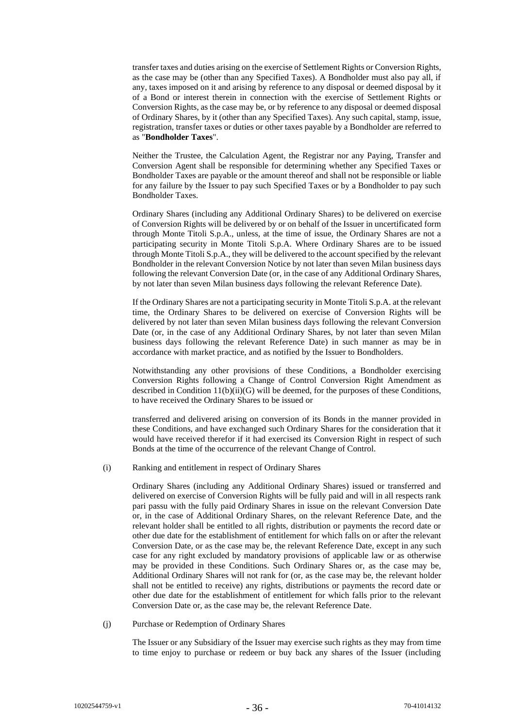transfer taxes and duties arising on the exercise of Settlement Rights or Conversion Rights, as the case may be (other than any Specified Taxes). A Bondholder must also pay all, if any, taxes imposed on it and arising by reference to any disposal or deemed disposal by it of a Bond or interest therein in connection with the exercise of Settlement Rights or Conversion Rights, as the case may be, or by reference to any disposal or deemed disposal of Ordinary Shares, by it (other than any Specified Taxes). Any such capital, stamp, issue, registration, transfer taxes or duties or other taxes payable by a Bondholder are referred to as "**Bondholder Taxes**".

Neither the Trustee, the Calculation Agent, the Registrar nor any Paying, Transfer and Conversion Agent shall be responsible for determining whether any Specified Taxes or Bondholder Taxes are payable or the amount thereof and shall not be responsible or liable for any failure by the Issuer to pay such Specified Taxes or by a Bondholder to pay such Bondholder Taxes.

Ordinary Shares (including any Additional Ordinary Shares) to be delivered on exercise of Conversion Rights will be delivered by or on behalf of the Issuer in uncertificated form through Monte Titoli S.p.A., unless, at the time of issue, the Ordinary Shares are not a participating security in Monte Titoli S.p.A. Where Ordinary Shares are to be issued through Monte Titoli S.p.A., they will be delivered to the account specified by the relevant Bondholder in the relevant Conversion Notice by not later than seven Milan business days following the relevant Conversion Date (or, in the case of any Additional Ordinary Shares, by not later than seven Milan business days following the relevant Reference Date).

If the Ordinary Shares are not a participating security in Monte Titoli S.p.A. at the relevant time, the Ordinary Shares to be delivered on exercise of Conversion Rights will be delivered by not later than seven Milan business days following the relevant Conversion Date (or, in the case of any Additional Ordinary Shares, by not later than seven Milan business days following the relevant Reference Date) in such manner as may be in accordance with market practice, and as notified by the Issuer to Bondholders.

Notwithstanding any other provisions of these Conditions, a Bondholder exercising Conversion Rights following a Change of Control Conversion Right Amendment as described in Condition 11(b)(ii)(G) will be deemed, for the purposes of these Conditions, to have received the Ordinary Shares to be issued or transferred and delivered arising on conversion of its Bonds in the manner provided in these Conditions, and have exchanged such Ordinary Shares for the consideration that it would have received therefor if it had exercised its Conversion Right in respect of such Bonds at the time of the occurrence of the relevant Change of Control.

(i) Ranking and entitlement in respect of Ordinary Shares

Ordinary Shares (including any Additional Ordinary Shares) issued or transferred and delivered on exercise of Conversion Rights will be fully paid and will in all respects rank pari passu with the fully paid Ordinary Shares in issue on the relevant Conversion Date or, in the case of Additional Ordinary Shares, on the relevant Reference Date, and the relevant holder shall be entitled to all rights, distribution or payments the record date or other due date for the establishment of entitlement for which falls on or after the relevant Conversion Date, or as the case may be, the relevant Reference Date, except in any such case for any right excluded by mandatory provisions of applicable law or as otherwise may be provided in these Conditions. Such Ordinary Shares or, as the case may be, Additional Ordinary Shares will not rank for (or, as the case may be, the relevant holder shall not be entitled to receive) any rights, distributions or payments the record date or other due date for the establishment of entitlement for which falls prior to the relevant Conversion Date or, as the case may be, the relevant Reference Date.

(j) Purchase or Redemption of Ordinary Shares

The Issuer or any Subsidiary of the Issuer may exercise such rights as they may from time to time enjoy to purchase or redeem or buy back any shares of the Issuer (including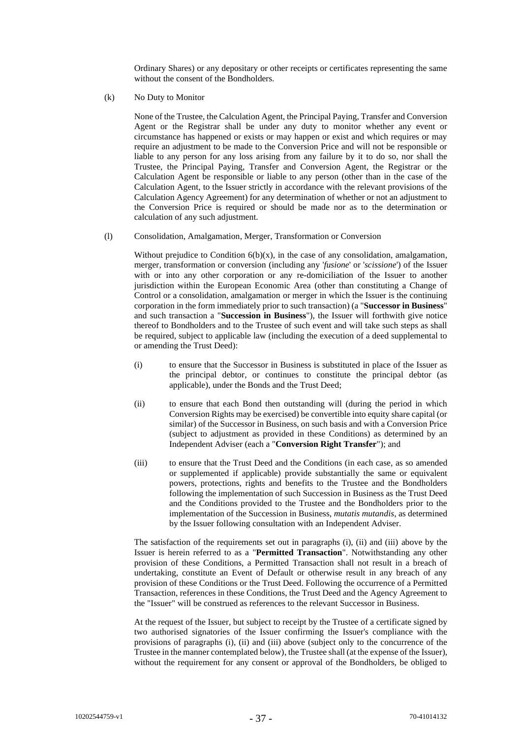Ordinary Shares) or any depositary or other receipts or certificates representing the same without the consent of the Bondholders.

(k) No Duty to Monitor

None of the Trustee, the Calculation Agent, the Principal Paying, Transfer and Conversion Agent or the Registrar shall be under any duty to monitor whether any event or circumstance has happened or exists or may happen or exist and which requires or may require an adjustment to be made to the Conversion Price and will not be responsible or liable to any person for any loss arising from any failure by it to do so, nor shall the Trustee, the Principal Paying, Transfer and Conversion Agent, the Registrar or the Calculation Agent be responsible or liable to any person (other than in the case of the Calculation Agent, to the Issuer strictly in accordance with the relevant provisions of the Calculation Agency Agreement) for any determination of whether or not an adjustment to the Conversion Price is required or should be made nor as to the determination or calculation of any such adjustment.

(l) Consolidation, Amalgamation, Merger, Transformation or Conversion

Without prejudice to Condition 6(b)(x), in the case of any consolidation, amalgamation, merger, transformation or conversion (including any '*fusione*' or '*scissione*') of the Issuer with or into any other corporation or any re-domiciliation of the Issuer to another jurisdiction within the European Economic Area (other than constituting a Change of Control or a consolidation, amalgamation or merger in which the Issuer is the continuing corporation in the form immediately prior to such transaction) (a "**Successor in Business**" and such transaction a "**Succession in Business**"), the Issuer will forthwith give notice thereof to Bondholders and to the Trustee of such event and will take such steps as shall be required, subject to applicable law (including the execution of a deed supplemental to or amending the Trust Deed):

(i) to ensure that the Successor in Business is substituted in place of the Issuer as the principal debtor, or continues to constitute the principal debtor (as applicable), under the Bonds and the Trust Deed;

(ii) to ensure that each Bond then outstanding will (during the period in which Conversion Rights may be exercised) be convertible into equity share capital (or similar) of the Successor in Business, on such basis and with a Conversion Price (subject to adjustment as provided in these Conditions) as determined by an Independent Adviser (each a "**Conversion Right Transfer**"); and

(iii) to ensure that the Trust Deed and the Conditions (in each case, as so amended or supplemented if applicable) provide substantially the same or equivalent powers, protections, rights and benefits to the Trustee and the Bondholders following the implementation of such Succession in Business as the Trust Deed and the Conditions provided to the Trustee and the Bondholders prior to the implementation of the Succession in Business, *mutatis mutandis*, as determined by the Issuer following consultation with an Independent Adviser.

The satisfaction of the requirements set out in paragraphs (i), (ii) and (iii) above by the Issuer is herein referred to as a "**Permitted Transaction**". Notwithstanding any other provision of these Conditions, a Permitted Transaction shall not result in a breach of undertaking, constitute an Event of Default or otherwise result in any breach of any provision of these Conditions or the Trust Deed. Following the occurrence of a Permitted Transaction, references in these Conditions, the Trust Deed and the Agency Agreement to the "Issuer" will be construed as references to the relevant Successor in Business.

At the request of the Issuer, but subject to receipt by the Trustee of a certificate signed by two authorised signatories of the Issuer confirming the Issuer's compliance with the provisions of paragraphs (i), (ii) and (iii) above (subject only to the concurrence of the Trustee in the manner contemplated below), the Trustee shall (at the expense of the Issuer), without the requirement for any consent or approval of the Bondholders, be obliged to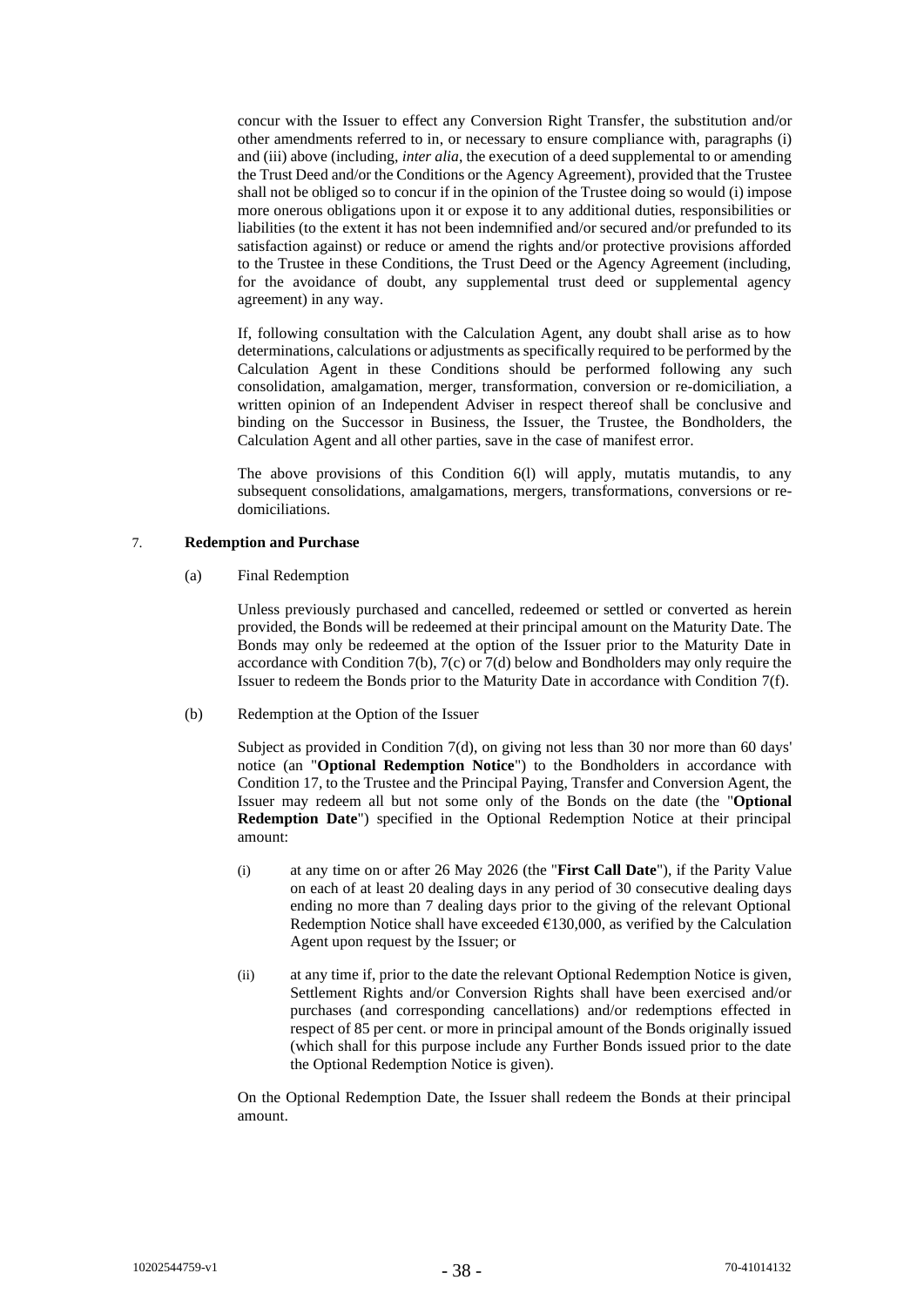concur with the Issuer to effect any Conversion Right Transfer, the substitution and/or other amendments referred to in, or necessary to ensure compliance with, paragraphs (i) and (iii) above (including, *inter alia*, the execution of a deed supplemental to or amending the Trust Deed and/or the Conditions or the Agency Agreement), provided that the Trustee shall not be obliged so to concur if in the opinion of the Trustee doing so would (i) impose more onerous obligations upon it or expose it to any additional duties, responsibilities or liabilities (to the extent it has not been indemnified and/or secured and/or prefunded to its satisfaction against) or reduce or amend the rights and/or protective provisions afforded to the Trustee in these Conditions, the Trust Deed or the Agency Agreement (including, for the avoidance of doubt, any supplemental trust deed or supplemental agency agreement) in any way.

If, following consultation with the Calculation Agent, any doubt shall arise as to how determinations, calculations or adjustments as specifically required to be performed by the Calculation Agent in these Conditions should be performed following any such consolidation, amalgamation, merger, transformation, conversion or re-domiciliation, a written opinion of an Independent Adviser in respect thereof shall be conclusive and binding on the Successor in Business, the Issuer, the Trustee, the Bondholders, the Calculation Agent and all other parties, save in the case of manifest error.

The above provisions of this Condition 6(l) will apply, mutatis mutandis, to any subsequent consolidations, amalgamations, mergers, transformations, conversions or re-domiciliations.

## 7. Redemption and Purchase

(a) Final Redemption

Unless previously purchased and cancelled, redeemed or settled or converted as herein provided, the Bonds will be redeemed at their principal amount on the Maturity Date. The Bonds may only be redeemed at the option of the Issuer prior to the Maturity Date in accordance with Condition 7(b), 7(c) or 7(d) below and Bondholders may only require the Issuer to redeem the Bonds prior to the Maturity Date in accordance with Condition 7(f).

(b) Redemption at the Option of the Issuer

Subject as provided in Condition 7(d), on giving not less than 30 nor more than 60 days' notice (an "**Optional Redemption Notice**") to the Bondholders in accordance with Condition 17, to the Trustee and the Principal Paying, Transfer and Conversion Agent, the Issuer may redeem all but not some only of the Bonds on the date (the "**Optional Redemption Date**") specified in the Optional Redemption Notice at their principal amount:

(i) at any time on or after 26 May 2026 (the "**First Call Date**"), if the Parity Value on each of at least 20 dealing days in any period of 30 consecutive dealing days ending no more than 7 dealing days prior to the giving of the relevant Optional Redemption Notice shall have exceeded €130,000, as verified by the Calculation Agent upon request by the Issuer; or

(ii) at any time if, prior to the date the relevant Optional Redemption Notice is given, Settlement Rights and/or Conversion Rights shall have been exercised and/or purchases (and corresponding cancellations) and/or redemptions effected in respect of 85 per cent. or more in principal amount of the Bonds originally issued (which shall for this purpose include any Further Bonds issued prior to the date the Optional Redemption Notice is given).

On the Optional Redemption Date, the Issuer shall redeem the Bonds at their principal amount.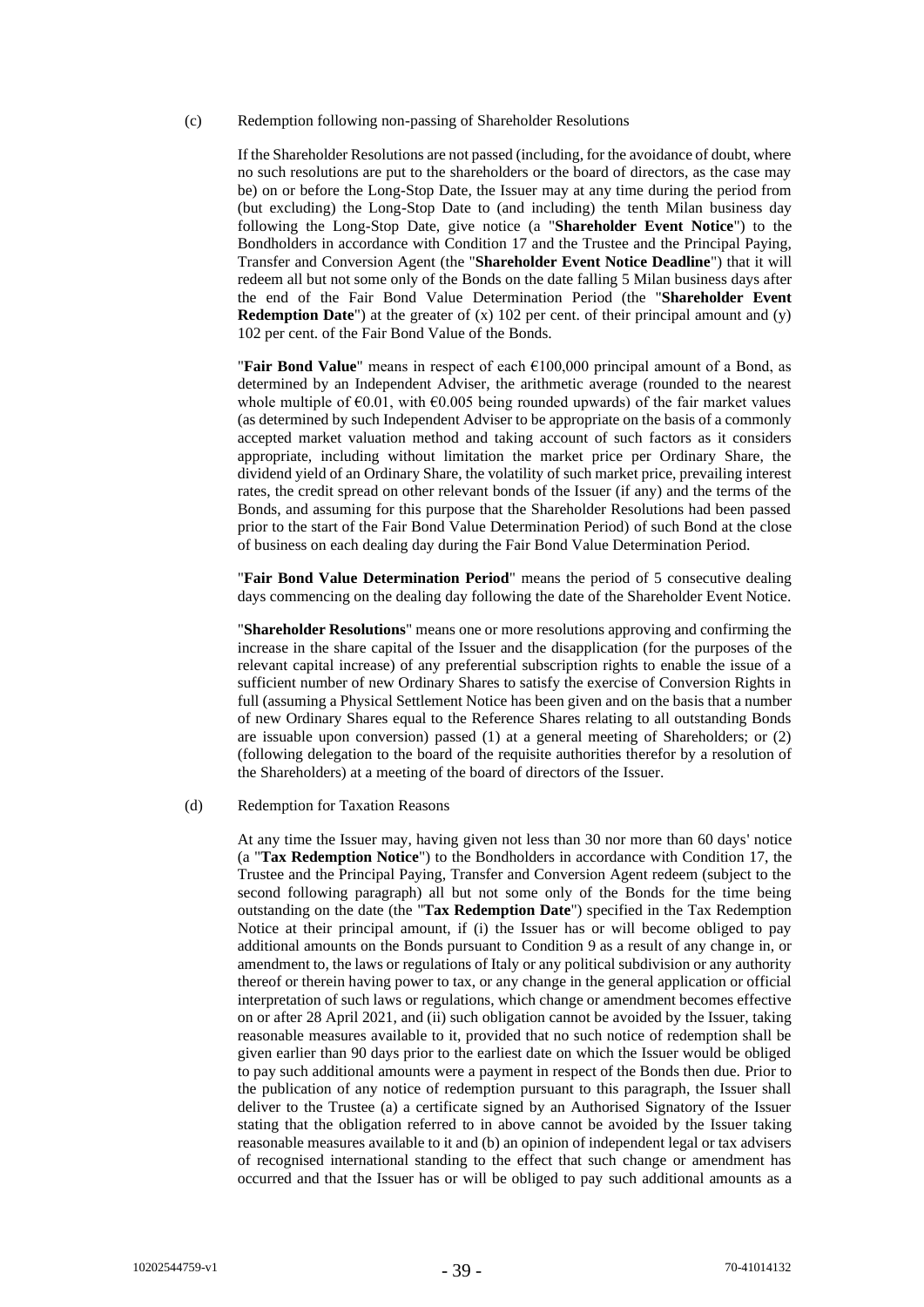(c) Redemption following non-passing of Shareholder Resolutions

If the Shareholder Resolutions are not passed (including, for the avoidance of doubt, where no such resolutions are put to the shareholders or the board of directors, as the case may be) on or before the Long-Stop Date, the Issuer may at any time during the period from (but excluding) the Long-Stop Date to (and including) the tenth Milan business day following the Long-Stop Date, give notice (a "**Shareholder Event Notice**") to the Bondholders in accordance with Condition 17 and the Trustee and the Principal Paying, Transfer and Conversion Agent (the "**Shareholder Event Notice Deadline**") that it will redeem all but not some only of the Bonds on the date falling 5 Milan business days after the end of the Fair Bond Value Determination Period (the "**Shareholder Event Redemption Date**") at the greater of (x) 102 per cent. of their principal amount and (y) 102 per cent. of the Fair Bond Value of the Bonds.

"**Fair Bond Value**" means in respect of each €100,000 principal amount of a Bond, as determined by an Independent Adviser, the arithmetic average (rounded to the nearest whole multiple of €0.01, with €0.005 being rounded upwards) of the fair market values (as determined by such Independent Adviser to be appropriate on the basis of a commonly accepted market valuation method and taking account of such factors as it considers appropriate, including without limitation the market price per Ordinary Share, the dividend yield of an Ordinary Share, the volatility of such market price, prevailing interest rates, the credit spread on other relevant bonds of the Issuer (if any) and the terms of the Bonds, and assuming for this purpose that the Shareholder Resolutions had been passed prior to the start of the Fair Bond Value Determination Period) of such Bond at the close of business on each dealing day during the Fair Bond Value Determination Period.

"**Fair Bond Value Determination Period**" means the period of 5 consecutive dealing days commencing on the dealing day following the date of the Shareholder Event Notice.

"**Shareholder Resolutions**" means one or more resolutions approving and confirming the increase in the share capital of the Issuer and the disapplication (for the purposes of the relevant capital increase) of any preferential subscription rights to enable the issue of a sufficient number of new Ordinary Shares to satisfy the exercise of Conversion Rights in full (assuming a Physical Settlement Notice has been given and on the basis that a number of new Ordinary Shares equal to the Reference Shares relating to all outstanding Bonds are issuable upon conversion) passed (1) at a general meeting of Shareholders; or (2) (following delegation to the board of the requisite authorities therefor by a resolution of the Shareholders) at a meeting of the board of directors of the Issuer.

(d) Redemption for Taxation Reasons

At any time the Issuer may, having given not less than 30 nor more than 60 days' notice (a "**Tax Redemption Notice**") to the Bondholders in accordance with Condition 17, the Trustee and the Principal Paying, Transfer and Conversion Agent redeem (subject to the second following paragraph) all but not some only of the Bonds for the time being outstanding on the date (the "**Tax Redemption Date**") specified in the Tax Redemption Notice at their principal amount, if (i) the Issuer has or will become obliged to pay additional amounts on the Bonds pursuant to Condition 9 as a result of any change in, or amendment to, the laws or regulations of Italy or any political subdivision or any authority thereof or therein having power to tax, or any change in the general application or official interpretation of such laws or regulations, which change or amendment becomes effective on or after 28 April 2021, and (ii) such obligation cannot be avoided by the Issuer, taking reasonable measures available to it, provided that no such notice of redemption shall be given earlier than 90 days prior to the earliest date on which the Issuer would be obliged to pay such additional amounts were a payment in respect of the Bonds then due. Prior to the publication of any notice of redemption pursuant to this paragraph, the Issuer shall deliver to the Trustee (a) a certificate signed by an Authorised Signatory of the Issuer stating that the obligation referred to in above cannot be avoided by the Issuer taking reasonable measures available to it and (b) an opinion of independent legal or tax advisers of recognised international standing to the effect that such change or amendment has occurred and that the Issuer has or will be obliged to pay such additional amounts as a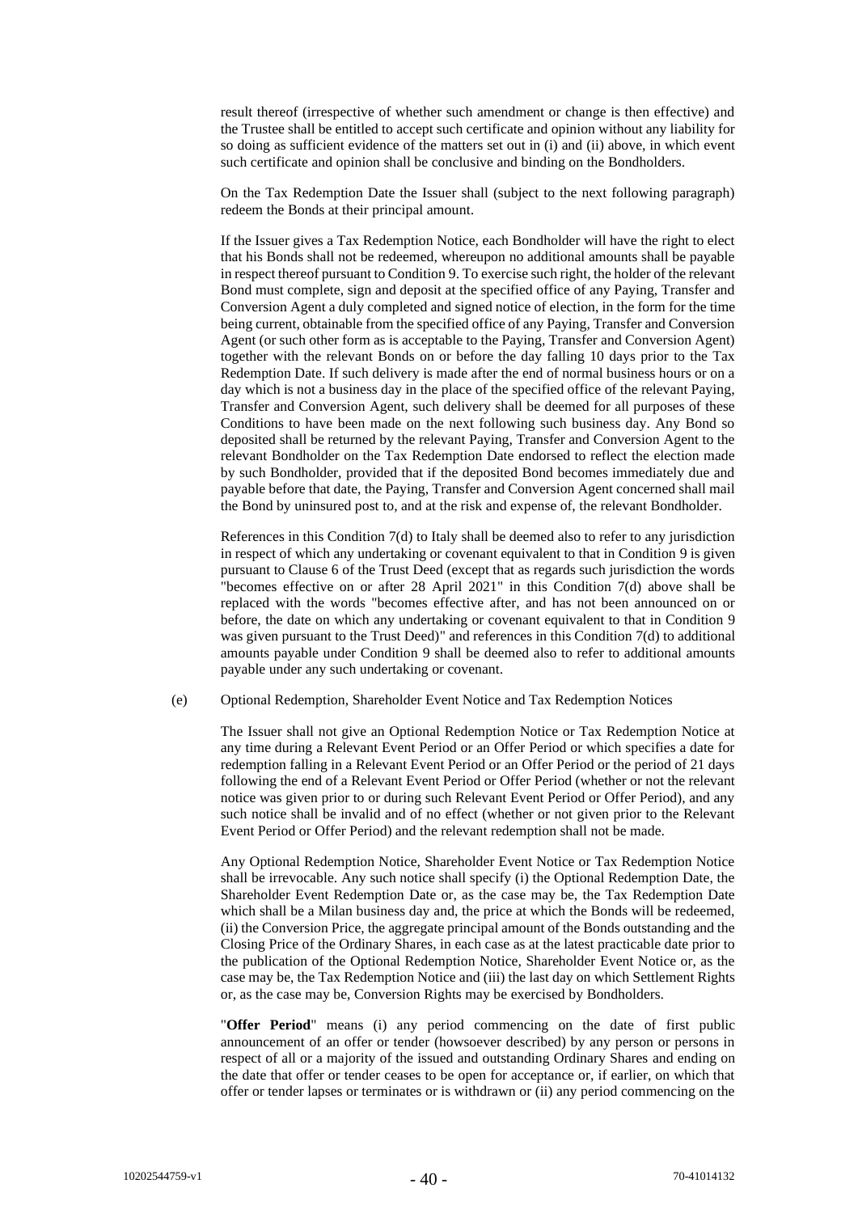result thereof (irrespective of whether such amendment or change is then effective) and the Trustee shall be entitled to accept such certificate and opinion without any liability for so doing as sufficient evidence of the matters set out in (i) and (ii) above, in which event such certificate and opinion shall be conclusive and binding on the Bondholders.

On the Tax Redemption Date the Issuer shall (subject to the next following paragraph) redeem the Bonds at their principal amount.

If the Issuer gives a Tax Redemption Notice, each Bondholder will have the right to elect that his Bonds shall not be redeemed, whereupon no additional amounts shall be payable in respect thereof pursuant to Condition 9. To exercise such right, the holder of the relevant Bond must complete, sign and deposit at the specified office of any Paying, Transfer and Conversion Agent a duly completed and signed notice of election, in the form for the time being current, obtainable from the specified office of any Paying, Transfer and Conversion Agent (or such other form as is acceptable to the Paying, Transfer and Conversion Agent) together with the relevant Bonds on or before the day falling 10 days prior to the Tax Redemption Date. If such delivery is made after the end of normal business hours or on a day which is not a business day in the place of the specified office of the relevant Paying, Transfer and Conversion Agent, such delivery shall be deemed for all purposes of these Conditions to have been made on the next following such business day. Any Bond so deposited shall be returned by the relevant Paying, Transfer and Conversion Agent to the relevant Bondholder on the Tax Redemption Date endorsed to reflect the election made by such Bondholder, provided that if the deposited Bond becomes immediately due and payable before that date, the Paying, Transfer and Conversion Agent concerned shall mail the Bond by uninsured post to, and at the risk and expense of, the relevant Bondholder.

References in this Condition 7(d) to Italy shall be deemed also to refer to any jurisdiction in respect of which any undertaking or covenant equivalent to that in Condition 9 is given pursuant to Clause 6 of the Trust Deed (except that as regards such jurisdiction the words "becomes effective on or after 28 April 2021" in this Condition 7(d) above shall be replaced with the words "becomes effective after, and has not been announced on or before, the date on which any undertaking or covenant equivalent to that in Condition 9 was given pursuant to the Trust Deed)" and references in this Condition 7(d) to additional amounts payable under Condition 9 shall be deemed also to refer to additional amounts payable under any such undertaking or covenant.

(e) Optional Redemption, Shareholder Event Notice and Tax Redemption Notices

The Issuer shall not give an Optional Redemption Notice or Tax Redemption Notice at any time during a Relevant Event Period or an Offer Period or which specifies a date for redemption falling in a Relevant Event Period or an Offer Period or the period of 21 days following the end of a Relevant Event Period or Offer Period (whether or not the relevant notice was given prior to or during such Relevant Event Period or Offer Period), and any such notice shall be invalid and of no effect (whether or not given prior to the Relevant Event Period or Offer Period) and the relevant redemption shall not be made.

Any Optional Redemption Notice, Shareholder Event Notice or Tax Redemption Notice shall be irrevocable. Any such notice shall specify (i) the Optional Redemption Date, the Shareholder Event Redemption Date or, as the case may be, the Tax Redemption Date which shall be a Milan business day and, the price at which the Bonds will be redeemed, (ii) the Conversion Price, the aggregate principal amount of the Bonds outstanding and the Closing Price of the Ordinary Shares, in each case as at the latest practicable date prior to the publication of the Optional Redemption Notice, Shareholder Event Notice or, as the case may be, the Tax Redemption Notice and (iii) the last day on which Settlement Rights or, as the case may be, Conversion Rights may be exercised by Bondholders.

"**Offer Period**" means (i) any period commencing on the date of first public announcement of an offer or tender (howsoever described) by any person or persons in respect of all or a majority of the issued and outstanding Ordinary Shares and ending on the date that offer or tender ceases to be open for acceptance or, if earlier, on which that offer or tender lapses or terminates or is withdrawn or (ii) any period commencing on the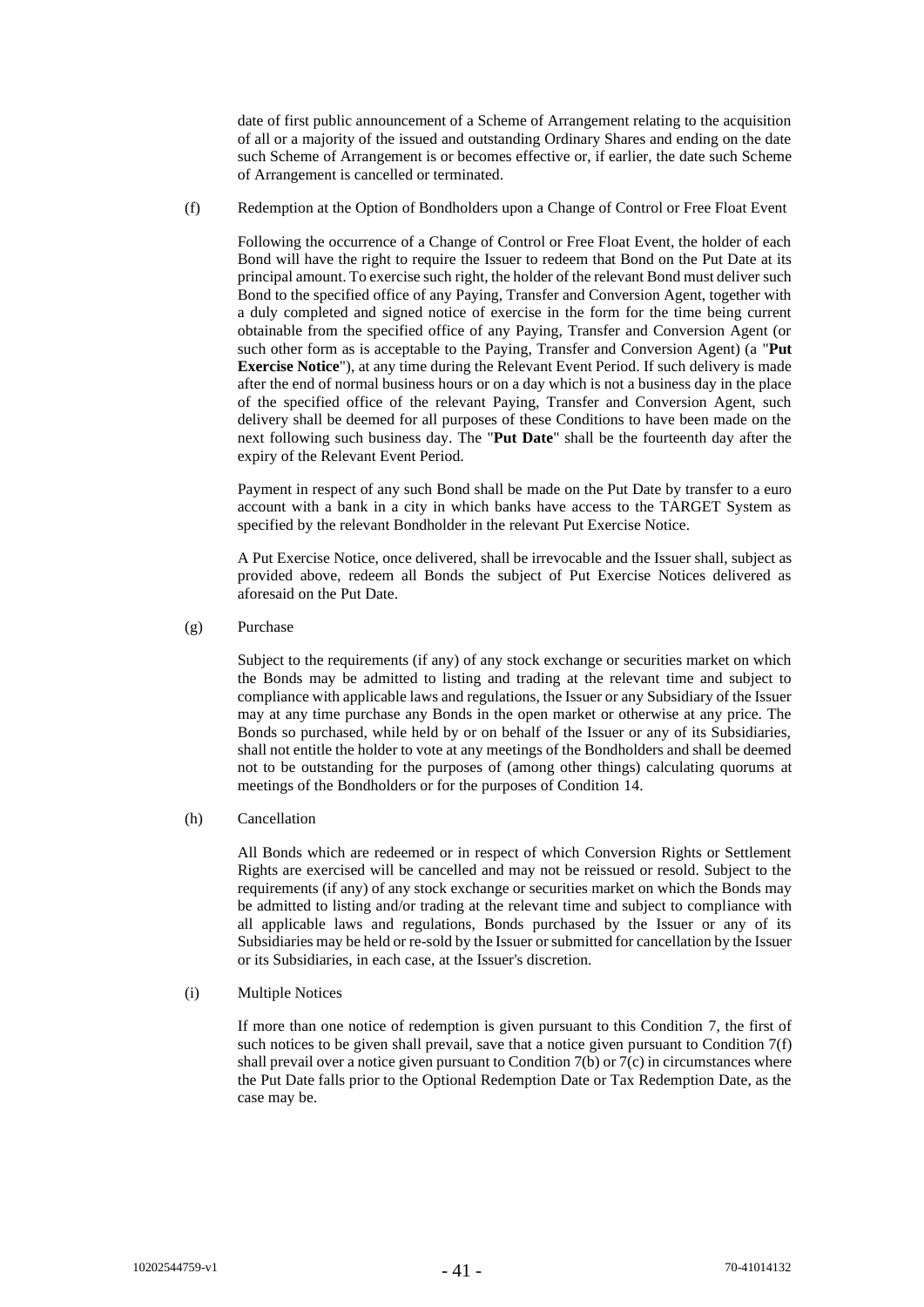date of first public announcement of a Scheme of Arrangement relating to the acquisition of all or a majority of the issued and outstanding Ordinary Shares and ending on the date such Scheme of Arrangement is or becomes effective or, if earlier, the date such Scheme of Arrangement is cancelled or terminated.

(f) Redemption at the Option of Bondholders upon a Change of Control or Free Float Event

Following the occurrence of a Change of Control or Free Float Event, the holder of each Bond will have the right to require the Issuer to redeem that Bond on the Put Date at its principal amount. To exercise such right, the holder of the relevant Bond must deliver such Bond to the specified office of any Paying, Transfer and Conversion Agent, together with a duly completed and signed notice of exercise in the form for the time being current obtainable from the specified office of any Paying, Transfer and Conversion Agent (or such other form as is acceptable to the Paying, Transfer and Conversion Agent) (a "**Put Exercise Notice**"), at any time during the Relevant Event Period. If such delivery is made after the end of normal business hours or on a day which is not a business day in the place of the specified office of the relevant Paying, Transfer and Conversion Agent, such delivery shall be deemed for all purposes of these Conditions to have been made on the next following such business day. The "**Put Date**" shall be the fourteenth day after the expiry of the Relevant Event Period.

Payment in respect of any such Bond shall be made on the Put Date by transfer to a euro account with a bank in a city in which banks have access to the TARGET System as specified by the relevant Bondholder in the relevant Put Exercise Notice.

A Put Exercise Notice, once delivered, shall be irrevocable and the Issuer shall, subject as provided above, redeem all Bonds the subject of Put Exercise Notices delivered as aforesaid on the Put Date.

(g) Purchase

Subject to the requirements (if any) of any stock exchange or securities market on which the Bonds may be admitted to listing and trading at the relevant time and subject to compliance with applicable laws and regulations, the Issuer or any Subsidiary of the Issuer may at any time purchase any Bonds in the open market or otherwise at any price. The Bonds so purchased, while held by or on behalf of the Issuer or any of its Subsidiaries, shall not entitle the holder to vote at any meetings of the Bondholders and shall be deemed not to be outstanding for the purposes of (among other things) calculating quorums at meetings of the Bondholders or for the purposes of Condition 14.

(h) Cancellation

All Bonds which are redeemed or in respect of which Conversion Rights or Settlement Rights are exercised will be cancelled and may not be reissued or resold. Subject to the requirements (if any) of any stock exchange or securities market on which the Bonds may be admitted to listing and/or trading at the relevant time and subject to compliance with all applicable laws and regulations, Bonds purchased by the Issuer or any of its Subsidiaries may be held or re-sold by the Issuer or submitted for cancellation by the Issuer or its Subsidiaries, in each case, at the Issuer's discretion.

(i) Multiple Notices

If more than one notice of redemption is given pursuant to this Condition 7, the first of such notices to be given shall prevail, save that a notice given pursuant to Condition 7(f) shall prevail over a notice given pursuant to Condition 7(b) or 7(c) in circumstances where the Put Date falls prior to the Optional Redemption Date or Tax Redemption Date, as the case may be.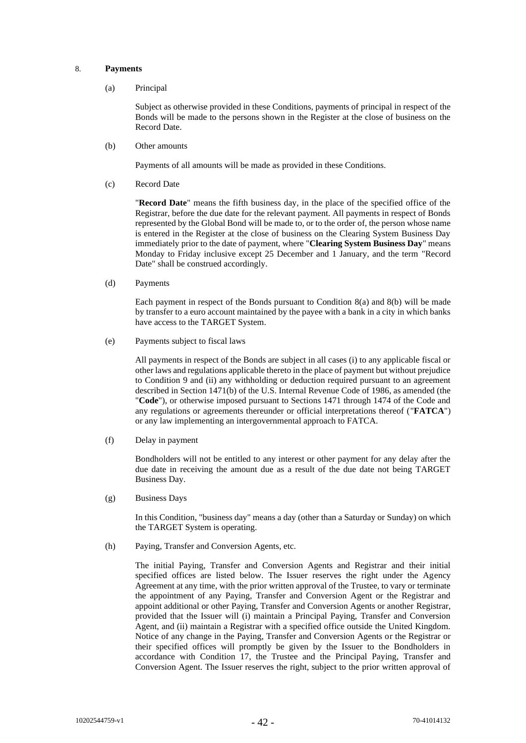## 8. **Payments**

(a) Principal

Subject as otherwise provided in these Conditions, payments of principal in respect of the Bonds will be made to the persons shown in the Register at the close of business on the Record Date.

(b) Other amounts

Payments of all amounts will be made as provided in these Conditions.

(c) Record Date

"**Record Date**" means the fifth business day, in the place of the specified office of the Registrar, before the due date for the relevant payment. All payments in respect of Bonds represented by the Global Bond will be made to, or to the order of, the person whose name is entered in the Register at the close of business on the Clearing System Business Day immediately prior to the date of payment, where "**Clearing System Business Day**" means Monday to Friday inclusive except 25 December and 1 January, and the term "Record Date" shall be construed accordingly.

(d) Payments

Each payment in respect of the Bonds pursuant to Condition 8(a) and 8(b) will be made by transfer to a euro account maintained by the payee with a bank in a city in which banks have access to the TARGET System.

(e) Payments subject to fiscal laws

All payments in respect of the Bonds are subject in all cases (i) to any applicable fiscal or other laws and regulations applicable thereto in the place of payment but without prejudice to Condition 9 and (ii) any withholding or deduction required pursuant to an agreement described in Section 1471(b) of the U.S. Internal Revenue Code of 1986, as amended (the "**Code**"), or otherwise imposed pursuant to Sections 1471 through 1474 of the Code and any regulations or agreements thereunder or official interpretations thereof ("**FATCA**") or any law implementing an intergovernmental approach to FATCA.

(f) Delay in payment

Bondholders will not be entitled to any interest or other payment for any delay after the due date in receiving the amount due as a result of the due date not being TARGET Business Day.

(g) Business Days

In this Condition, "business day" means a day (other than a Saturday or Sunday) on which the TARGET System is operating.

(h) Paying, Transfer and Conversion Agents, etc.

The initial Paying, Transfer and Conversion Agents and Registrar and their initial specified offices are listed below. The Issuer reserves the right under the Agency Agreement at any time, with the prior written approval of the Trustee, to vary or terminate the appointment of any Paying, Transfer and Conversion Agent or the Registrar and appoint additional or other Paying, Transfer and Conversion Agents or another Registrar, provided that the Issuer will (i) maintain a Principal Paying, Transfer and Conversion Agent, and (ii) maintain a Registrar with a specified office outside the United Kingdom. Notice of any change in the Paying, Transfer and Conversion Agents or the Registrar or their specified offices will promptly be given by the Issuer to the Bondholders in accordance with Condition 17, the Trustee and the Principal Paying, Transfer and Conversion Agent. The Issuer reserves the right, subject to the prior written approval of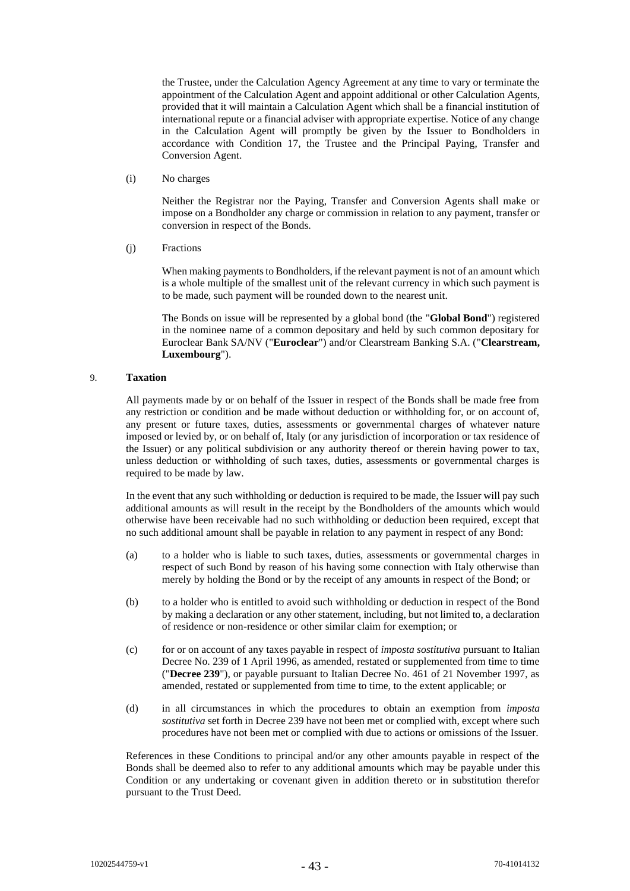the Trustee, under the Calculation Agency Agreement at any time to vary or terminate the appointment of the Calculation Agent and appoint additional or other Calculation Agents, provided that it will maintain a Calculation Agent which shall be a financial institution of international repute or a financial adviser with appropriate expertise. Notice of any change in the Calculation Agent will promptly be given by the Issuer to Bondholders in accordance with Condition 17, the Trustee and the Principal Paying, Transfer and Conversion Agent.

(i) No charges

Neither the Registrar nor the Paying, Transfer and Conversion Agents shall make or impose on a Bondholder any charge or commission in relation to any payment, transfer or conversion in respect of the Bonds.

(j) Fractions

When making payments to Bondholders, if the relevant payment is not of an amount which is a whole multiple of the smallest unit of the relevant currency in which such payment is to be made, such payment will be rounded down to the nearest unit.

The Bonds on issue will be represented by a global bond (the "**Global Bond**") registered in the nominee name of a common depositary and held by such common depositary for Euroclear Bank SA/NV ("**Euroclear**") and/or Clearstream Banking S.A. ("**Clearstream, Luxembourg**").

## 9. **Taxation**

All payments made by or on behalf of the Issuer in respect of the Bonds shall be made free from any restriction or condition and be made without deduction or withholding for, or on account of, any present or future taxes, duties, assessments or governmental charges of whatever nature imposed or levied by, or on behalf of, Italy (or any jurisdiction of incorporation or tax residence of the Issuer) or any political subdivision or any authority thereof or therein having power to tax, unless deduction or withholding of such taxes, duties, assessments or governmental charges is required to be made by law.

In the event that any such withholding or deduction is required to be made, the Issuer will pay such additional amounts as will result in the receipt by the Bondholders of the amounts which would otherwise have been receivable had no such withholding or deduction been required, except that no such additional amount shall be payable in relation to any payment in respect of any Bond:

(a) to a holder who is liable to such taxes, duties, assessments or governmental charges in respect of such Bond by reason of his having some connection with Italy otherwise than merely by holding the Bond or by the receipt of any amounts in respect of the Bond; or

(b) to a holder who is entitled to avoid such withholding or deduction in respect of the Bond by making a declaration or any other statement, including, but not limited to, a declaration of residence or non-residence or other similar claim for exemption; or

(c) for or on account of any taxes payable in respect of *imposta sostitutiva* pursuant to Italian Decree No. 239 of 1 April 1996, as amended, restated or supplemented from time to time ("**Decree 239**"), or payable pursuant to Italian Decree No. 461 of 21 November 1997, as amended, restated or supplemented from time to time, to the extent applicable; or

(d) in all circumstances in which the procedures to obtain an exemption from *imposta sostitutiva* set forth in Decree 239 have not been met or complied with, except where such procedures have not been met or complied with due to actions or omissions of the Issuer.

References in these Conditions to principal and/or any other amounts payable in respect of the Bonds shall be deemed also to refer to any additional amounts which may be payable under this Condition or any undertaking or covenant given in addition thereto or in substitution therefor pursuant to the Trust Deed.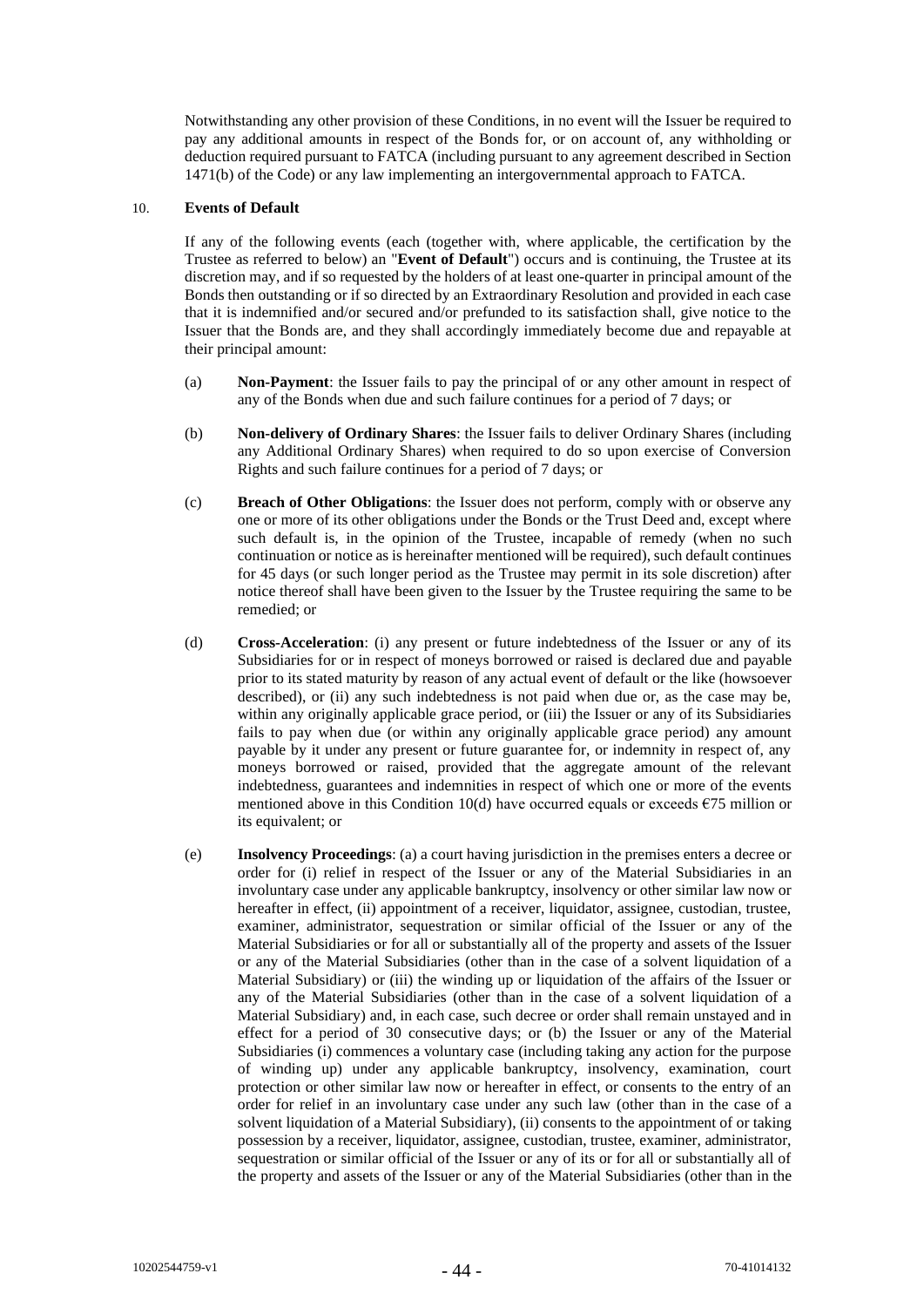Notwithstanding any other provision of these Conditions, in no event will the Issuer be required to pay any additional amounts in respect of the Bonds for, or on account of, any withholding or deduction required pursuant to FATCA (including pursuant to any agreement described in Section 1471(b) of the Code) or any law implementing an intergovernmental approach to FATCA.

10. **Events of Default**

If any of the following events (each (together with, where applicable, the certification by the Trustee as referred to below) an "**Event of Default**") occurs and is continuing, the Trustee at its discretion may, and if so requested by the holders of at least one-quarter in principal amount of the Bonds then outstanding or if so directed by an Extraordinary Resolution and provided in each case that it is indemnified and/or secured and/or prefunded to its satisfaction shall, give notice to the Issuer that the Bonds are, and they shall accordingly immediately become due and repayable at their principal amount:

(a) **Non-Payment**: the Issuer fails to pay the principal of or any other amount in respect of any of the Bonds when due and such failure continues for a period of 7 days; or

(b) **Non-delivery of Ordinary Shares**: the Issuer fails to deliver Ordinary Shares (including any Additional Ordinary Shares) when required to do so upon exercise of Conversion Rights and such failure continues for a period of 7 days; or

(c) **Breach of Other Obligations**: the Issuer does not perform, comply with or observe any one or more of its other obligations under the Bonds or the Trust Deed and, except where such default is, in the opinion of the Trustee, incapable of remedy (when no such continuation or notice as is hereinafter mentioned will be required), such default continues for 45 days (or such longer period as the Trustee may permit in its sole discretion) after notice thereof shall have been given to the Issuer by the Trustee requiring the same to be remedied; or

(d) **Cross-Acceleration**: (i) any present or future indebtedness of the Issuer or any of its Subsidiaries for or in respect of moneys borrowed or raised is declared due and payable prior to its stated maturity by reason of any actual event of default or the like (howsoever described), or (ii) any such indebtedness is not paid when due or, as the case may be, within any originally applicable grace period, or (iii) the Issuer or any of its Subsidiaries fails to pay when due (or within any originally applicable grace period) any amount payable by it under any present or future guarantee for, or indemnity in respect of, any moneys borrowed or raised, provided that the aggregate amount of the relevant indebtedness, guarantees and indemnities in respect of which one or more of the events mentioned above in this Condition 10(d) have occurred equals or exceeds €75 million or its equivalent; or

(e) **Insolvency Proceedings**: (a) a court having jurisdiction in the premises enters a decree or order for (i) relief in respect of the Issuer or any of the Material Subsidiaries in an involuntary case under any applicable bankruptcy, insolvency or other similar law now or hereafter in effect, (ii) appointment of a receiver, liquidator, assignee, custodian, trustee, examiner, administrator, sequestration or similar official of the Issuer or any of the Material Subsidiaries or for all or substantially all of the property and assets of the Issuer or any of the Material Subsidiaries (other than in the case of a solvent liquidation of a Material Subsidiary) or (iii) the winding up or liquidation of the affairs of the Issuer or any of the Material Subsidiaries (other than in the case of a solvent liquidation of a Material Subsidiary) and, in each case, such decree or order shall remain unstayed and in effect for a period of 30 consecutive days; or (b) the Issuer or any of the Material Subsidiaries (i) commences a voluntary case (including taking any action for the purpose of winding up) under any applicable bankruptcy, insolvency, examination, court protection or other similar law now or hereafter in effect, or consents to the entry of an order for relief in an involuntary case under any such law (other than in the case of a solvent liquidation of a Material Subsidiary), (ii) consents to the appointment of or taking possession by a receiver, liquidator, assignee, custodian, trustee, examiner, administrator, sequestration or similar official of the Issuer or any of its or for all or substantially all of the property and assets of the Issuer or any of the Material Subsidiaries (other than in the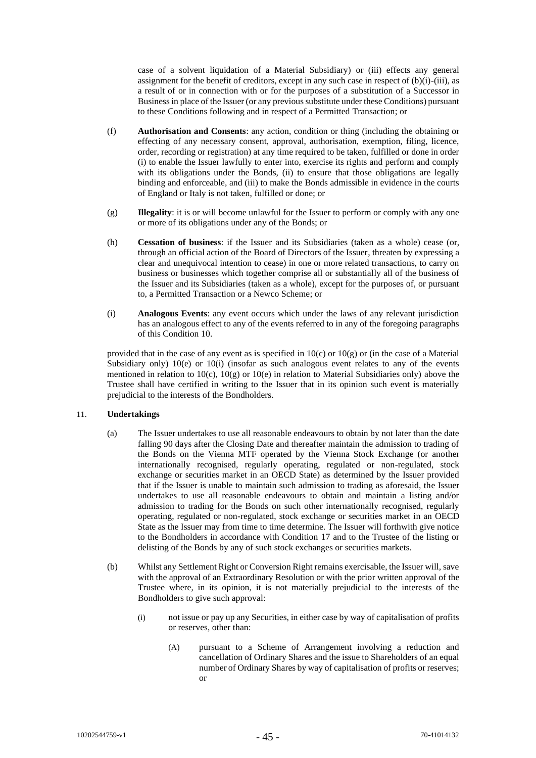case of a solvent liquidation of a Material Subsidiary) or (iii) effects any general assignment for the benefit of creditors, except in any such case in respect of (b)(i)-(iii), as a result of or in connection with or for the purposes of a substitution of a Successor in Business in place of the Issuer (or any previous substitute under these Conditions) pursuant to these Conditions following and in respect of a Permitted Transaction; or

(f) **Authorisation and Consents**: any action, condition or thing (including the obtaining or effecting of any necessary consent, approval, authorisation, exemption, filing, licence, order, recording or registration) at any time required to be taken, fulfilled or done in order (i) to enable the Issuer lawfully to enter into, exercise its rights and perform and comply with its obligations under the Bonds, (ii) to ensure that those obligations are legally binding and enforceable, and (iii) to make the Bonds admissible in evidence in the courts of England or Italy is not taken, fulfilled or done; or

(g) **Illegality**: it is or will become unlawful for the Issuer to perform or comply with any one or more of its obligations under any of the Bonds; or

(h) **Cessation of business**: if the Issuer and its Subsidiaries (taken as a whole) cease (or, through an official action of the Board of Directors of the Issuer, threaten by expressing a clear and unequivocal intention to cease) in one or more related transactions, to carry on business or businesses which together comprise all or substantially all of the business of the Issuer and its Subsidiaries (taken as a whole), except for the purposes of, or pursuant to, a Permitted Transaction or a Newco Scheme; or

(i) **Analogous Events**: any event occurs which under the laws of any relevant jurisdiction has an analogous effect to any of the events referred to in any of the foregoing paragraphs of this Condition 10.

provided that in the case of any event as is specified in 10(c) or 10(g) or (in the case of a Material Subsidiary only) 10(e) or 10(i) (insofar as such analogous event relates to any of the events mentioned in relation to 10(c), 10(g) or 10(e) in relation to Material Subsidiaries only) above the Trustee shall have certified in writing to the Issuer that in its opinion such event is materially prejudicial to the interests of the Bondholders.

## 11. **Undertakings**

(a) The Issuer undertakes to use all reasonable endeavours to obtain by not later than the date falling 90 days after the Closing Date and thereafter maintain the admission to trading of the Bonds on the Vienna MTF operated by the Vienna Stock Exchange (or another internationally recognised, regularly operating, regulated or non-regulated, stock exchange or securities market in an OECD State) as determined by the Issuer provided that if the Issuer is unable to maintain such admission to trading as aforesaid, the Issuer undertakes to use all reasonable endeavours to obtain and maintain a listing and/or admission to trading for the Bonds on such other internationally recognised, regularly operating, regulated or non-regulated, stock exchange or securities market in an OECD State as the Issuer may from time to time determine. The Issuer will forthwith give notice to the Bondholders in accordance with Condition 17 and to the Trustee of the listing or delisting of the Bonds by any of such stock exchanges or securities markets.

(b) Whilst any Settlement Right or Conversion Right remains exercisable, the Issuer will, save with the approval of an Extraordinary Resolution or with the prior written approval of the Trustee where, in its opinion, it is not materially prejudicial to the interests of the Bondholders to give such approval:

(i) not issue or pay up any Securities, in either case by way of capitalisation of profits or reserves, other than:

(A) pursuant to a Scheme of Arrangement involving a reduction and cancellation of Ordinary Shares and the issue to Shareholders of an equal number of Ordinary Shares by way of capitalisation of profits or reserves; or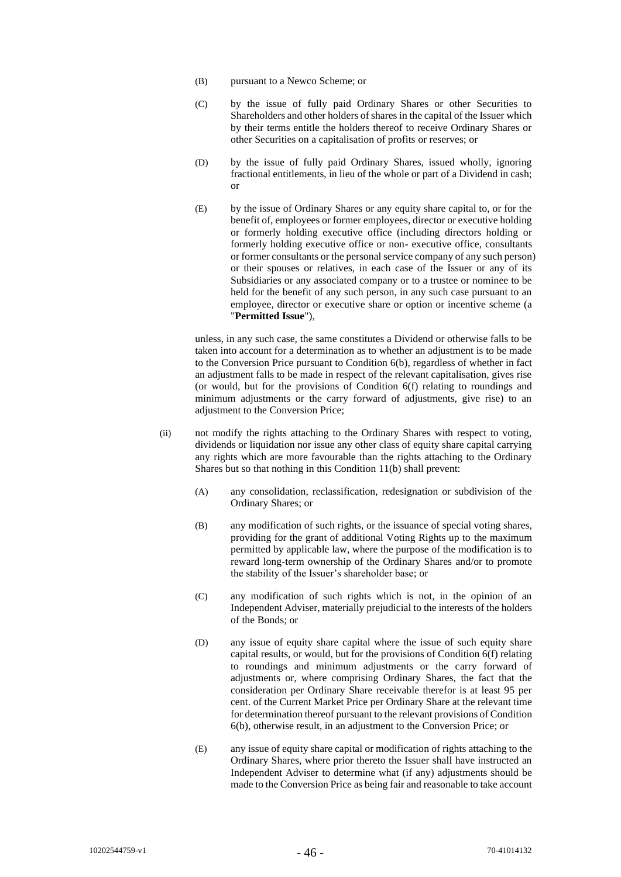(B) pursuant to a Newco Scheme; or

(C) by the issue of fully paid Ordinary Shares or other Securities to Shareholders and other holders of shares in the capital of the Issuer which by their terms entitle the holders thereof to receive Ordinary Shares or other Securities on a capitalisation of profits or reserves; or

(D) by the issue of fully paid Ordinary Shares, issued wholly, ignoring fractional entitlements, in lieu of the whole or part of a Dividend in cash; or

(E) by the issue of Ordinary Shares or any equity share capital to, or for the benefit of, employees or former employees, director or executive holding or formerly holding executive office (including directors holding or formerly holding executive office or non- executive office, consultants or former consultants or the personal service company of any such person) or their spouses or relatives, in each case of the Issuer or any of its Subsidiaries or any associated company or to a trustee or nominee to be held for the benefit of any such person, in any such case pursuant to an employee, director or executive share or option or incentive scheme (a "**Permitted Issue**"),

unless, in any such case, the same constitutes a Dividend or otherwise falls to be taken into account for a determination as to whether an adjustment is to be made to the Conversion Price pursuant to Condition 6(b), regardless of whether in fact an adjustment falls to be made in respect of the relevant capitalisation, gives rise (or would, but for the provisions of Condition 6(f) relating to roundings and minimum adjustments or the carry forward of adjustments, give rise) to an adjustment to the Conversion Price;

(ii) not modify the rights attaching to the Ordinary Shares with respect to voting, dividends or liquidation nor issue any other class of equity share capital carrying any rights which are more favourable than the rights attaching to the Ordinary Shares but so that nothing in this Condition 11(b) shall prevent:

(A) any consolidation, reclassification, redesignation or subdivision of the Ordinary Shares; or

(B) any modification of such rights, or the issuance of special voting shares, providing for the grant of additional Voting Rights up to the maximum permitted by applicable law, where the purpose of the modification is to reward long-term ownership of the Ordinary Shares and/or to promote the stability of the Issuer's shareholder base; or

(C) any modification of such rights which is not, in the opinion of an Independent Adviser, materially prejudicial to the interests of the holders of the Bonds; or

(D) any issue of equity share capital where the issue of such equity share capital results, or would, but for the provisions of Condition 6(f) relating to roundings and minimum adjustments or the carry forward of adjustments or, where comprising Ordinary Shares, the fact that the consideration per Ordinary Share receivable therefor is at least 95 per cent. of the Current Market Price per Ordinary Share at the relevant time for determination thereof pursuant to the relevant provisions of Condition 6(b), otherwise result, in an adjustment to the Conversion Price; or

(E) any issue of equity share capital or modification of rights attaching to the Ordinary Shares, where prior thereto the Issuer shall have instructed an Independent Adviser to determine what (if any) adjustments should be made to the Conversion Price as being fair and reasonable to take account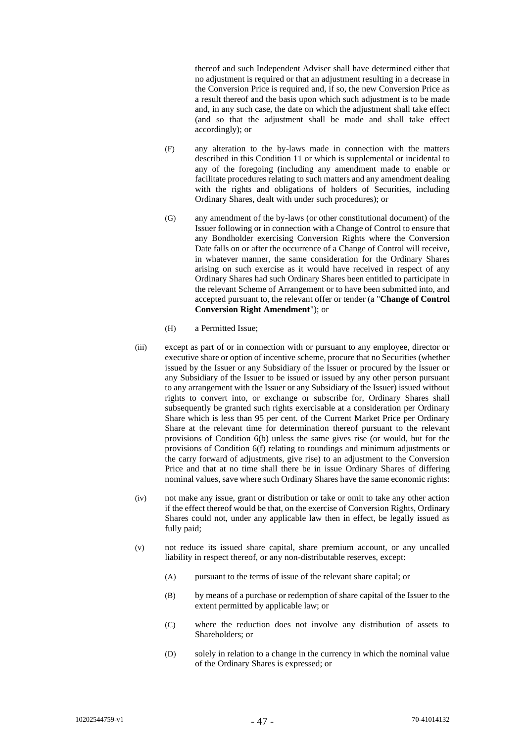thereof and such Independent Adviser shall have determined either that no adjustment is required or that an adjustment resulting in a decrease in the Conversion Price is required and, if so, the new Conversion Price as a result thereof and the basis upon which such adjustment is to be made and, in any such case, the date on which the adjustment shall take effect (and so that the adjustment shall be made and shall take effect accordingly); or

(F) any alteration to the by-laws made in connection with the matters described in this Condition 11 or which is supplemental or incidental to any of the foregoing (including any amendment made to enable or facilitate procedures relating to such matters and any amendment dealing with the rights and obligations of holders of Securities, including Ordinary Shares, dealt with under such procedures); or

(G) any amendment of the by-laws (or other constitutional document) of the Issuer following or in connection with a Change of Control to ensure that any Bondholder exercising Conversion Rights where the Conversion Date falls on or after the occurrence of a Change of Control will receive, in whatever manner, the same consideration for the Ordinary Shares arising on such exercise as it would have received in respect of any Ordinary Shares had such Ordinary Shares been entitled to participate in the relevant Scheme of Arrangement or to have been submitted into, and accepted pursuant to, the relevant offer or tender (a "**Change of Control Conversion Right Amendment**"); or

(H) a Permitted Issue;

(iii) except as part of or in connection with or pursuant to any employee, director or executive share or option of incentive scheme, procure that no Securities (whether issued by the Issuer or any Subsidiary of the Issuer or procured by the Issuer or any Subsidiary of the Issuer to be issued or issued by any other person pursuant to any arrangement with the Issuer or any Subsidiary of the Issuer) issued without rights to convert into, or exchange or subscribe for, Ordinary Shares shall subsequently be granted such rights exercisable at a consideration per Ordinary Share which is less than 95 per cent. of the Current Market Price per Ordinary Share at the relevant time for determination thereof pursuant to the relevant provisions of Condition 6(b) unless the same gives rise (or would, but for the provisions of Condition 6(f) relating to roundings and minimum adjustments or the carry forward of adjustments, give rise) to an adjustment to the Conversion Price and that at no time shall there be in issue Ordinary Shares of differing nominal values, save where such Ordinary Shares have the same economic rights:

(iv) not make any issue, grant or distribution or take or omit to take any other action if the effect thereof would be that, on the exercise of Conversion Rights, Ordinary Shares could not, under any applicable law then in effect, be legally issued as fully paid;

(v) not reduce its issued share capital, share premium account, or any uncalled liability in respect thereof, or any non-distributable reserves, except:

(A) pursuant to the terms of issue of the relevant share capital; or

(B) by means of a purchase or redemption of share capital of the Issuer to the extent permitted by applicable law; or

(C) where the reduction does not involve any distribution of assets to Shareholders; or

(D) solely in relation to a change in the currency in which the nominal value of the Ordinary Shares is expressed; or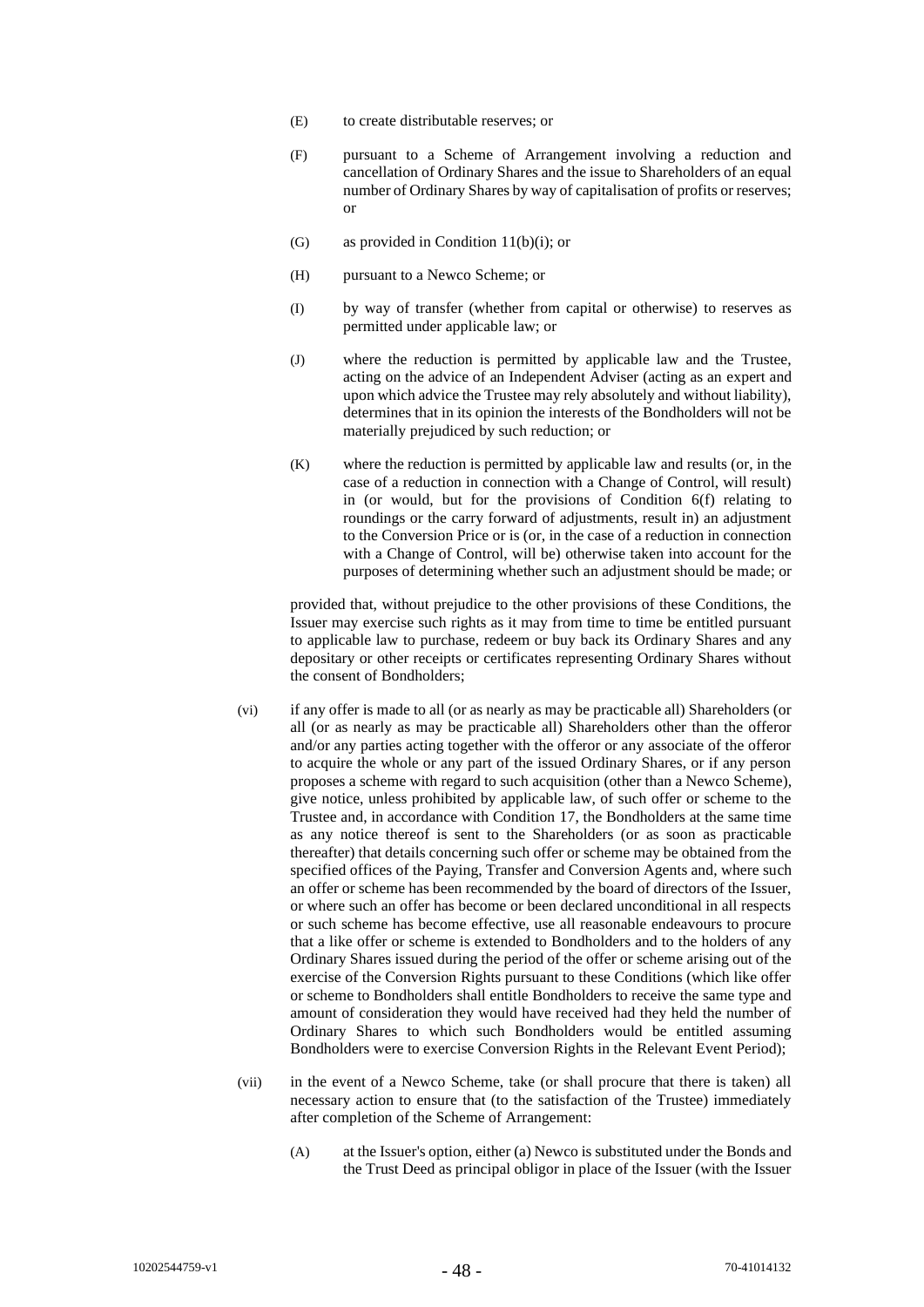(E) to create distributable reserves; or

(F) pursuant to a Scheme of Arrangement involving a reduction and cancellation of Ordinary Shares and the issue to Shareholders of an equal number of Ordinary Shares by way of capitalisation of profits or reserves; or

(G) as provided in Condition 11(b)(i); or

(H) pursuant to a Newco Scheme; or

(I) by way of transfer (whether from capital or otherwise) to reserves as permitted under applicable law; or

(J) where the reduction is permitted by applicable law and the Trustee, acting on the advice of an Independent Adviser (acting as an expert and upon which advice the Trustee may rely absolutely and without liability), determines that in its opinion the interests of the Bondholders will not be materially prejudiced by such reduction; or

(K) where the reduction is permitted by applicable law and results (or, in the case of a reduction in connection with a Change of Control, will result) in (or would, but for the provisions of Condition 6(f) relating to roundings or the carry forward of adjustments, result in) an adjustment to the Conversion Price or is (or, in the case of a reduction in connection with a Change of Control, will be) otherwise taken into account for the purposes of determining whether such an adjustment should be made; or

provided that, without prejudice to the other provisions of these Conditions, the Issuer may exercise such rights as it may from time to time be entitled pursuant to applicable law to purchase, redeem or buy back its Ordinary Shares and any depositary or other receipts or certificates representing Ordinary Shares without the consent of Bondholders;

(vi) if any offer is made to all (or as nearly as may be practicable all) Shareholders (or all (or as nearly as may be practicable all) Shareholders other than the offeror and/or any parties acting together with the offeror or any associate of the offeror to acquire the whole or any part of the issued Ordinary Shares, or if any person proposes a scheme with regard to such acquisition (other than a Newco Scheme), give notice, unless prohibited by applicable law, of such offer or scheme to the Trustee and, in accordance with Condition 17, the Bondholders at the same time as any notice thereof is sent to the Shareholders (or as soon as practicable thereafter) that details concerning such offer or scheme may be obtained from the specified offices of the Paying, Transfer and Conversion Agents and, where such an offer or scheme has been recommended by the board of directors of the Issuer, or where such an offer has become or been declared unconditional in all respects or such scheme has become effective, use all reasonable endeavours to procure that a like offer or scheme is extended to Bondholders and to the holders of any Ordinary Shares issued during the period of the offer or scheme arising out of the exercise of the Conversion Rights pursuant to these Conditions (which like offer or scheme to Bondholders shall entitle Bondholders to receive the same type and amount of consideration they would have received had they held the number of Ordinary Shares to which such Bondholders would be entitled assuming Bondholders were to exercise Conversion Rights in the Relevant Event Period);

(vii) in the event of a Newco Scheme, take (or shall procure that there is taken) all necessary action to ensure that (to the satisfaction of the Trustee) immediately after completion of the Scheme of Arrangement:

(A) at the Issuer's option, either (a) Newco is substituted under the Bonds and the Trust Deed as principal obligor in place of the Issuer (with the Issuer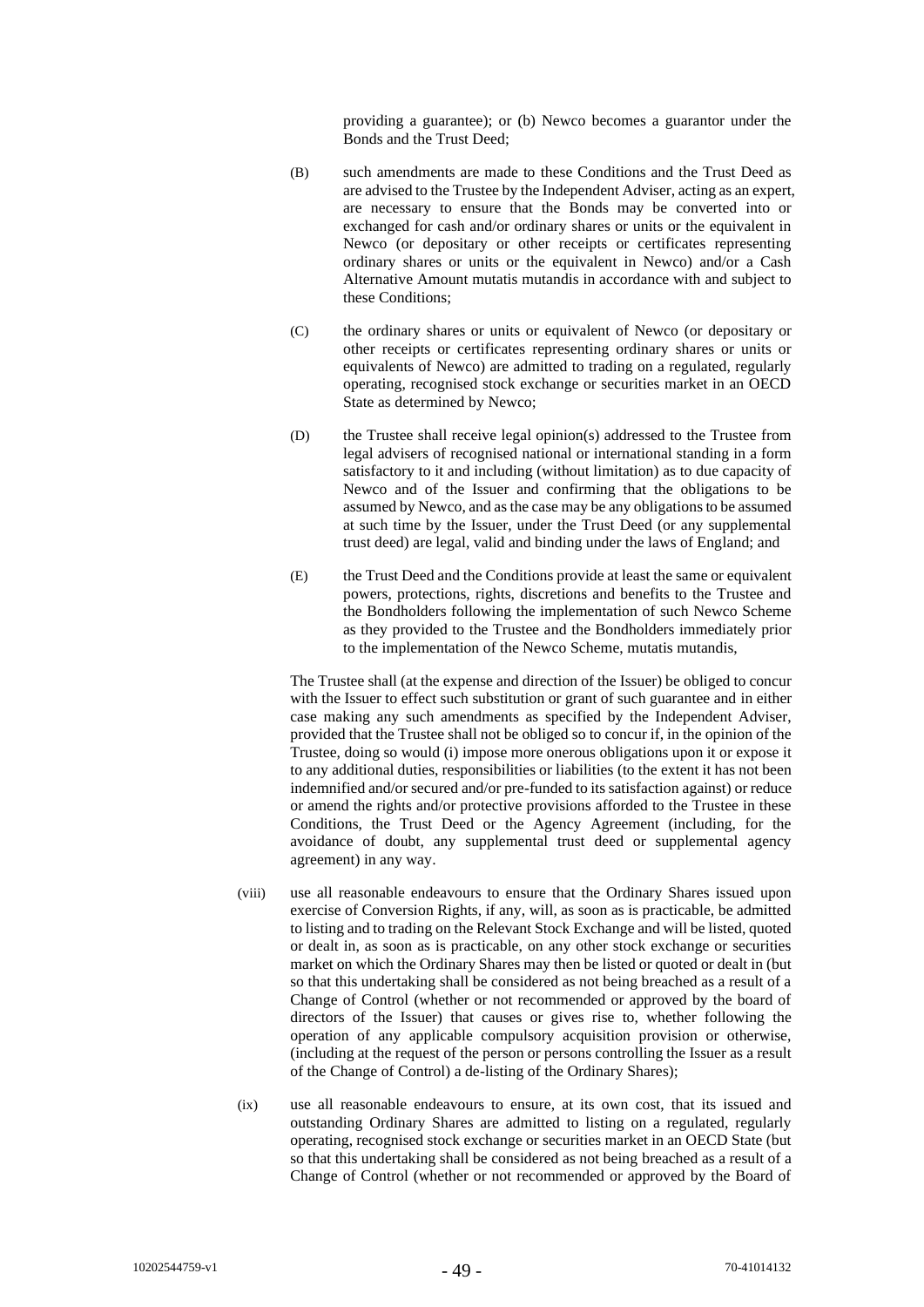providing a guarantee); or (b) Newco becomes a guarantor under the Bonds and the Trust Deed;

(B) such amendments are made to these Conditions and the Trust Deed as are advised to the Trustee by the Independent Adviser, acting as an expert, are necessary to ensure that the Bonds may be converted into or exchanged for cash and/or ordinary shares or units or the equivalent in Newco (or depositary or other receipts or certificates representing ordinary shares or units or the equivalent in Newco) and/or a Cash Alternative Amount mutatis mutandis in accordance with and subject to these Conditions;

(C) the ordinary shares or units or equivalent of Newco (or depositary or other receipts or certificates representing ordinary shares or units or equivalents of Newco) are admitted to trading on a regulated, regularly operating, recognised stock exchange or securities market in an OECD State as determined by Newco;

(D) the Trustee shall receive legal opinion(s) addressed to the Trustee from legal advisers of recognised national or international standing in a form satisfactory to it and including (without limitation) as to due capacity of Newco and of the Issuer and confirming that the obligations to be assumed by Newco, and as the case may be any obligations to be assumed at such time by the Issuer, under the Trust Deed (or any supplemental trust deed) are legal, valid and binding under the laws of England; and

(E) the Trust Deed and the Conditions provide at least the same or equivalent powers, protections, rights, discretions and benefits to the Trustee and the Bondholders following the implementation of such Newco Scheme as they provided to the Trustee and the Bondholders immediately prior to the implementation of the Newco Scheme, mutatis mutandis,

The Trustee shall (at the expense and direction of the Issuer) be obliged to concur with the Issuer to effect such substitution or grant of such guarantee and in either case making any such amendments as specified by the Independent Adviser, provided that the Trustee shall not be obliged so to concur if, in the opinion of the Trustee, doing so would (i) impose more onerous obligations upon it or expose it to any additional duties, responsibilities or liabilities (to the extent it has not been indemnified and/or secured and/or pre-funded to its satisfaction against) or reduce or amend the rights and/or protective provisions afforded to the Trustee in these Conditions, the Trust Deed or the Agency Agreement (including, for the avoidance of doubt, any supplemental trust deed or supplemental agency agreement) in any way.

(viii) use all reasonable endeavours to ensure that the Ordinary Shares issued upon exercise of Conversion Rights, if any, will, as soon as is practicable, be admitted to listing and to trading on the Relevant Stock Exchange and will be listed, quoted or dealt in, as soon as is practicable, on any other stock exchange or securities market on which the Ordinary Shares may then be listed or quoted or dealt in (but so that this undertaking shall be considered as not being breached as a result of a Change of Control (whether or not recommended or approved by the board of directors of the Issuer) that causes or gives rise to, whether following the operation of any applicable compulsory acquisition provision or otherwise, (including at the request of the person or persons controlling the Issuer as a result of the Change of Control) a de-listing of the Ordinary Shares);

(ix) use all reasonable endeavours to ensure, at its own cost, that its issued and outstanding Ordinary Shares are admitted to listing on a regulated, regularly operating, recognised stock exchange or securities market in an OECD State (but so that this undertaking shall be considered as not being breached as a result of a Change of Control (whether or not recommended or approved by the Board of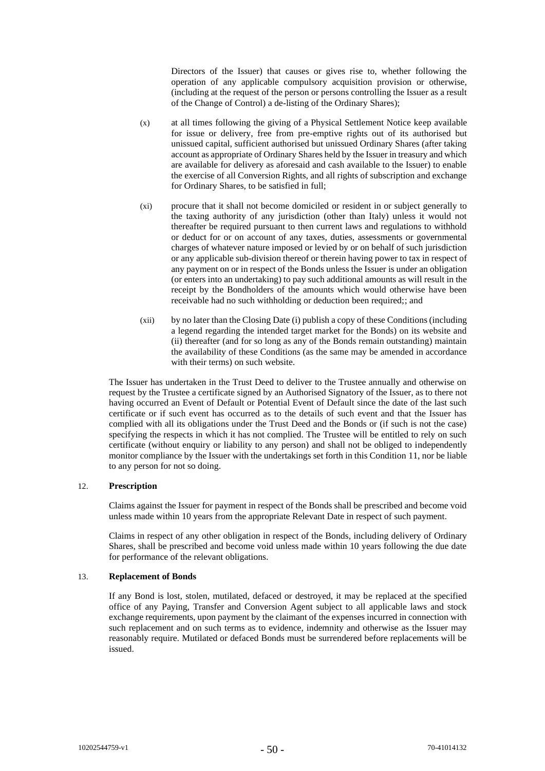Directors of the Issuer) that causes or gives rise to, whether following the operation of any applicable compulsory acquisition provision or otherwise, (including at the request of the person or persons controlling the Issuer as a result of the Change of Control) a de-listing of the Ordinary Shares);

(x) at all times following the giving of a Physical Settlement Notice keep available for issue or delivery, free from pre-emptive rights out of its authorised but unissued capital, sufficient authorised but unissued Ordinary Shares (after taking account as appropriate of Ordinary Shares held by the Issuer in treasury and which are available for delivery as aforesaid and cash available to the Issuer) to enable the exercise of all Conversion Rights, and all rights of subscription and exchange for Ordinary Shares, to be satisfied in full;

(xi) procure that it shall not become domiciled or resident in or subject generally to the taxing authority of any jurisdiction (other than Italy) unless it would not thereafter be required pursuant to then current laws and regulations to withhold or deduct for or on account of any taxes, duties, assessments or governmental charges of whatever nature imposed or levied by or on behalf of such jurisdiction or any applicable sub-division thereof or therein having power to tax in respect of any payment on or in respect of the Bonds unless the Issuer is under an obligation (or enters into an undertaking) to pay such additional amounts as will result in the receipt by the Bondholders of the amounts which would otherwise have been receivable had no such withholding or deduction been required;; and

(xii) by no later than the Closing Date (i) publish a copy of these Conditions (including a legend regarding the intended target market for the Bonds) on its website and (ii) thereafter (and for so long as any of the Bonds remain outstanding) maintain the availability of these Conditions (as the same may be amended in accordance with their terms) on such website.

The Issuer has undertaken in the Trust Deed to deliver to the Trustee annually and otherwise on request by the Trustee a certificate signed by an Authorised Signatory of the Issuer, as to there not having occurred an Event of Default or Potential Event of Default since the date of the last such certificate or if such event has occurred as to the details of such event and that the Issuer has complied with all its obligations under the Trust Deed and the Bonds or (if such is not the case) specifying the respects in which it has not complied. The Trustee will be entitled to rely on such certificate (without enquiry or liability to any person) and shall not be obliged to independently monitor compliance by the Issuer with the undertakings set forth in this Condition 11, nor be liable to any person for not so doing.

## 12. **Prescription**

Claims against the Issuer for payment in respect of the Bonds shall be prescribed and become void unless made within 10 years from the appropriate Relevant Date in respect of such payment.

Claims in respect of any other obligation in respect of the Bonds, including delivery of Ordinary Shares, shall be prescribed and become void unless made within 10 years following the due date for performance of the relevant obligations.

## 13. **Replacement of Bonds**

If any Bond is lost, stolen, mutilated, defaced or destroyed, it may be replaced at the specified office of any Paying, Transfer and Conversion Agent subject to all applicable laws and stock exchange requirements, upon payment by the claimant of the expenses incurred in connection with such replacement and on such terms as to evidence, indemnity and otherwise as the Issuer may reasonably require. Mutilated or defaced Bonds must be surrendered before replacements will be issued.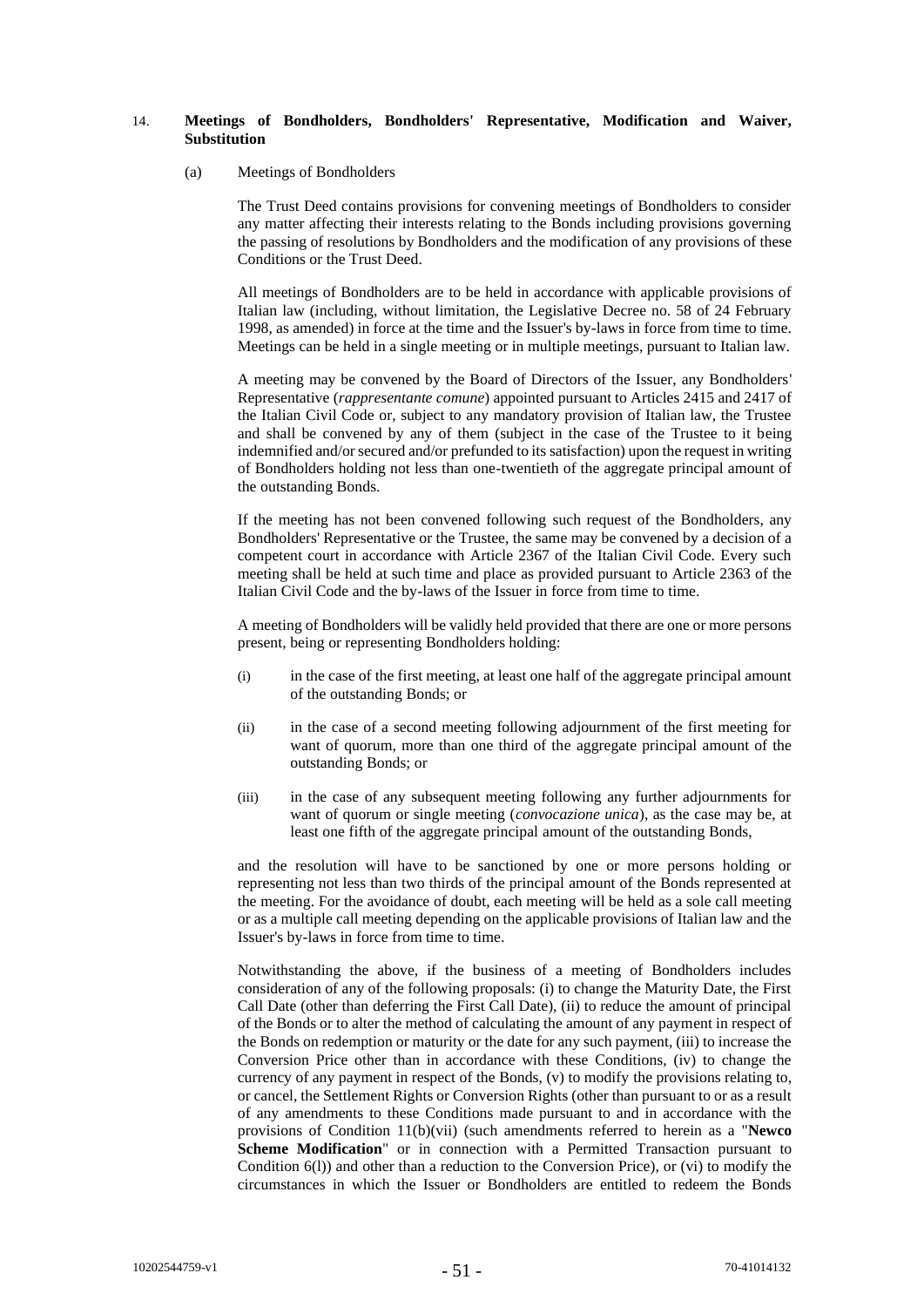### 14. **Meetings of Bondholders, Bondholders' Representative, Modification and Waiver, Substitution**

(a) Meetings of Bondholders

The Trust Deed contains provisions for convening meetings of Bondholders to consider any matter affecting their interests relating to the Bonds including provisions governing the passing of resolutions by Bondholders and the modification of any provisions of these Conditions or the Trust Deed.

All meetings of Bondholders are to be held in accordance with applicable provisions of Italian law (including, without limitation, the Legislative Decree no. 58 of 24 February 1998, as amended) in force at the time and the Issuer's by-laws in force from time to time. Meetings can be held in a single meeting or in multiple meetings, pursuant to Italian law.

A meeting may be convened by the Board of Directors of the Issuer, any Bondholders' Representative (*rappresentante comune*) appointed pursuant to Articles 2415 and 2417 of the Italian Civil Code or, subject to any mandatory provision of Italian law, the Trustee and shall be convened by any of them (subject in the case of the Trustee to it being indemnified and/or secured and/or prefunded to its satisfaction) upon the request in writing of Bondholders holding not less than one-twentieth of the aggregate principal amount of the outstanding Bonds.

If the meeting has not been convened following such request of the Bondholders, any Bondholders' Representative or the Trustee, the same may be convened by a decision of a competent court in accordance with Article 2367 of the Italian Civil Code. Every such meeting shall be held at such time and place as provided pursuant to Article 2363 of the Italian Civil Code and the by-laws of the Issuer in force from time to time.

A meeting of Bondholders will be validly held provided that there are one or more persons present, being or representing Bondholders holding:

(i) in the case of the first meeting, at least one half of the aggregate principal amount of the outstanding Bonds; or

(ii) in the case of a second meeting following adjournment of the first meeting for want of quorum, more than one third of the aggregate principal amount of the outstanding Bonds; or

(iii) in the case of any subsequent meeting following any further adjournments for want of quorum or single meeting (*convocazione unica*), as the case may be, at least one fifth of the aggregate principal amount of the outstanding Bonds,

and the resolution will have to be sanctioned by one or more persons holding or representing not less than two thirds of the principal amount of the Bonds represented at the meeting. For the avoidance of doubt, each meeting will be held as a sole call meeting or as a multiple call meeting depending on the applicable provisions of Italian law and the Issuer's by-laws in force from time to time.

Notwithstanding the above, if the business of a meeting of Bondholders includes consideration of any of the following proposals: (i) to change the Maturity Date, the First Call Date (other than deferring the First Call Date), (ii) to reduce the amount of principal of the Bonds or to alter the method of calculating the amount of any payment in respect of the Bonds on redemption or maturity or the date for any such payment, (iii) to increase the Conversion Price other than in accordance with these Conditions, (iv) to change the currency of any payment in respect of the Bonds, (v) to modify the provisions relating to, or cancel, the Settlement Rights or Conversion Rights (other than pursuant to or as a result of any amendments to these Conditions made pursuant to and in accordance with the provisions of Condition 11(b)(vii) (such amendments referred to herein as a "**Newco Scheme Modification**" or in connection with a Permitted Transaction pursuant to Condition 6(l)) and other than a reduction to the Conversion Price), or (vi) to modify the circumstances in which the Issuer or Bondholders are entitled to redeem the Bonds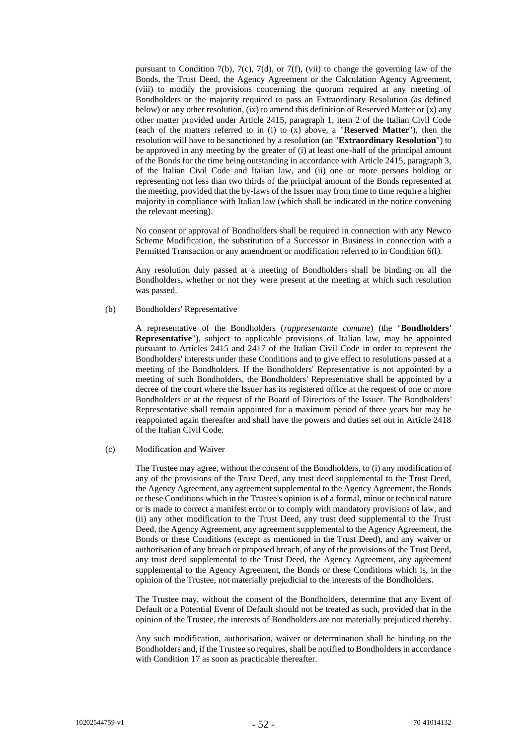pursuant to Condition 7(b), 7(c), 7(d), or 7(f), (vii) to change the governing law of the Bonds, the Trust Deed, the Agency Agreement or the Calculation Agency Agreement, (viii) to modify the provisions concerning the quorum required at any meeting of Bondholders or the majority required to pass an Extraordinary Resolution (as defined below) or any other resolution, (ix) to amend this definition of Reserved Matter or (x) any other matter provided under Article 2415, paragraph 1, item 2 of the Italian Civil Code (each of the matters referred to in (i) to (x) above, a "**Reserved Matter**"), then the resolution will have to be sanctioned by a resolution (an "**Extraordinary Resolution**") to be approved in any meeting by the greater of (i) at least one-half of the principal amount of the Bonds for the time being outstanding in accordance with Article 2415, paragraph 3, of the Italian Civil Code and Italian law, and (ii) one or more persons holding or representing not less than two thirds of the principal amount of the Bonds represented at the meeting, provided that the by-laws of the Issuer may from time to time require a higher majority in compliance with Italian law (which shall be indicated in the notice convening the relevant meeting).

No consent or approval of Bondholders shall be required in connection with any Newco Scheme Modification, the substitution of a Successor in Business in connection with a Permitted Transaction or any amendment or modification referred to in Condition 6(l).

Any resolution duly passed at a meeting of Bondholders shall be binding on all the Bondholders, whether or not they were present at the meeting at which such resolution was passed.

(b) Bondholders' Representative

A representative of the Bondholders (*rappresentante comune*) (the "**Bondholders' Representative**"), subject to applicable provisions of Italian law, may be appointed pursuant to Articles 2415 and 2417 of the Italian Civil Code in order to represent the Bondholders' interests under these Conditions and to give effect to resolutions passed at a meeting of the Bondholders. If the Bondholders' Representative is not appointed by a meeting of such Bondholders, the Bondholders' Representative shall be appointed by a decree of the court where the Issuer has its registered office at the request of one or more Bondholders or at the request of the Board of Directors of the Issuer. The Bondholders' Representative shall remain appointed for a maximum period of three years but may be reappointed again thereafter and shall have the powers and duties set out in Article 2418 of the Italian Civil Code.

(c) Modification and Waiver

The Trustee may agree, without the consent of the Bondholders, to (i) any modification of any of the provisions of the Trust Deed, any trust deed supplemental to the Trust Deed, the Agency Agreement, any agreement supplemental to the Agency Agreement, the Bonds or these Conditions which in the Trustee's opinion is of a formal, minor or technical nature or is made to correct a manifest error or to comply with mandatory provisions of law, and (ii) any other modification to the Trust Deed, any trust deed supplemental to the Trust Deed, the Agency Agreement, any agreement supplemental to the Agency Agreement, the Bonds or these Conditions (except as mentioned in the Trust Deed), and any waiver or authorisation of any breach or proposed breach, of any of the provisions of the Trust Deed, any trust deed supplemental to the Trust Deed, the Agency Agreement, any agreement supplemental to the Agency Agreement, the Bonds or these Conditions which is, in the opinion of the Trustee, not materially prejudicial to the interests of the Bondholders.

The Trustee may, without the consent of the Bondholders, determine that any Event of Default or a Potential Event of Default should not be treated as such, provided that in the opinion of the Trustee, the interests of Bondholders are not materially prejudiced thereby.

Any such modification, authorisation, waiver or determination shall be binding on the Bondholders and, if the Trustee so requires, shall be notified to Bondholders in accordance with Condition 17 as soon as practicable thereafter.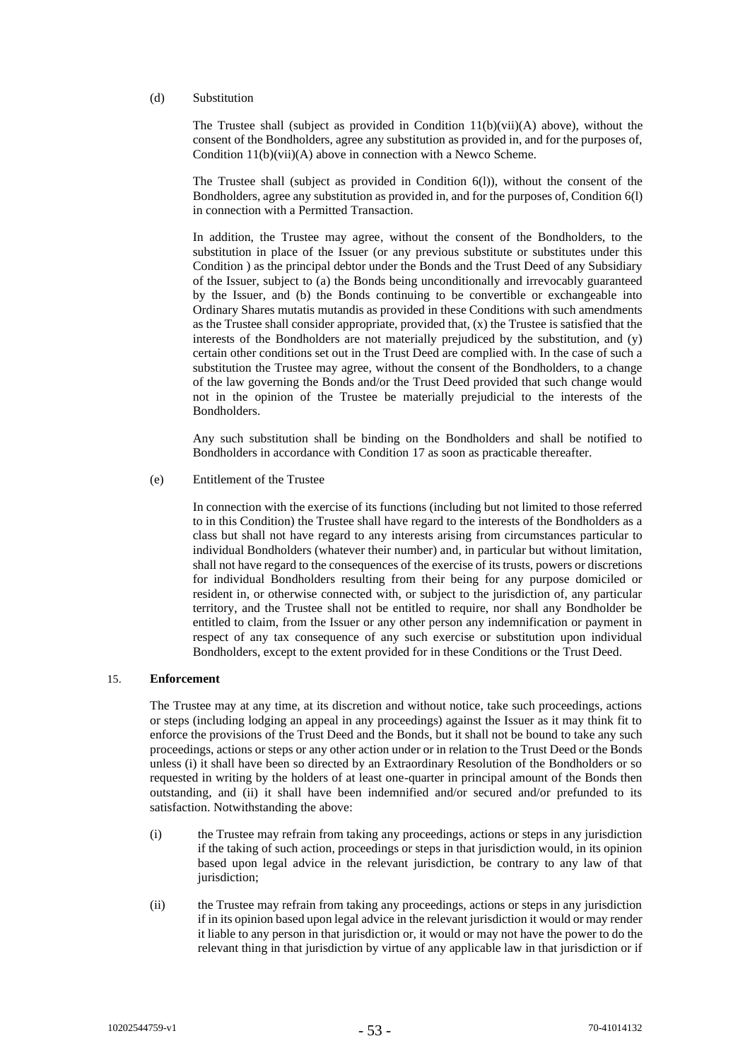(d) Substitution

The Trustee shall (subject as provided in Condition 11(b)(vii)(A) above), without the consent of the Bondholders, agree any substitution as provided in, and for the purposes of, Condition 11(b)(vii)(A) above in connection with a Newco Scheme.

The Trustee shall (subject as provided in Condition 6(l)), without the consent of the Bondholders, agree any substitution as provided in, and for the purposes of, Condition 6(l) in connection with a Permitted Transaction.

In addition, the Trustee may agree, without the consent of the Bondholders, to the substitution in place of the Issuer (or any previous substitute or substitutes under this Condition ) as the principal debtor under the Bonds and the Trust Deed of any Subsidiary of the Issuer, subject to (a) the Bonds being unconditionally and irrevocably guaranteed by the Issuer, and (b) the Bonds continuing to be convertible or exchangeable into Ordinary Shares mutatis mutandis as provided in these Conditions with such amendments as the Trustee shall consider appropriate, provided that, (x) the Trustee is satisfied that the interests of the Bondholders are not materially prejudiced by the substitution, and (y) certain other conditions set out in the Trust Deed are complied with. In the case of such a substitution the Trustee may agree, without the consent of the Bondholders, to a change of the law governing the Bonds and/or the Trust Deed provided that such change would not in the opinion of the Trustee be materially prejudicial to the interests of the Bondholders.

Any such substitution shall be binding on the Bondholders and shall be notified to Bondholders in accordance with Condition 17 as soon as practicable thereafter.

(e) Entitlement of the Trustee

In connection with the exercise of its functions (including but not limited to those referred to in this Condition) the Trustee shall have regard to the interests of the Bondholders as a class but shall not have regard to any interests arising from circumstances particular to individual Bondholders (whatever their number) and, in particular but without limitation, shall not have regard to the consequences of the exercise of its trusts, powers or discretions for individual Bondholders resulting from their being for any purpose domiciled or resident in, or otherwise connected with, or subject to the jurisdiction of, any particular territory, and the Trustee shall not be entitled to require, nor shall any Bondholder be entitled to claim, from the Issuer or any other person any indemnification or payment in respect of any tax consequence of any such exercise or substitution upon individual Bondholders, except to the extent provided for in these Conditions or the Trust Deed.

## 15. **Enforcement**

The Trustee may at any time, at its discretion and without notice, take such proceedings, actions or steps (including lodging an appeal in any proceedings) against the Issuer as it may think fit to enforce the provisions of the Trust Deed and the Bonds, but it shall not be bound to take any such proceedings, actions or steps or any other action under or in relation to the Trust Deed or the Bonds unless (i) it shall have been so directed by an Extraordinary Resolution of the Bondholders or so requested in writing by the holders of at least one-quarter in principal amount of the Bonds then outstanding, and (ii) it shall have been indemnified and/or secured and/or prefunded to its satisfaction. Notwithstanding the above:

(i) the Trustee may refrain from taking any proceedings, actions or steps in any jurisdiction if the taking of such action, proceedings or steps in that jurisdiction would, in its opinion based upon legal advice in the relevant jurisdiction, be contrary to any law of that jurisdiction;

(ii) the Trustee may refrain from taking any proceedings, actions or steps in any jurisdiction if in its opinion based upon legal advice in the relevant jurisdiction it would or may render it liable to any person in that jurisdiction or, it would or may not have the power to do the relevant thing in that jurisdiction by virtue of any applicable law in that jurisdiction or if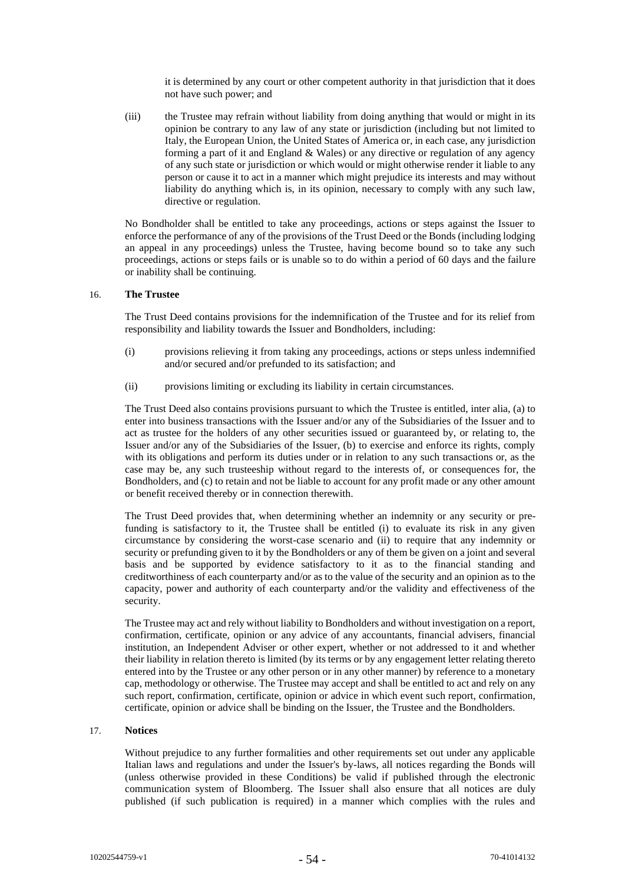it is determined by any court or other competent authority in that jurisdiction that it does not have such power; and

(iii) the Trustee may refrain without liability from doing anything that would or might in its opinion be contrary to any law of any state or jurisdiction (including but not limited to Italy, the European Union, the United States of America or, in each case, any jurisdiction forming a part of it and England & Wales) or any directive or regulation of any agency of any such state or jurisdiction or which would or might otherwise render it liable to any person or cause it to act in a manner which might prejudice its interests and may without liability do anything which is, in its opinion, necessary to comply with any such law, directive or regulation.

No Bondholder shall be entitled to take any proceedings, actions or steps against the Issuer to enforce the performance of any of the provisions of the Trust Deed or the Bonds (including lodging an appeal in any proceedings) unless the Trustee, having become bound so to take any such proceedings, actions or steps fails or is unable so to do within a period of 60 days and the failure or inability shall be continuing.

## 16. **The Trustee**

The Trust Deed contains provisions for the indemnification of the Trustee and for its relief from responsibility and liability towards the Issuer and Bondholders, including:

(i) provisions relieving it from taking any proceedings, actions or steps unless indemnified and/or secured and/or prefunded to its satisfaction; and

(ii) provisions limiting or excluding its liability in certain circumstances.

The Trust Deed also contains provisions pursuant to which the Trustee is entitled, inter alia, (a) to enter into business transactions with the Issuer and/or any of the Subsidiaries of the Issuer and to act as trustee for the holders of any other securities issued or guaranteed by, or relating to, the Issuer and/or any of the Subsidiaries of the Issuer, (b) to exercise and enforce its rights, comply with its obligations and perform its duties under or in relation to any such transactions or, as the case may be, any such trusteeship without regard to the interests of, or consequences for, the Bondholders, and (c) to retain and not be liable to account for any profit made or any other amount or benefit received thereby or in connection therewith.

The Trust Deed provides that, when determining whether an indemnity or any security or pre-funding is satisfactory to it, the Trustee shall be entitled (i) to evaluate its risk in any given circumstance by considering the worst-case scenario and (ii) to require that any indemnity or security or prefunding given to it by the Bondholders or any of them be given on a joint and several basis and be supported by evidence satisfactory to it as to the financial standing and creditworthiness of each counterparty and/or as to the value of the security and an opinion as to the capacity, power and authority of each counterparty and/or the validity and effectiveness of the security.

The Trustee may act and rely without liability to Bondholders and without investigation on a report, confirmation, certificate, opinion or any advice of any accountants, financial advisers, financial institution, an Independent Adviser or other expert, whether or not addressed to it and whether their liability in relation thereto is limited (by its terms or by any engagement letter relating thereto entered into by the Trustee or any other person or in any other manner) by reference to a monetary cap, methodology or otherwise. The Trustee may accept and shall be entitled to act and rely on any such report, confirmation, certificate, opinion or advice in which event such report, confirmation, certificate, opinion or advice shall be binding on the Issuer, the Trustee and the Bondholders.

## 17. **Notices**

Without prejudice to any further formalities and other requirements set out under any applicable Italian laws and regulations and under the Issuer's by-laws, all notices regarding the Bonds will (unless otherwise provided in these Conditions) be valid if published through the electronic communication system of Bloomberg. The Issuer shall also ensure that all notices are duly published (if such publication is required) in a manner which complies with the rules and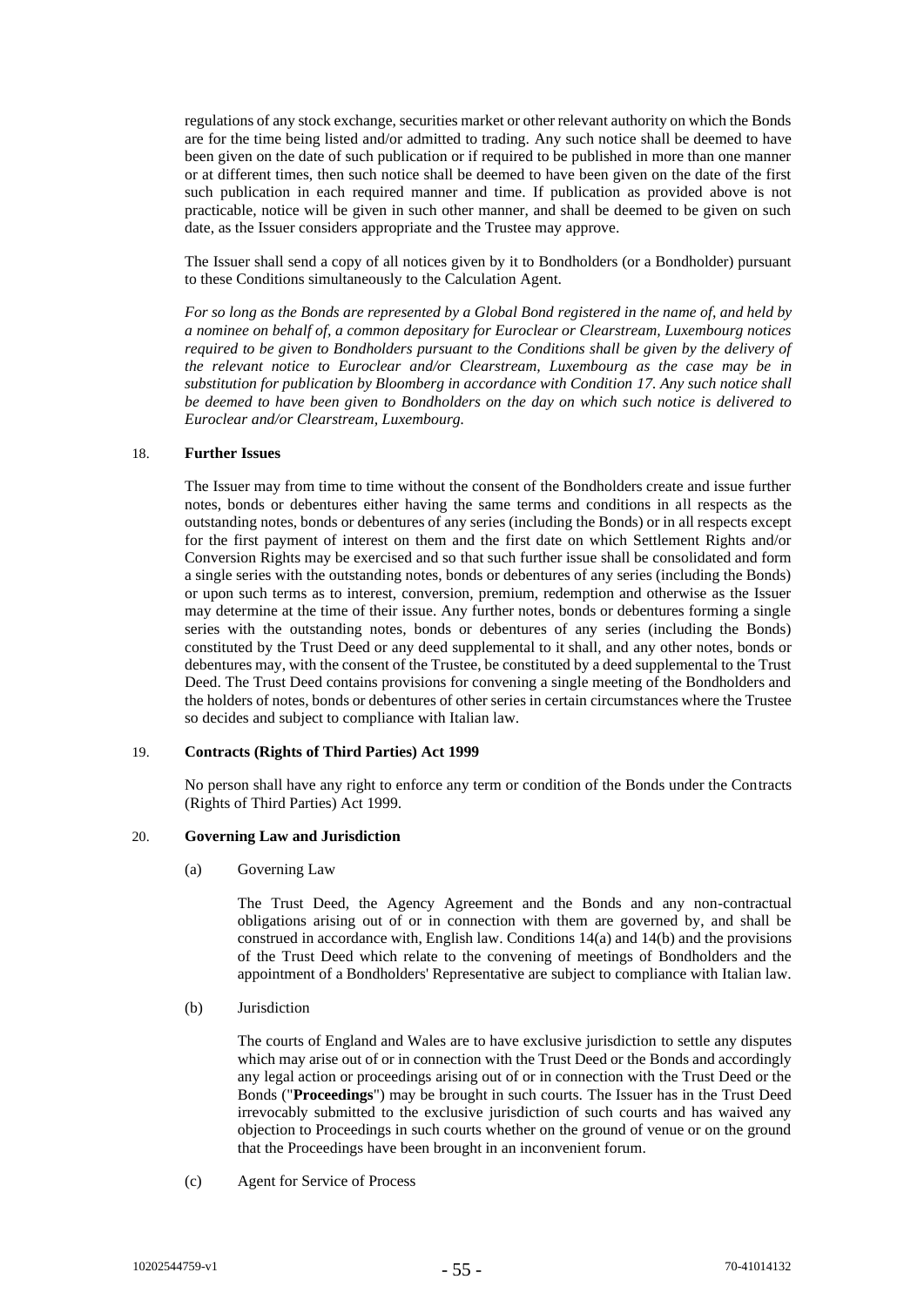regulations of any stock exchange, securities market or other relevant authority on which the Bonds are for the time being listed and/or admitted to trading. Any such notice shall be deemed to have been given on the date of such publication or if required to be published in more than one manner or at different times, then such notice shall be deemed to have been given on the date of the first such publication in each required manner and time. If publication as provided above is not practicable, notice will be given in such other manner, and shall be deemed to be given on such date, as the Issuer considers appropriate and the Trustee may approve.

The Issuer shall send a copy of all notices given by it to Bondholders (or a Bondholder) pursuant to these Conditions simultaneously to the Calculation Agent.

*For so long as the Bonds are represented by a Global Bond registered in the name of, and held by a nominee on behalf of, a common depositary for Euroclear or Clearstream, Luxembourg notices required to be given to Bondholders pursuant to the Conditions shall be given by the delivery of the relevant notice to Euroclear and/or Clearstream, Luxembourg as the case may be in substitution for publication by Bloomberg in accordance with Condition 17. Any such notice shall be deemed to have been given to Bondholders on the day on which such notice is delivered to Euroclear and/or Clearstream, Luxembourg.*

## 18. **Further Issues**

The Issuer may from time to time without the consent of the Bondholders create and issue further notes, bonds or debentures either having the same terms and conditions in all respects as the outstanding notes, bonds or debentures of any series (including the Bonds) or in all respects except for the first payment of interest on them and the first date on which Settlement Rights and/or Conversion Rights may be exercised and so that such further issue shall be consolidated and form a single series with the outstanding notes, bonds or debentures of any series (including the Bonds) or upon such terms as to interest, conversion, premium, redemption and otherwise as the Issuer may determine at the time of their issue. Any further notes, bonds or debentures forming a single series with the outstanding notes, bonds or debentures of any series (including the Bonds) constituted by the Trust Deed or any deed supplemental to it shall, and any other notes, bonds or debentures may, with the consent of the Trustee, be constituted by a deed supplemental to the Trust Deed. The Trust Deed contains provisions for convening a single meeting of the Bondholders and the holders of notes, bonds or debentures of other series in certain circumstances where the Trustee so decides and subject to compliance with Italian law.

## 19. **Contracts (Rights of Third Parties) Act 1999**

No person shall have any right to enforce any term or condition of the Bonds under the Contracts (Rights of Third Parties) Act 1999.

## 20. **Governing Law and Jurisdiction**

(a) Governing Law

The Trust Deed, the Agency Agreement and the Bonds and any non-contractual obligations arising out of or in connection with them are governed by, and shall be construed in accordance with, English law. Conditions 14(a) and 14(b) and the provisions of the Trust Deed which relate to the convening of meetings of Bondholders and the appointment of a Bondholders' Representative are subject to compliance with Italian law.

(b) Jurisdiction

The courts of England and Wales are to have exclusive jurisdiction to settle any disputes which may arise out of or in connection with the Trust Deed or the Bonds and accordingly any legal action or proceedings arising out of or in connection with the Trust Deed or the Bonds ("**Proceedings**") may be brought in such courts. The Issuer has in the Trust Deed irrevocably submitted to the exclusive jurisdiction of such courts and has waived any objection to Proceedings in such courts whether on the ground of venue or on the ground that the Proceedings have been brought in an inconvenient forum.

(c) Agent for Service of Process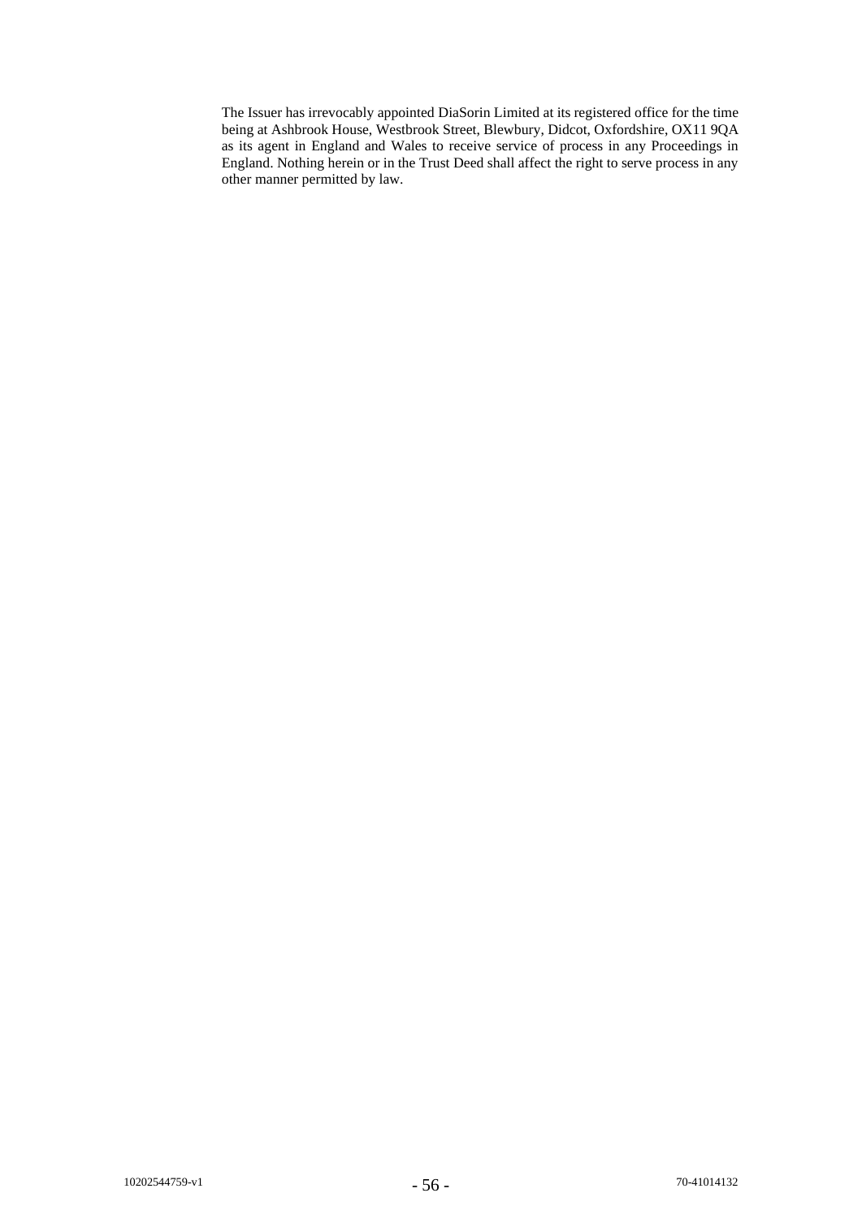The Issuer has irrevocably appointed DiaSorin Limited at its registered office for the time being at Ashbrook House, Westbrook Street, Blewbury, Didcot, Oxfordshire, OX11 9QA as its agent in England and Wales to receive service of process in any Proceedings in England. Nothing herein or in the Trust Deed shall affect the right to serve process in any other manner permitted by law.